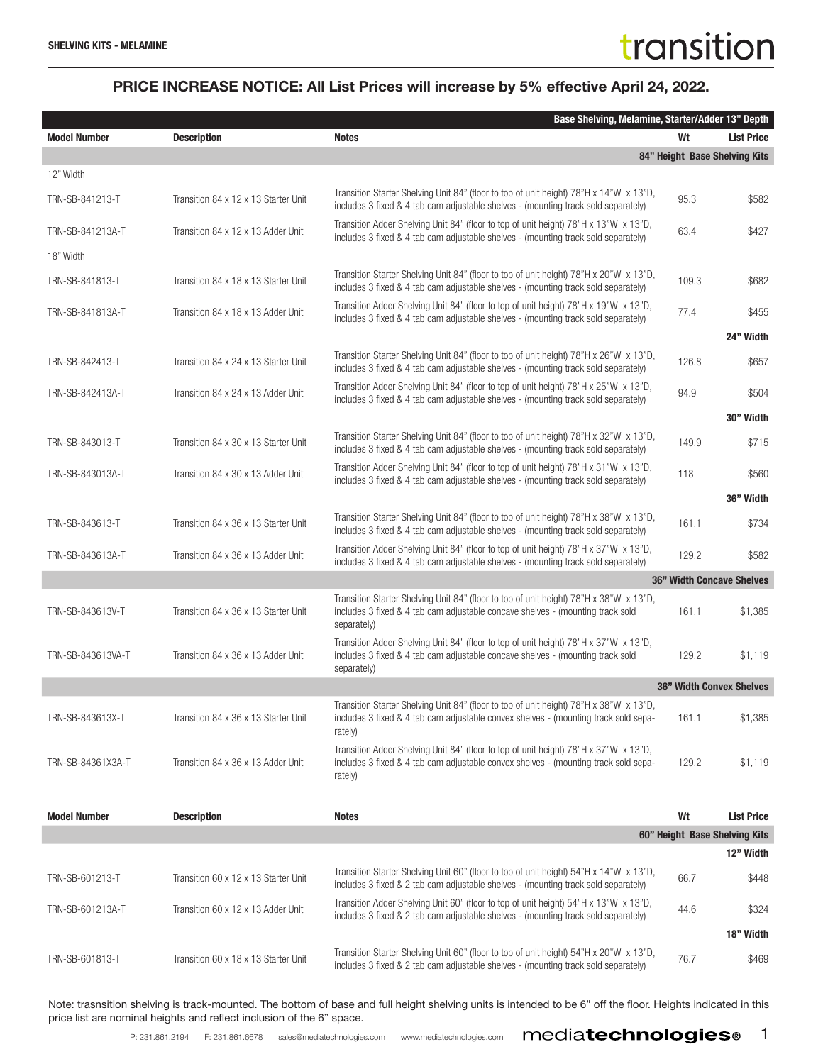**SHELVING KITS - MELAMINE**

## PRICE INCREASE NOTICE: All List Prices will increase by 5% effective April 24, 2022.

| Model Number | Description | Notes | Wt | List Price |
|---|---|---|---|---|
| | | **Base Shelving, Melamine, Starter/Adder 13" Depth** | | |
| | | **84" Height Base Shelving Kits** | | |
| 12" Width | | | | |
| TRN-SB-841213-T | Transition 84 x 12 x 13 Starter Unit | Transition Starter Shelving Unit 84" (floor to top of unit height) 78"H x 14"W x 13"D, includes 3 fixed & 4 tab cam adjustable shelves - (mounting track sold separately) | 95.3 | $582 |
| TRN-SB-841213A-T | Transition 84 x 12 x 13 Adder Unit | Transition Adder Shelving Unit 84" (floor to top of unit height) 78"H x 13"W x 13"D, includes 3 fixed & 4 tab cam adjustable shelves - (mounting track sold separately) | 63.4 | $427 |
| 18" Width | | | | |
| TRN-SB-841813-T | Transition 84 x 18 x 13 Starter Unit | Transition Starter Shelving Unit 84" (floor to top of unit height) 78"H x 20"W x 13"D, includes 3 fixed & 4 tab cam adjustable shelves - (mounting track sold separately) | 109.3 | $682 |
| TRN-SB-841813A-T | Transition 84 x 18 x 13 Adder Unit | Transition Adder Shelving Unit 84" (floor to top of unit height) 78"H x 19"W x 13"D, includes 3 fixed & 4 tab cam adjustable shelves - (mounting track sold separately) | 77.4 | $455 |
| | | | | **24" Width** |
| TRN-SB-842413-T | Transition 84 x 24 x 13 Starter Unit | Transition Starter Shelving Unit 84" (floor to top of unit height) 78"H x 26"W x 13"D, includes 3 fixed & 4 tab cam adjustable shelves - (mounting track sold separately) | 126.8 | $657 |
| TRN-SB-842413A-T | Transition 84 x 24 x 13 Adder Unit | Transition Adder Shelving Unit 84" (floor to top of unit height) 78"H x 25"W x 13"D, includes 3 fixed & 4 tab cam adjustable shelves - (mounting track sold separately) | 94.9 | $504 |
| | | | | **30" Width** |
| TRN-SB-843013-T | Transition 84 x 30 x 13 Starter Unit | Transition Starter Shelving Unit 84" (floor to top of unit height) 78"H x 32"W x 13"D, includes 3 fixed & 4 tab cam adjustable shelves - (mounting track sold separately) | 149.9 | $715 |
| TRN-SB-843013A-T | Transition 84 x 30 x 13 Adder Unit | Transition Adder Shelving Unit 84" (floor to top of unit height) 78"H x 31"W x 13"D, includes 3 fixed & 4 tab cam adjustable shelves - (mounting track sold separately) | 118 | $560 |
| | | | | **36" Width** |
| TRN-SB-843613-T | Transition 84 x 36 x 13 Starter Unit | Transition Starter Shelving Unit 84" (floor to top of unit height) 78"H x 38"W x 13"D, includes 3 fixed & 4 tab cam adjustable shelves - (mounting track sold separately) | 161.1 | $734 |
| TRN-SB-843613A-T | Transition 84 x 36 x 13 Adder Unit | Transition Adder Shelving Unit 84" (floor to top of unit height) 78"H x 37"W x 13"D, includes 3 fixed & 4 tab cam adjustable shelves - (mounting track sold separately) | 129.2 | $582 |
| | | **36" Width Concave Shelves** | | |
| TRN-SB-843613V-T | Transition 84 x 36 x 13 Starter Unit | Transition Starter Shelving Unit 84" (floor to top of unit height) 78"H x 38"W x 13"D, includes 3 fixed & 4 tab cam adjustable concave shelves - (mounting track sold separately) | 161.1 | $1,385 |
| TRN-SB-843613VA-T | Transition 84 x 36 x 13 Adder Unit | Transition Adder Shelving Unit 84" (floor to top of unit height) 78"H x 37"W x 13"D, includes 3 fixed & 4 tab cam adjustable concave shelves - (mounting track sold separately) | 129.2 | $1,119 |
| | | **36" Width Convex Shelves** | | |
| TRN-SB-843613X-T | Transition 84 x 36 x 13 Starter Unit | Transition Starter Shelving Unit 84" (floor to top of unit height) 78"H x 38"W x 13"D, includes 3 fixed & 4 tab cam adjustable convex shelves - (mounting track sold separately) | 161.1 | $1,385 |
| TRN-SB-84361X3A-T | Transition 84 x 36 x 13 Adder Unit | Transition Adder Shelving Unit 84" (floor to top of unit height) 78"H x 37"W x 13"D, includes 3 fixed & 4 tab cam adjustable convex shelves - (mounting track sold separately) | 129.2 | $1,119 |

| Model Number | Description | Notes | Wt | List Price |
|---|---|---|---|---|
| | | **60" Height Base Shelving Kits** | | |
| | | | | **12" Width** |
| TRN-SB-601213-T | Transition 60 x 12 x 13 Starter Unit | Transition Starter Shelving Unit 60" (floor to top of unit height) 54"H x 14"W x 13"D, includes 3 fixed & 2 tab cam adjustable shelves - (mounting track sold separately) | 66.7 | $448 |
| TRN-SB-601213A-T | Transition 60 x 12 x 13 Adder Unit | Transition Adder Shelving Unit 60" (floor to top of unit height) 54"H x 13"W x 13"D, includes 3 fixed & 2 tab cam adjustable shelves - (mounting track sold separately) | 44.6 | $324 |
| | | | | **18" Width** |
| TRN-SB-601813-T | Transition 60 x 18 x 13 Starter Unit | Transition Starter Shelving Unit 60" (floor to top of unit height) 54"H x 20"W x 13"D, includes 3 fixed & 2 tab cam adjustable shelves - (mounting track sold separately) | 76.7 | $469 |

Note: trasnsition shelving is track-mounted. The bottom of base and full height shelving units is intended to be 6" off the floor. Heights indicated in this price list are nominal heights and reflect inclusion of the 6" space.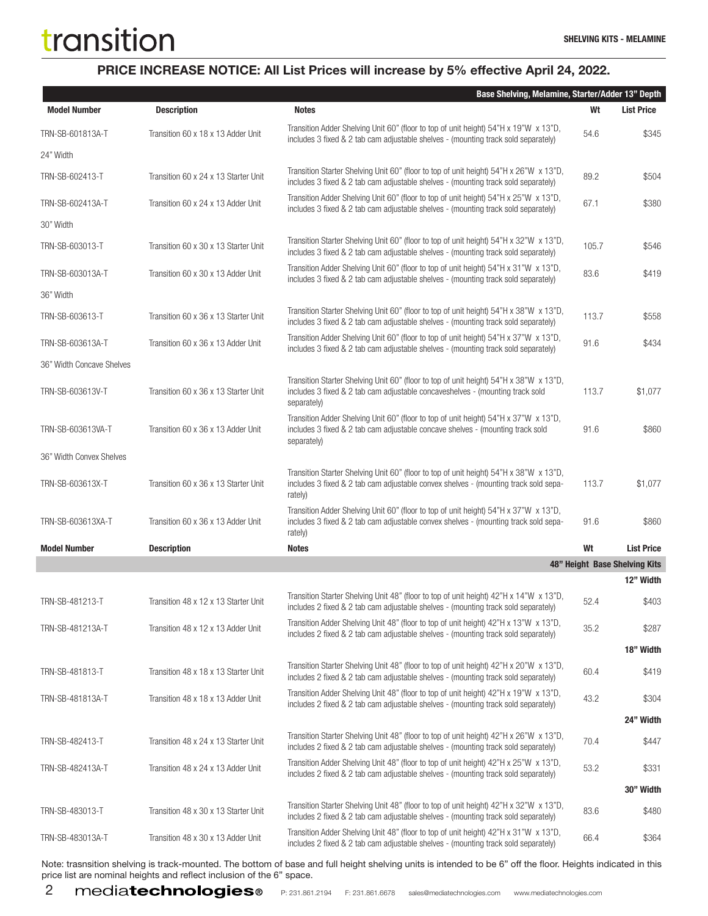**SHELVING KITS - MELAMINE**

## PRICE INCREASE NOTICE: All List Prices will increase by 5% effective April 24, 2022.

| | | Base Shelving, Melamine, Starter/Adder 13" Depth | | |
|---|---|---|---|---|
| **Model Number** | **Description** | **Notes** | **Wt** | **List Price** |
| TRN-SB-601813A-T | Transition 60 x 18 x 13 Adder Unit | Transition Adder Shelving Unit 60" (floor to top of unit height) 54"H x 19"W x 13"D, includes 3 fixed & 2 tab cam adjustable shelves - (mounting track sold separately) | 54.6 | $345 |
| 24" Width | | | | |
| TRN-SB-602413-T | Transition 60 x 24 x 13 Starter Unit | Transition Starter Shelving Unit 60" (floor to top of unit height) 54"H x 26"W x 13"D, includes 3 fixed & 2 tab cam adjustable shelves - (mounting track sold separately) | 89.2 | $504 |
| TRN-SB-602413A-T | Transition 60 x 24 x 13 Adder Unit | Transition Adder Shelving Unit 60" (floor to top of unit height) 54"H x 25"W x 13"D, includes 3 fixed & 2 tab cam adjustable shelves - (mounting track sold separately) | 67.1 | $380 |
| 30" Width | | | | |
| TRN-SB-603013-T | Transition 60 x 30 x 13 Starter Unit | Transition Starter Shelving Unit 60" (floor to top of unit height) 54"H x 32"W x 13"D, includes 3 fixed & 2 tab cam adjustable shelves - (mounting track sold separately) | 105.7 | $546 |
| TRN-SB-603013A-T | Transition 60 x 30 x 13 Adder Unit | Transition Adder Shelving Unit 60" (floor to top of unit height) 54"H x 31"W x 13"D, includes 3 fixed & 2 tab cam adjustable shelves - (mounting track sold separately) | 83.6 | $419 |
| 36" Width | | | | |
| TRN-SB-603613-T | Transition 60 x 36 x 13 Starter Unit | Transition Starter Shelving Unit 60" (floor to top of unit height) 54"H x 38"W x 13"D, includes 3 fixed & 2 tab cam adjustable shelves - (mounting track sold separately) | 113.7 | $558 |
| TRN-SB-603613A-T | Transition 60 x 36 x 13 Adder Unit | Transition Adder Shelving Unit 60" (floor to top of unit height) 54"H x 37"W x 13"D, includes 3 fixed & 2 tab cam adjustable shelves - (mounting track sold separately) | 91.6 | $434 |
| 36" Width Concave Shelves | | | | |
| TRN-SB-603613V-T | Transition 60 x 36 x 13 Starter Unit | Transition Starter Shelving Unit 60" (floor to top of unit height) 54"H x 38"W x 13"D, includes 3 fixed & 2 tab cam adjustable concaveshelves - (mounting track sold separately) | 113.7 | $1,077 |
| TRN-SB-603613VA-T | Transition 60 x 36 x 13 Adder Unit | Transition Adder Shelving Unit 60" (floor to top of unit height) 54"H x 37"W x 13"D, includes 3 fixed & 2 tab cam adjustable concave shelves - (mounting track sold separately) | 91.6 | $860 |
| 36" Width Convex Shelves | | | | |
| TRN-SB-603613X-T | Transition 60 x 36 x 13 Starter Unit | Transition Starter Shelving Unit 60" (floor to top of unit height) 54"H x 38"W x 13"D, includes 3 fixed & 2 tab cam adjustable convex shelves - (mounting track sold separately) | 113.7 | $1,077 |
| TRN-SB-603613XA-T | Transition 60 x 36 x 13 Adder Unit | Transition Adder Shelving Unit 60" (floor to top of unit height) 54"H x 37"W x 13"D, includes 3 fixed & 2 tab cam adjustable convex shelves - (mounting track sold separately) | 91.6 | $860 |

| **Model Number** | **Description** | **Notes** | **Wt** | **List Price** |
|---|---|---|---|---|
| | | 48" Height Base Shelving Kits | | |
| | | | | 12" Width |
| TRN-SB-481213-T | Transition 48 x 12 x 13 Starter Unit | Transition Starter Shelving Unit 48" (floor to top of unit height) 42"H x 14"W x 13"D, includes 2 fixed & 2 tab cam adjustable shelves - (mounting track sold separately) | 52.4 | $403 |
| TRN-SB-481213A-T | Transition 48 x 12 x 13 Adder Unit | Transition Adder Shelving Unit 48" (floor to top of unit height) 42"H x 13"W x 13"D, includes 2 fixed & 2 tab cam adjustable shelves - (mounting track sold separately) | 35.2 | $287 |
| | | | | 18" Width |
| TRN-SB-481813-T | Transition 48 x 18 x 13 Starter Unit | Transition Starter Shelving Unit 48" (floor to top of unit height) 42"H x 20"W x 13"D, includes 2 fixed & 2 tab cam adjustable shelves - (mounting track sold separately) | 60.4 | $419 |
| TRN-SB-481813A-T | Transition 48 x 18 x 13 Adder Unit | Transition Adder Shelving Unit 48" (floor to top of unit height) 42"H x 19"W x 13"D, includes 2 fixed & 2 tab cam adjustable shelves - (mounting track sold separately) | 43.2 | $304 |
| | | | | 24" Width |
| TRN-SB-482413-T | Transition 48 x 24 x 13 Starter Unit | Transition Starter Shelving Unit 48" (floor to top of unit height) 42"H x 26"W x 13"D, includes 2 fixed & 2 tab cam adjustable shelves - (mounting track sold separately) | 70.4 | $447 |
| TRN-SB-482413A-T | Transition 48 x 24 x 13 Adder Unit | Transition Adder Shelving Unit 48" (floor to top of unit height) 42"H x 25"W x 13"D, includes 2 fixed & 2 tab cam adjustable shelves - (mounting track sold separately) | 53.2 | $331 |
| | | | | 30" Width |
| TRN-SB-483013-T | Transition 48 x 30 x 13 Starter Unit | Transition Starter Shelving Unit 48" (floor to top of unit height) 42"H x 32"W x 13"D, includes 2 fixed & 2 tab cam adjustable shelves - (mounting track sold separately) | 83.6 | $480 |
| TRN-SB-483013A-T | Transition 48 x 30 x 13 Adder Unit | Transition Adder Shelving Unit 48" (floor to top of unit height) 42"H x 31"W x 13"D, includes 2 fixed & 2 tab cam adjustable shelves - (mounting track sold separately) | 66.4 | $364 |

Note: trasnsition shelving is track-mounted. The bottom of base and full height shelving units is intended to be 6" off the floor. Heights indicated in this price list are nominal heights and reflect inclusion of the 6" space.

P: 231.861.2194 F: 231.861.6678 sales@mediatechnologies.com www.mediatechnologies.com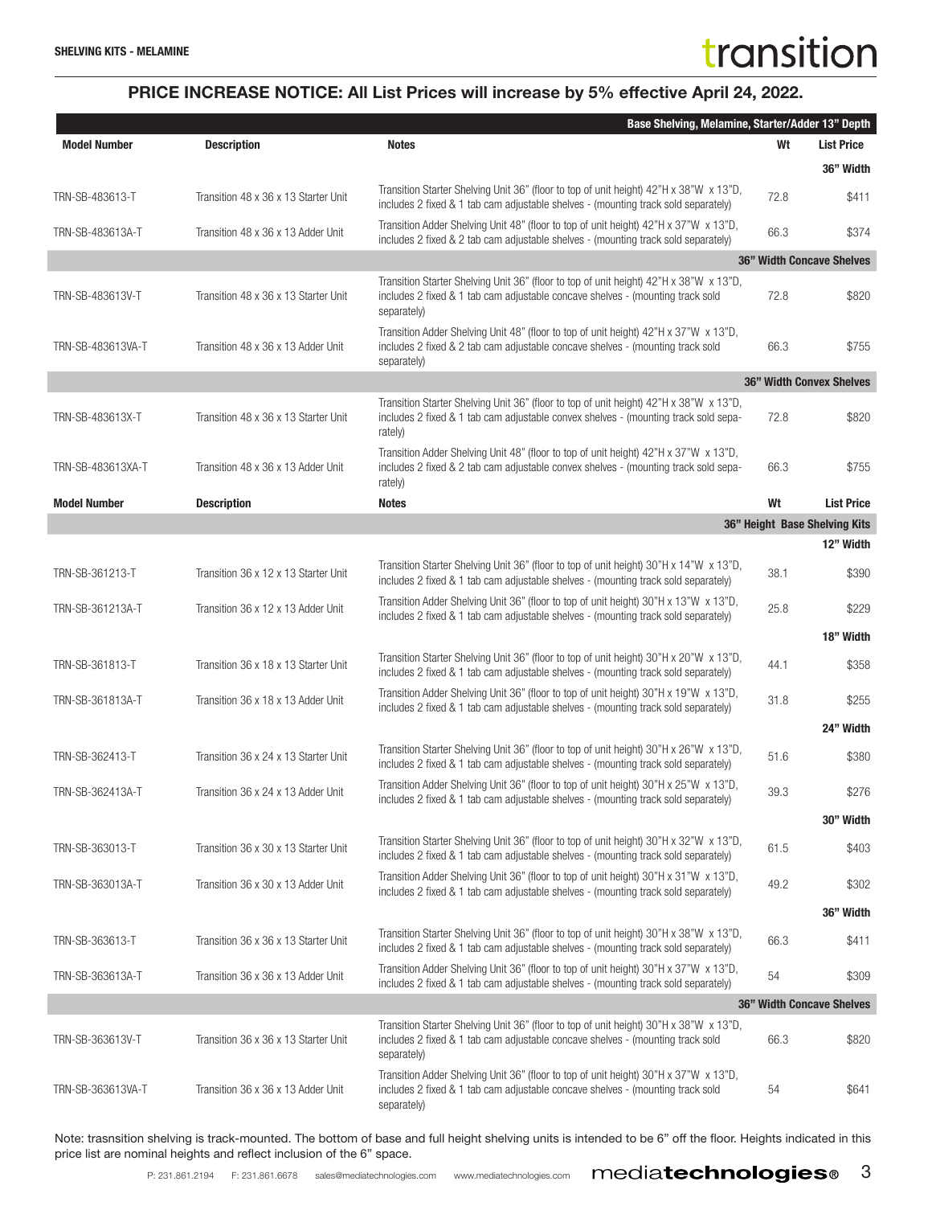**SHELVING KITS - MELAMINE**

## PRICE INCREASE NOTICE: All List Prices will increase by 5% effective April 24, 2022.

| Model Number | Description | Notes | Wt | List Price |
|---|---|---|---|---|
| | | | | **Base Shelving, Melamine, Starter/Adder 13" Depth** |
| | | | | **36" Width** |
| TRN-SB-483613-T | Transition 48 x 36 x 13 Starter Unit | Transition Starter Shelving Unit 36" (floor to top of unit height) 42"H x 38"W x 13"D, includes 2 fixed & 1 tab cam adjustable shelves - (mounting track sold separately) | 72.8 | $411 |
| TRN-SB-483613A-T | Transition 48 x 36 x 13 Adder Unit | Transition Adder Shelving Unit 48" (floor to top of unit height) 42"H x 37"W x 13"D, includes 2 fixed & 2 tab cam adjustable shelves - (mounting track sold separately) | 66.3 | $374 |
| | | | | **36" Width Concave Shelves** |
| TRN-SB-483613V-T | Transition 48 x 36 x 13 Starter Unit | Transition Starter Shelving Unit 36" (floor to top of unit height) 42"H x 38"W x 13"D, includes 2 fixed & 1 tab cam adjustable concave shelves - (mounting track sold separately) | 72.8 | $820 |
| TRN-SB-483613VA-T | Transition 48 x 36 x 13 Adder Unit | Transition Adder Shelving Unit 48" (floor to top of unit height) 42"H x 37"W x 13"D, includes 2 fixed & 2 tab cam adjustable concave shelves - (mounting track sold separately) | 66.3 | $755 |
| | | | | **36" Width Convex Shelves** |
| TRN-SB-483613X-T | Transition 48 x 36 x 13 Starter Unit | Transition Starter Shelving Unit 36" (floor to top of unit height) 42"H x 38"W x 13"D, includes 2 fixed & 1 tab cam adjustable convex shelves - (mounting track sold separately) | 72.8 | $820 |
| TRN-SB-483613XA-T | Transition 48 x 36 x 13 Adder Unit | Transition Adder Shelving Unit 48" (floor to top of unit height) 42"H x 37"W x 13"D, includes 2 fixed & 2 tab cam adjustable convex shelves - (mounting track sold separately) | 66.3 | $755 |

| Model Number | Description | Notes | Wt | List Price |
|---|---|---|---|---|
| | | | | **36" Height Base Shelving Kits** |
| | | | | **12" Width** |
| TRN-SB-361213-T | Transition 36 x 12 x 13 Starter Unit | Transition Starter Shelving Unit 36" (floor to top of unit height) 30"H x 14"W x 13"D, includes 2 fixed & 1 tab cam adjustable shelves - (mounting track sold separately) | 38.1 | $390 |
| TRN-SB-361213A-T | Transition 36 x 12 x 13 Adder Unit | Transition Adder Shelving Unit 36" (floor to top of unit height) 30"H x 13"W x 13"D, includes 2 fixed & 1 tab cam adjustable shelves - (mounting track sold separately) | 25.8 | $229 |
| | | | | **18" Width** |
| TRN-SB-361813-T | Transition 36 x 18 x 13 Starter Unit | Transition Starter Shelving Unit 36" (floor to top of unit height) 30"H x 20"W x 13"D, includes 2 fixed & 1 tab cam adjustable shelves - (mounting track sold separately) | 44.1 | $358 |
| TRN-SB-361813A-T | Transition 36 x 18 x 13 Adder Unit | Transition Adder Shelving Unit 36" (floor to top of unit height) 30"H x 19"W x 13"D, includes 2 fixed & 1 tab cam adjustable shelves - (mounting track sold separately) | 31.8 | $255 |
| | | | | **24" Width** |
| TRN-SB-362413-T | Transition 36 x 24 x 13 Starter Unit | Transition Starter Shelving Unit 36" (floor to top of unit height) 30"H x 26"W x 13"D, includes 2 fixed & 1 tab cam adjustable shelves - (mounting track sold separately) | 51.6 | $380 |
| TRN-SB-362413A-T | Transition 36 x 24 x 13 Adder Unit | Transition Adder Shelving Unit 36" (floor to top of unit height) 30"H x 25"W x 13"D, includes 2 fixed & 1 tab cam adjustable shelves - (mounting track sold separately) | 39.3 | $276 |
| | | | | **30" Width** |
| TRN-SB-363013-T | Transition 36 x 30 x 13 Starter Unit | Transition Starter Shelving Unit 36" (floor to top of unit height) 30"H x 32"W x 13"D, includes 2 fixed & 1 tab cam adjustable shelves - (mounting track sold separately) | 61.5 | $403 |
| TRN-SB-363013A-T | Transition 36 x 30 x 13 Adder Unit | Transition Adder Shelving Unit 36" (floor to top of unit height) 30"H x 31"W x 13"D, includes 2 fixed & 1 tab cam adjustable shelves - (mounting track sold separately) | 49.2 | $302 |
| | | | | **36" Width** |
| TRN-SB-363613-T | Transition 36 x 36 x 13 Starter Unit | Transition Starter Shelving Unit 36" (floor to top of unit height) 30"H x 38"W x 13"D, includes 2 fixed & 1 tab cam adjustable shelves - (mounting track sold separately) | 66.3 | $411 |
| TRN-SB-363613A-T | Transition 36 x 36 x 13 Adder Unit | Transition Adder Shelving Unit 36" (floor to top of unit height) 30"H x 37"W x 13"D, includes 2 fixed & 1 tab cam adjustable shelves - (mounting track sold separately) | 54 | $309 |
| | | | | **36" Width Concave Shelves** |
| TRN-SB-363613V-T | Transition 36 x 36 x 13 Starter Unit | Transition Starter Shelving Unit 36" (floor to top of unit height) 30"H x 38"W x 13"D, includes 2 fixed & 1 tab cam adjustable concave shelves - (mounting track sold separately) | 66.3 | $820 |
| TRN-SB-363613VA-T | Transition 36 x 36 x 13 Adder Unit | Transition Adder Shelving Unit 36" (floor to top of unit height) 30"H x 37"W x 13"D, includes 2 fixed & 1 tab cam adjustable concave shelves - (mounting track sold separately) | 54 | $641 |

Note: trasnsition shelving is track-mounted. The bottom of base and full height shelving units is intended to be 6" off the floor. Heights indicated in this price list are nominal heights and reflect inclusion of the 6" space.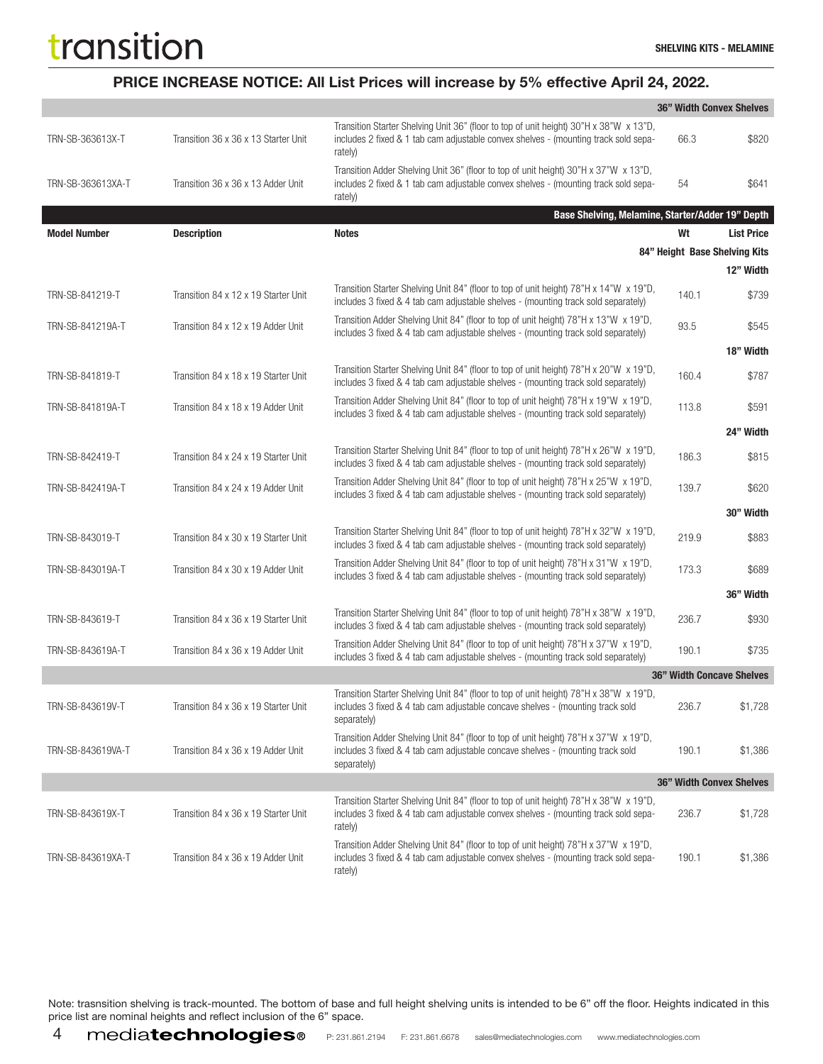# transition

**SHELVING KITS - MELAMINE**

**PRICE INCREASE NOTICE: All List Prices will increase by 5% effective April 24, 2022.**

| | | | | **36" Width Convex Shelves** |
|---|---|---|---|---|
| TRN-SB-363613X-T | Transition 36 x 36 x 13 Starter Unit | Transition Starter Shelving Unit 36" (floor to top of unit height) 30"H x 38"W x 13"D, includes 2 fixed & 1 tab cam adjustable convex shelves - (mounting track sold separately) | 66.3 | $820 |
| TRN-SB-363613XA-T | Transition 36 x 36 x 13 Adder Unit | Transition Adder Shelving Unit 36" (floor to top of unit height) 30"H x 37"W x 13"D, includes 2 fixed & 1 tab cam adjustable convex shelves - (mounting track sold separately) | 54 | $641 |

**Base Shelving, Melamine, Starter/Adder 19" Depth**

| Model Number | Description | Notes | Wt | List Price |
|---|---|---|---|---|
| | | | | **84" Height Base Shelving Kits** |
| | | | | **12" Width** |
| TRN-SB-841219-T | Transition 84 x 12 x 19 Starter Unit | Transition Starter Shelving Unit 84" (floor to top of unit height) 78"H x 14"W x 19"D, includes 3 fixed & 4 tab cam adjustable shelves - (mounting track sold separately) | 140.1 | $739 |
| TRN-SB-841219A-T | Transition 84 x 12 x 19 Adder Unit | Transition Adder Shelving Unit 84" (floor to top of unit height) 78"H x 13"W x 19"D, includes 3 fixed & 4 tab cam adjustable shelves - (mounting track sold separately) | 93.5 | $545 |
| | | | | **18" Width** |
| TRN-SB-841819-T | Transition 84 x 18 x 19 Starter Unit | Transition Starter Shelving Unit 84" (floor to top of unit height) 78"H x 20"W x 19"D, includes 3 fixed & 4 tab cam adjustable shelves - (mounting track sold separately) | 160.4 | $787 |
| TRN-SB-841819A-T | Transition 84 x 18 x 19 Adder Unit | Transition Adder Shelving Unit 84" (floor to top of unit height) 78"H x 19"W x 19"D, includes 3 fixed & 4 tab cam adjustable shelves - (mounting track sold separately) | 113.8 | $591 |
| | | | | **24" Width** |
| TRN-SB-842419-T | Transition 84 x 24 x 19 Starter Unit | Transition Starter Shelving Unit 84" (floor to top of unit height) 78"H x 26"W x 19"D, includes 3 fixed & 4 tab cam adjustable shelves - (mounting track sold separately) | 186.3 | $815 |
| TRN-SB-842419A-T | Transition 84 x 24 x 19 Adder Unit | Transition Adder Shelving Unit 84" (floor to top of unit height) 78"H x 25"W x 19"D, includes 3 fixed & 4 tab cam adjustable shelves - (mounting track sold separately) | 139.7 | $620 |
| | | | | **30" Width** |
| TRN-SB-843019-T | Transition 84 x 30 x 19 Starter Unit | Transition Starter Shelving Unit 84" (floor to top of unit height) 78"H x 32"W x 19"D, includes 3 fixed & 4 tab cam adjustable shelves - (mounting track sold separately) | 219.9 | $883 |
| TRN-SB-843019A-T | Transition 84 x 30 x 19 Adder Unit | Transition Adder Shelving Unit 84" (floor to top of unit height) 78"H x 31"W x 19"D, includes 3 fixed & 4 tab cam adjustable shelves - (mounting track sold separately) | 173.3 | $689 |
| | | | | **36" Width** |
| TRN-SB-843619-T | Transition 84 x 36 x 19 Starter Unit | Transition Starter Shelving Unit 84" (floor to top of unit height) 78"H x 38"W x 19"D, includes 3 fixed & 4 tab cam adjustable shelves - (mounting track sold separately) | 236.7 | $930 |
| TRN-SB-843619A-T | Transition 84 x 36 x 19 Adder Unit | Transition Adder Shelving Unit 84" (floor to top of unit height) 78"H x 37"W x 19"D, includes 3 fixed & 4 tab cam adjustable shelves - (mounting track sold separately) | 190.1 | $735 |
| | | | | **36" Width Concave Shelves** |
| TRN-SB-843619V-T | Transition 84 x 36 x 19 Starter Unit | Transition Starter Shelving Unit 84" (floor to top of unit height) 78"H x 38"W x 19"D, includes 3 fixed & 4 tab cam adjustable concave shelves - (mounting track sold separately) | 236.7 | $1,728 |
| TRN-SB-843619VA-T | Transition 84 x 36 x 19 Adder Unit | Transition Adder Shelving Unit 84" (floor to top of unit height) 78"H x 37"W x 19"D, includes 3 fixed & 4 tab cam adjustable concave shelves - (mounting track sold separately) | 190.1 | $1,386 |
| | | | | **36" Width Convex Shelves** |
| TRN-SB-843619X-T | Transition 84 x 36 x 19 Starter Unit | Transition Starter Shelving Unit 84" (floor to top of unit height) 78"H x 38"W x 19"D, includes 3 fixed & 4 tab cam adjustable convex shelves - (mounting track sold separately) | 236.7 | $1,728 |
| TRN-SB-843619XA-T | Transition 84 x 36 x 19 Adder Unit | Transition Adder Shelving Unit 84" (floor to top of unit height) 78"H x 37"W x 19"D, includes 3 fixed & 4 tab cam adjustable convex shelves - (mounting track sold separately) | 190.1 | $1,386 |

Note: trasnsition shelving is track-mounted. The bottom of base and full height shelving units is intended to be 6" off the floor. Heights indicated in this price list are nominal heights and reflect inclusion of the 6" space.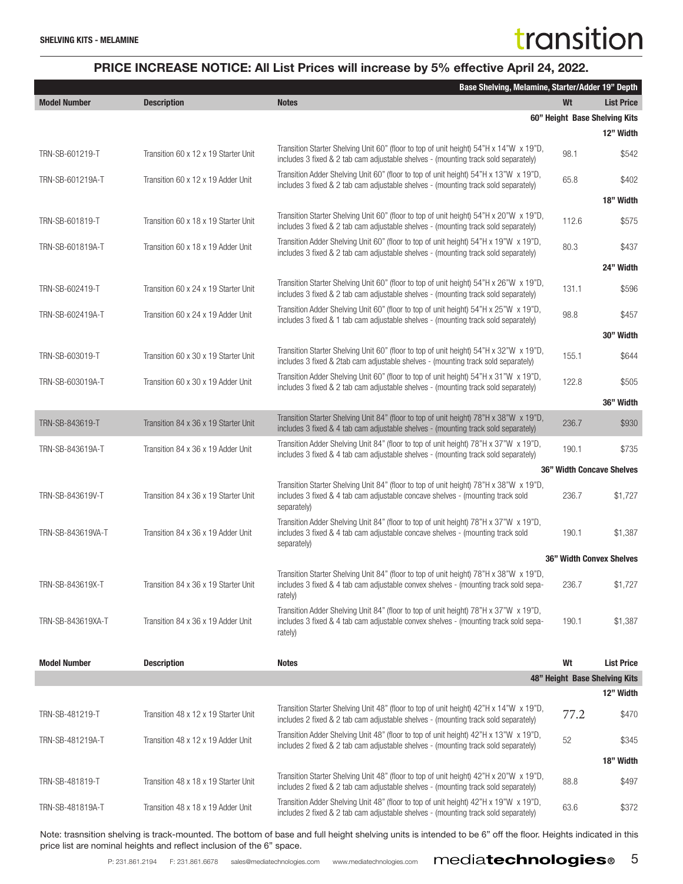**SHELVING KITS - MELAMINE**

## PRICE INCREASE NOTICE: All List Prices will increase by 5% effective April 24, 2022.

| Base Shelving, Melamine, Starter/Adder 19" Depth | | | | |
|---|---|---|---|---|
| **Model Number** | **Description** | **Notes** | **Wt** | **List Price** |
| | | | | **60" Height Base Shelving Kits** |
| | | | | **12" Width** |
| TRN-SB-601219-T | Transition 60 x 12 x 19 Starter Unit | Transition Starter Shelving Unit 60" (floor to top of unit height) 54"H x 14"W x 19"D, includes 3 fixed & 2 tab cam adjustable shelves - (mounting track sold separately) | 98.1 | $542 |
| TRN-SB-601219A-T | Transition 60 x 12 x 19 Adder Unit | Transition Adder Shelving Unit 60" (floor to top of unit height) 54"H x 13"W x 19"D, includes 3 fixed & 2 tab cam adjustable shelves - (mounting track sold separately) | 65.8 | $402 |
| | | | | **18" Width** |
| TRN-SB-601819-T | Transition 60 x 18 x 19 Starter Unit | Transition Starter Shelving Unit 60" (floor to top of unit height) 54"H x 20"W x 19"D, includes 3 fixed & 2 tab cam adjustable shelves - (mounting track sold separately) | 112.6 | $575 |
| TRN-SB-601819A-T | Transition 60 x 18 x 19 Adder Unit | Transition Adder Shelving Unit 60" (floor to top of unit height) 54"H x 19"W x 19"D, includes 3 fixed & 2 tab cam adjustable shelves - (mounting track sold separately) | 80.3 | $437 |
| | | | | **24" Width** |
| TRN-SB-602419-T | Transition 60 x 24 x 19 Starter Unit | Transition Starter Shelving Unit 60" (floor to top of unit height) 54"H x 26"W x 19"D, includes 3 fixed & 2 tab cam adjustable shelves - (mounting track sold separately) | 131.1 | $596 |
| TRN-SB-602419A-T | Transition 60 x 24 x 19 Adder Unit | Transition Adder Shelving Unit 60" (floor to top of unit height) 54"H x 25"W x 19"D, includes 3 fixed & 1 tab cam adjustable shelves - (mounting track sold separately) | 98.8 | $457 |
| | | | | **30" Width** |
| TRN-SB-603019-T | Transition 60 x 30 x 19 Starter Unit | Transition Starter Shelving Unit 60" (floor to top of unit height) 54"H x 32"W x 19"D, includes 3 fixed & 2tab cam adjustable shelves - (mounting track sold separately) | 155.1 | $644 |
| TRN-SB-603019A-T | Transition 60 x 30 x 19 Adder Unit | Transition Adder Shelving Unit 60" (floor to top of unit height) 54"H x 31"W x 19"D, includes 3 fixed & 2 tab cam adjustable shelves - (mounting track sold separately) | 122.8 | $505 |
| | | | | **36" Width** |
| TRN-SB-843619-T | Transition 84 x 36 x 19 Starter Unit | Transition Starter Shelving Unit 84" (floor to top of unit height) 78"H x 38"W x 19"D, includes 3 fixed & 4 tab cam adjustable shelves - (mounting track sold separately) | 236.7 | $930 |
| TRN-SB-843619A-T | Transition 84 x 36 x 19 Adder Unit | Transition Adder Shelving Unit 84" (floor to top of unit height) 78"H x 37"W x 19"D, includes 3 fixed & 4 tab cam adjustable shelves - (mounting track sold separately) | 190.1 | $735 |
| | | | | **36" Width Concave Shelves** |
| TRN-SB-843619V-T | Transition 84 x 36 x 19 Starter Unit | Transition Starter Shelving Unit 84" (floor to top of unit height) 78"H x 38"W x 19"D, includes 3 fixed & 4 tab cam adjustable concave shelves - (mounting track sold separately) | 236.7 | $1,727 |
| TRN-SB-843619VA-T | Transition 84 x 36 x 19 Adder Unit | Transition Adder Shelving Unit 84" (floor to top of unit height) 78"H x 37"W x 19"D, includes 3 fixed & 4 tab cam adjustable concave shelves - (mounting track sold separately) | 190.1 | $1,387 |
| | | | | **36" Width Convex Shelves** |
| TRN-SB-843619X-T | Transition 84 x 36 x 19 Starter Unit | Transition Starter Shelving Unit 84" (floor to top of unit height) 78"H x 38"W x 19"D, includes 3 fixed & 4 tab cam adjustable convex shelves - (mounting track sold sepa-rately) | 236.7 | $1,727 |
| TRN-SB-843619XA-T | Transition 84 x 36 x 19 Adder Unit | Transition Adder Shelving Unit 84" (floor to top of unit height) 78"H x 37"W x 19"D, includes 3 fixed & 4 tab cam adjustable convex shelves - (mounting track sold sepa-rately) | 190.1 | $1,387 |

| **Model Number** | **Description** | **Notes** | **Wt** | **List Price** |
|---|---|---|---|---|
| | | | | **48" Height Base Shelving Kits** |
| | | | | **12" Width** |
| TRN-SB-481219-T | Transition 48 x 12 x 19 Starter Unit | Transition Starter Shelving Unit 48" (floor to top of unit height) 42"H x 14"W x 19"D, includes 2 fixed & 2 tab cam adjustable shelves - (mounting track sold separately) | 77.2 | $470 |
| TRN-SB-481219A-T | Transition 48 x 12 x 19 Adder Unit | Transition Adder Shelving Unit 48" (floor to top of unit height) 42"H x 13"W x 19"D, includes 2 fixed & 2 tab cam adjustable shelves - (mounting track sold separately) | 52 | $345 |
| | | | | **18" Width** |
| TRN-SB-481819-T | Transition 48 x 18 x 19 Starter Unit | Transition Starter Shelving Unit 48" (floor to top of unit height) 42"H x 20"W x 19"D, includes 2 fixed & 2 tab cam adjustable shelves - (mounting track sold separately) | 88.8 | $497 |
| TRN-SB-481819A-T | Transition 48 x 18 x 19 Adder Unit | Transition Adder Shelving Unit 48" (floor to top of unit height) 42"H x 19"W x 19"D, includes 2 fixed & 2 tab cam adjustable shelves - (mounting track sold separately) | 63.6 | $372 |

Note: trasnsition shelving is track-mounted. The bottom of base and full height shelving units is intended to be 6" off the floor. Heights indicated in this price list are nominal heights and reflect inclusion of the 6" space.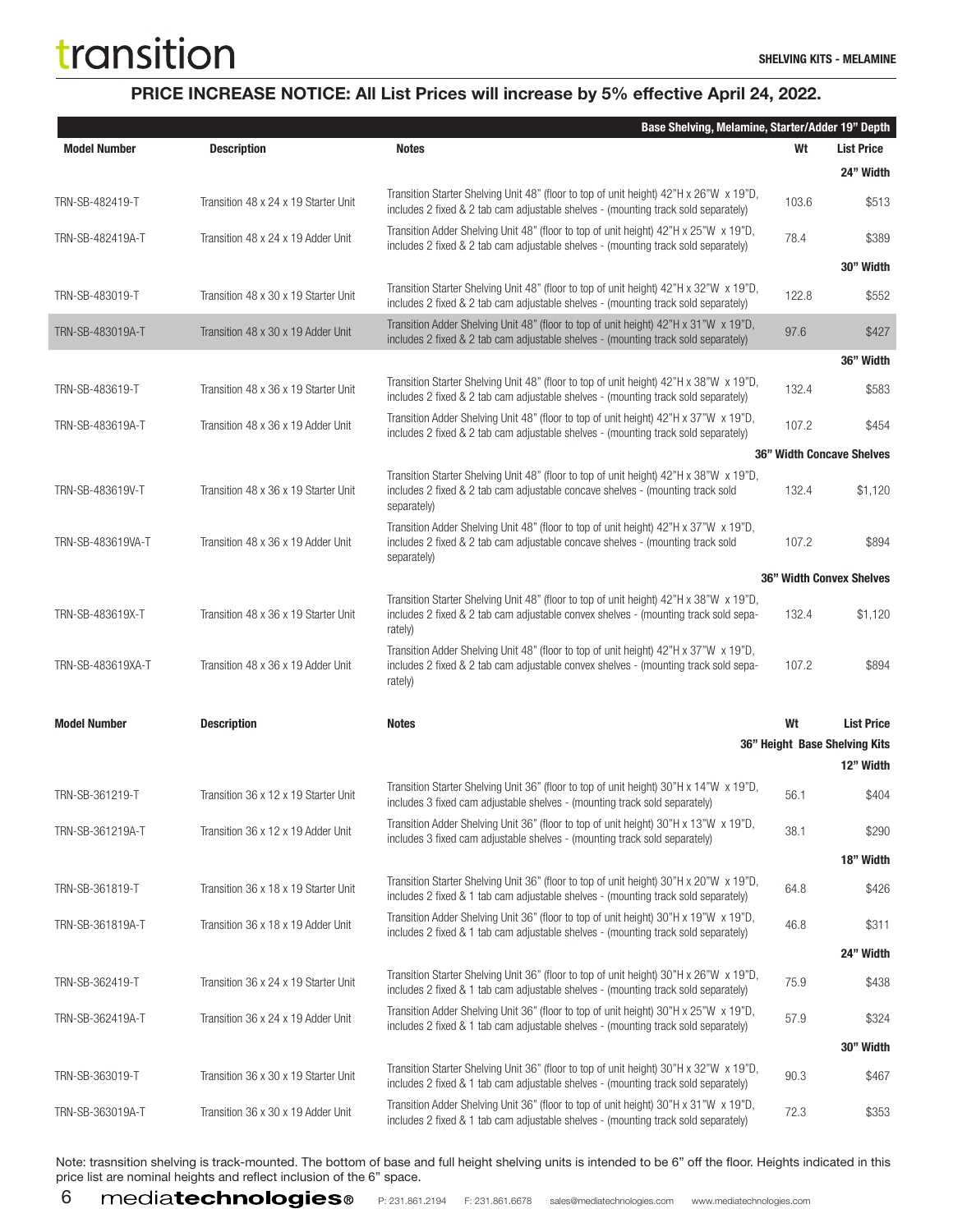# transition

**SHELVING KITS - MELAMINE**

## PRICE INCREASE NOTICE: All List Prices will increase by 5% effective April 24, 2022.

| Model Number | Description | Notes | Wt | List Price |
|---|---|---|---|---|
| | | | | **Base Shelving, Melamine, Starter/Adder 19" Depth** |
| | | | | **24" Width** |
| TRN-SB-482419-T | Transition 48 x 24 x 19 Starter Unit | Transition Starter Shelving Unit 48" (floor to top of unit height) 42"H x 26"W x 19"D, includes 2 fixed & 2 tab cam adjustable shelves - (mounting track sold separately) | 103.6 | $513 |
| TRN-SB-482419A-T | Transition 48 x 24 x 19 Adder Unit | Transition Adder Shelving Unit 48" (floor to top of unit height) 42"H x 25"W x 19"D, includes 2 fixed & 2 tab cam adjustable shelves - (mounting track sold separately) | 78.4 | $389 |
| | | | | **30" Width** |
| TRN-SB-483019-T | Transition 48 x 30 x 19 Starter Unit | Transition Starter Shelving Unit 48" (floor to top of unit height) 42"H x 32"W x 19"D, includes 2 fixed & 2 tab cam adjustable shelves - (mounting track sold separately) | 122.8 | $552 |
| TRN-SB-483019A-T | Transition 48 x 30 x 19 Adder Unit | Transition Adder Shelving Unit 48" (floor to top of unit height) 42"H x 31"W x 19"D, includes 2 fixed & 2 tab cam adjustable shelves - (mounting track sold separately) | 97.6 | $427 |
| | | | | **36" Width** |
| TRN-SB-483619-T | Transition 48 x 36 x 19 Starter Unit | Transition Starter Shelving Unit 48" (floor to top of unit height) 42"H x 38"W x 19"D, includes 2 fixed & 2 tab cam adjustable shelves - (mounting track sold separately) | 132.4 | $583 |
| TRN-SB-483619A-T | Transition 48 x 36 x 19 Adder Unit | Transition Adder Shelving Unit 48" (floor to top of unit height) 42"H x 37"W x 19"D, includes 2 fixed & 2 tab cam adjustable shelves - (mounting track sold separately) | 107.2 | $454 |
| | | | | **36" Width Concave Shelves** |
| TRN-SB-483619V-T | Transition 48 x 36 x 19 Starter Unit | Transition Starter Shelving Unit 48" (floor to top of unit height) 42"H x 38"W x 19"D, includes 2 fixed & 2 tab cam adjustable concave shelves - (mounting track sold separately) | 132.4 | $1,120 |
| TRN-SB-483619VA-T | Transition 48 x 36 x 19 Adder Unit | Transition Adder Shelving Unit 48" (floor to top of unit height) 42"H x 37"W x 19"D, includes 2 fixed & 2 tab cam adjustable concave shelves - (mounting track sold separately) | 107.2 | $894 |
| | | | | **36" Width Convex Shelves** |
| TRN-SB-483619X-T | Transition 48 x 36 x 19 Starter Unit | Transition Starter Shelving Unit 48" (floor to top of unit height) 42"H x 38"W x 19"D, includes 2 fixed & 2 tab cam adjustable convex shelves - (mounting track sold separately) | 132.4 | $1,120 |
| TRN-SB-483619XA-T | Transition 48 x 36 x 19 Adder Unit | Transition Adder Shelving Unit 48" (floor to top of unit height) 42"H x 37"W x 19"D, includes 2 fixed & 2 tab cam adjustable convex shelves - (mounting track sold separately) | 107.2 | $894 |

| Model Number | Description | Notes | Wt | List Price |
|---|---|---|---|---|
| | | | | **36" Height Base Shelving Kits** |
| | | | | **12" Width** |
| TRN-SB-361219-T | Transition 36 x 12 x 19 Starter Unit | Transition Starter Shelving Unit 36" (floor to top of unit height) 30"H x 14"W x 19"D, includes 3 fixed cam adjustable shelves - (mounting track sold separately) | 56.1 | $404 |
| TRN-SB-361219A-T | Transition 36 x 12 x 19 Adder Unit | Transition Adder Shelving Unit 36" (floor to top of unit height) 30"H x 13"W x 19"D, includes 3 fixed cam adjustable shelves - (mounting track sold separately) | 38.1 | $290 |
| | | | | **18" Width** |
| TRN-SB-361819-T | Transition 36 x 18 x 19 Starter Unit | Transition Starter Shelving Unit 36" (floor to top of unit height) 30"H x 20"W x 19"D, includes 2 fixed & 1 tab cam adjustable shelves - (mounting track sold separately) | 64.8 | $426 |
| TRN-SB-361819A-T | Transition 36 x 18 x 19 Adder Unit | Transition Adder Shelving Unit 36" (floor to top of unit height) 30"H x 19"W x 19"D, includes 2 fixed & 1 tab cam adjustable shelves - (mounting track sold separately) | 46.8 | $311 |
| | | | | **24" Width** |
| TRN-SB-362419-T | Transition 36 x 24 x 19 Starter Unit | Transition Starter Shelving Unit 36" (floor to top of unit height) 30"H x 26"W x 19"D, includes 2 fixed & 1 tab cam adjustable shelves - (mounting track sold separately) | 75.9 | $438 |
| TRN-SB-362419A-T | Transition 36 x 24 x 19 Adder Unit | Transition Adder Shelving Unit 36" (floor to top of unit height) 30"H x 25"W x 19"D, includes 2 fixed & 1 tab cam adjustable shelves - (mounting track sold separately) | 57.9 | $324 |
| | | | | **30" Width** |
| TRN-SB-363019-T | Transition 36 x 30 x 19 Starter Unit | Transition Starter Shelving Unit 36" (floor to top of unit height) 30"H x 32"W x 19"D, includes 2 fixed & 1 tab cam adjustable shelves - (mounting track sold separately) | 90.3 | $467 |
| TRN-SB-363019A-T | Transition 36 x 30 x 19 Adder Unit | Transition Adder Shelving Unit 36" (floor to top of unit height) 30"H x 31"W x 19"D, includes 2 fixed & 1 tab cam adjustable shelves - (mounting track sold separately) | 72.3 | $353 |

Note: trasnsition shelving is track-mounted. The bottom of base and full height shelving units is intended to be 6" off the floor. Heights indicated in this price list are nominal heights and reflect inclusion of the 6" space.

mediatechnologies® P: 231.861.2194 F: 231.861.6678 sales@mediatechnologies.com www.mediatechnologies.com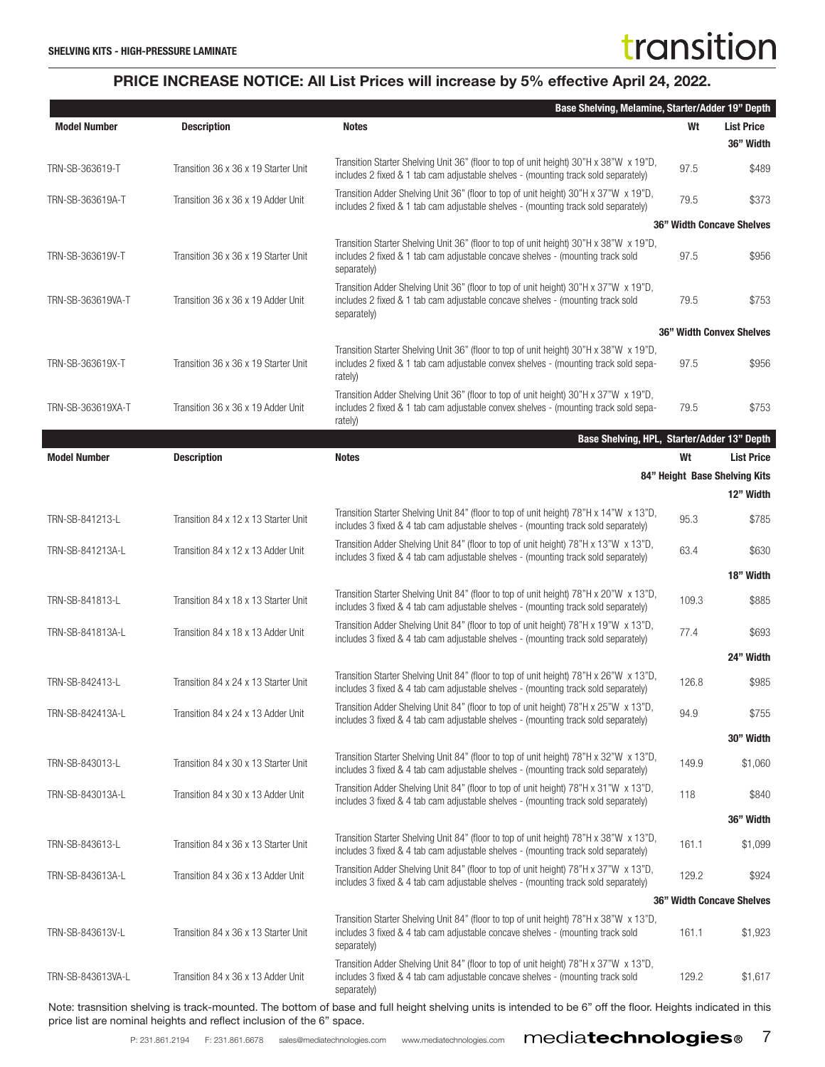**SHELLVING KITS - HIGH-PRESSURE LAMINATE**

## PRICE INCREASE NOTICE: All List Prices will increase by 5% effective April 24, 2022.

| Model Number | Description | Notes | Wt | List Price |
|---|---|---|---|---|
| | | **Base Shelving, Melamine, Starter/Adder 19" Depth** | | |
| | | | | **36" Width** |
| TRN-SB-363619-T | Transition 36 x 36 x 19 Starter Unit | Transition Starter Shelving Unit 36" (floor to top of unit height) 30"H x 38"W x 19"D, includes 2 fixed & 1 tab cam adjustable shelves - (mounting track sold separately) | 97.5 | $489 |
| TRN-SB-363619A-T | Transition 36 x 36 x 19 Adder Unit | Transition Adder Shelving Unit 36" (floor to top of unit height) 30"H x 37"W x 19"D, includes 2 fixed & 1 tab cam adjustable shelves - (mounting track sold separately) | 79.5 | $373 |
| | | | | **36" Width Concave Shelves** |
| TRN-SB-363619V-T | Transition 36 x 36 x 19 Starter Unit | Transition Starter Shelving Unit 36" (floor to top of unit height) 30"H x 38"W x 19"D, includes 2 fixed & 1 tab cam adjustable concave shelves - (mounting track sold separately) | 97.5 | $956 |
| TRN-SB-363619VA-T | Transition 36 x 36 x 19 Adder Unit | Transition Adder Shelving Unit 36" (floor to top of unit height) 30"H x 37"W x 19"D, includes 2 fixed & 1 tab cam adjustable concave shelves - (mounting track sold separately) | 79.5 | $753 |
| | | | | **36" Width Convex Shelves** |
| TRN-SB-363619X-T | Transition 36 x 36 x 19 Starter Unit | Transition Starter Shelving Unit 36" (floor to top of unit height) 30"H x 38"W x 19"D, includes 2 fixed & 1 tab cam adjustable convex shelves - (mounting track sold separately) | 97.5 | $956 |
| TRN-SB-363619XA-T | Transition 36 x 36 x 19 Adder Unit | Transition Adder Shelving Unit 36" (floor to top of unit height) 30"H x 37"W x 19"D, includes 2 fixed & 1 tab cam adjustable convex shelves - (mounting track sold separately) | 79.5 | $753 |

| Model Number | Description | Notes | Wt | List Price |
|---|---|---|---|---|
| | | **Base Shelving, HPL, Starter/Adder 13" Depth** | | |
| | | | | **84" Height Base Shelving Kits** |
| | | | | **12" Width** |
| TRN-SB-841213-L | Transition 84 x 12 x 13 Starter Unit | Transition Starter Shelving Unit 84" (floor to top of unit height) 78"H x 14"W x 13"D, includes 3 fixed & 4 tab cam adjustable shelves - (mounting track sold separately) | 95.3 | $785 |
| TRN-SB-841213A-L | Transition 84 x 12 x 13 Adder Unit | Transition Adder Shelving Unit 84" (floor to top of unit height) 78"H x 13"W x 13"D, includes 3 fixed & 4 tab cam adjustable shelves - (mounting track sold separately) | 63.4 | $630 |
| | | | | **18" Width** |
| TRN-SB-841813-L | Transition 84 x 18 x 13 Starter Unit | Transition Starter Shelving Unit 84" (floor to top of unit height) 78"H x 20"W x 13"D, includes 3 fixed & 4 tab cam adjustable shelves - (mounting track sold separately) | 109.3 | $885 |
| TRN-SB-841813A-L | Transition 84 x 18 x 13 Adder Unit | Transition Adder Shelving Unit 84" (floor to top of unit height) 78"H x 19"W x 13"D, includes 3 fixed & 4 tab cam adjustable shelves - (mounting track sold separately) | 77.4 | $693 |
| | | | | **24" Width** |
| TRN-SB-842413-L | Transition 84 x 24 x 13 Starter Unit | Transition Starter Shelving Unit 84" (floor to top of unit height) 78"H x 26"W x 13"D, includes 3 fixed & 4 tab cam adjustable shelves - (mounting track sold separately) | 126.8 | $985 |
| TRN-SB-842413A-L | Transition 84 x 24 x 13 Adder Unit | Transition Adder Shelving Unit 84" (floor to top of unit height) 78"H x 25"W x 13"D, includes 3 fixed & 4 tab cam adjustable shelves - (mounting track sold separately) | 94.9 | $755 |
| | | | | **30" Width** |
| TRN-SB-843013-L | Transition 84 x 30 x 13 Starter Unit | Transition Starter Shelving Unit 84" (floor to top of unit height) 78"H x 32"W x 13"D, includes 3 fixed & 4 tab cam adjustable shelves - (mounting track sold separately) | 149.9 | $1,060 |
| TRN-SB-843013A-L | Transition 84 x 30 x 13 Adder Unit | Transition Adder Shelving Unit 84" (floor to top of unit height) 78"H x 31"W x 13"D, includes 3 fixed & 4 tab cam adjustable shelves - (mounting track sold separately) | 118 | $840 |
| | | | | **36" Width** |
| TRN-SB-843613-L | Transition 84 x 36 x 13 Starter Unit | Transition Starter Shelving Unit 84" (floor to top of unit height) 78"H x 38"W x 13"D, includes 3 fixed & 4 tab cam adjustable shelves - (mounting track sold separately) | 161.1 | $1,099 |
| TRN-SB-843613A-L | Transition 84 x 36 x 13 Adder Unit | Transition Adder Shelving Unit 84" (floor to top of unit height) 78"H x 37"W x 13"D, includes 3 fixed & 4 tab cam adjustable shelves - (mounting track sold separately) | 129.2 | $924 |
| | | | | **36" Width Concave Shelves** |
| TRN-SB-843613V-L | Transition 84 x 36 x 13 Starter Unit | Transition Starter Shelving Unit 84" (floor to top of unit height) 78"H x 38"W x 13"D, includes 3 fixed & 4 tab cam adjustable concave shelves - (mounting track sold separately) | 161.1 | $1,923 |
| TRN-SB-843613VA-L | Transition 84 x 36 x 13 Adder Unit | Transition Adder Shelving Unit 84" (floor to top of unit height) 78"H x 37"W x 13"D, includes 3 fixed & 4 tab cam adjustable concave shelves - (mounting track sold separately) | 129.2 | $1,617 |

Note: trasnsition shelving is track-mounted. The bottom of base and full height shelving units is intended to be 6" off the floor. Heights indicated in this price list are nominal heights and reflect inclusion of the 6" space.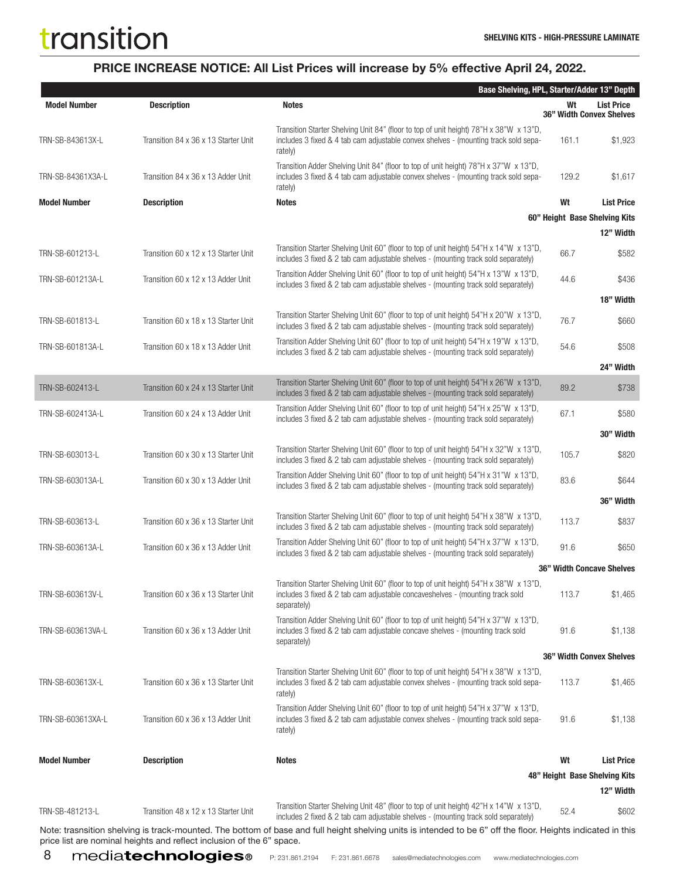**PRICE INCREASE NOTICE: All List Prices will increase by 5% effective April 24, 2022.**

| Base Shelving, HPL, Starter/Adder 13" Depth | | | | |
|---|---|---|---|---|
| **Model Number** | **Description** | **Notes** | **Wt** | **List Price** |
| | | | | **36" Width Convex Shelves** |
| TRN-SB-843613X-L | Transition 84 x 36 x 13 Starter Unit | Transition Starter Shelving Unit 84" (floor to top of unit height) 78"H x 38"W x 13"D, includes 3 fixed & 4 tab cam adjustable convex shelves - (mounting track sold separately) | 161.1 | $1,923 |
| TRN-SB-84361X3A-L | Transition 84 x 36 x 13 Adder Unit | Transition Adder Shelving Unit 84" (floor to top of unit height) 78"H x 37"W x 13"D, includes 3 fixed & 4 tab cam adjustable convex shelves - (mounting track sold separately) | 129.2 | $1,617 |
| **Model Number** | **Description** | **Notes** | **Wt** | **List Price** |
| | | | | **60" Height Base Shelving Kits** |
| | | | | **12" Width** |
| TRN-SB-601213-L | Transition 60 x 12 x 13 Starter Unit | Transition Starter Shelving Unit 60" (floor to top of unit height) 54"H x 14"W x 13"D, includes 3 fixed & 2 tab cam adjustable shelves - (mounting track sold separately) | 66.7 | $582 |
| TRN-SB-601213A-L | Transition 60 x 12 x 13 Adder Unit | Transition Adder Shelving Unit 60" (floor to top of unit height) 54"H x 13"W x 13"D, includes 3 fixed & 2 tab cam adjustable shelves - (mounting track sold separately) | 44.6 | $436 |
| | | | | **18" Width** |
| TRN-SB-601813-L | Transition 60 x 18 x 13 Starter Unit | Transition Starter Shelving Unit 60" (floor to top of unit height) 54"H x 20"W x 13"D, includes 3 fixed & 2 tab cam adjustable shelves - (mounting track sold separately) | 76.7 | $660 |
| TRN-SB-601813A-L | Transition 60 x 18 x 13 Adder Unit | Transition Adder Shelving Unit 60" (floor to top of unit height) 54"H x 19"W x 13"D, includes 3 fixed & 2 tab cam adjustable shelves - (mounting track sold separately) | 54.6 | $508 |
| | | | | **24" Width** |
| TRN-SB-602413-L | Transition 60 x 24 x 13 Starter Unit | Transition Starter Shelving Unit 60" (floor to top of unit height) 54"H x 26"W x 13"D, includes 3 fixed & 2 tab cam adjustable shelves - (mounting track sold separately) | 89.2 | $738 |
| TRN-SB-602413A-L | Transition 60 x 24 x 13 Adder Unit | Transition Adder Shelving Unit 60" (floor to top of unit height) 54"H x 25"W x 13"D, includes 3 fixed & 2 tab cam adjustable shelves - (mounting track sold separately) | 67.1 | $580 |
| | | | | **30" Width** |
| TRN-SB-603013-L | Transition 60 x 30 x 13 Starter Unit | Transition Starter Shelving Unit 60" (floor to top of unit height) 54"H x 32"W x 13"D, includes 3 fixed & 2 tab cam adjustable shelves - (mounting track sold separately) | 105.7 | $820 |
| TRN-SB-603013A-L | Transition 60 x 30 x 13 Adder Unit | Transition Adder Shelving Unit 60" (floor to top of unit height) 54"H x 31"W x 13"D, includes 3 fixed & 2 tab cam adjustable shelves - (mounting track sold separately) | 83.6 | $644 |
| | | | | **36" Width** |
| TRN-SB-603613-L | Transition 60 x 36 x 13 Starter Unit | Transition Starter Shelving Unit 60" (floor to top of unit height) 54"H x 38"W x 13"D, includes 3 fixed & 2 tab cam adjustable shelves - (mounting track sold separately) | 113.7 | $837 |
| TRN-SB-603613A-L | Transition 60 x 36 x 13 Adder Unit | Transition Adder Shelving Unit 60" (floor to top of unit height) 54"H x 37"W x 13"D, includes 3 fixed & 2 tab cam adjustable shelves - (mounting track sold separately) | 91.6 | $650 |
| | | | | **36" Width Concave Shelves** |
| TRN-SB-603613V-L | Transition 60 x 36 x 13 Starter Unit | Transition Starter Shelving Unit 60" (floor to top of unit height) 54"H x 38"W x 13"D, includes 3 fixed & 2 tab cam adjustable concaveshelves - (mounting track sold separately) | 113.7 | $1,465 |
| TRN-SB-603613VA-L | Transition 60 x 36 x 13 Adder Unit | Transition Adder Shelving Unit 60" (floor to top of unit height) 54"H x 37"W x 13"D, includes 3 fixed & 2 tab cam adjustable concave shelves - (mounting track sold separately) | 91.6 | $1,138 |
| | | | | **36" Width Convex Shelves** |
| TRN-SB-603613X-L | Transition 60 x 36 x 13 Starter Unit | Transition Starter Shelving Unit 60" (floor to top of unit height) 54"H x 38"W x 13"D, includes 3 fixed & 2 tab cam adjustable convex shelves - (mounting track sold separately) | 113.7 | $1,465 |
| TRN-SB-603613XA-L | Transition 60 x 36 x 13 Adder Unit | Transition Adder Shelving Unit 60" (floor to top of unit height) 54"H x 37"W x 13"D, includes 3 fixed & 2 tab cam adjustable convex shelves - (mounting track sold separately) | 91.6 | $1,138 |
| **Model Number** | **Description** | **Notes** | **Wt** | **List Price** |
| | | | | **48" Height Base Shelving Kits** |
| | | | | **12" Width** |
| TRN-SB-481213-L | Transition 48 x 12 x 13 Starter Unit | Transition Starter Shelving Unit 48" (floor to top of unit height) 42"H x 14"W x 13"D, includes 2 fixed & 2 tab cam adjustable shelves - (mounting track sold separately) | 52.4 | $602 |

Note: trasnsition shelving is track-mounted. The bottom of base and full height shelving units is intended to be 6" off the floor. Heights indicated in this price list are nominal heights and reflect inclusion of the 6" space.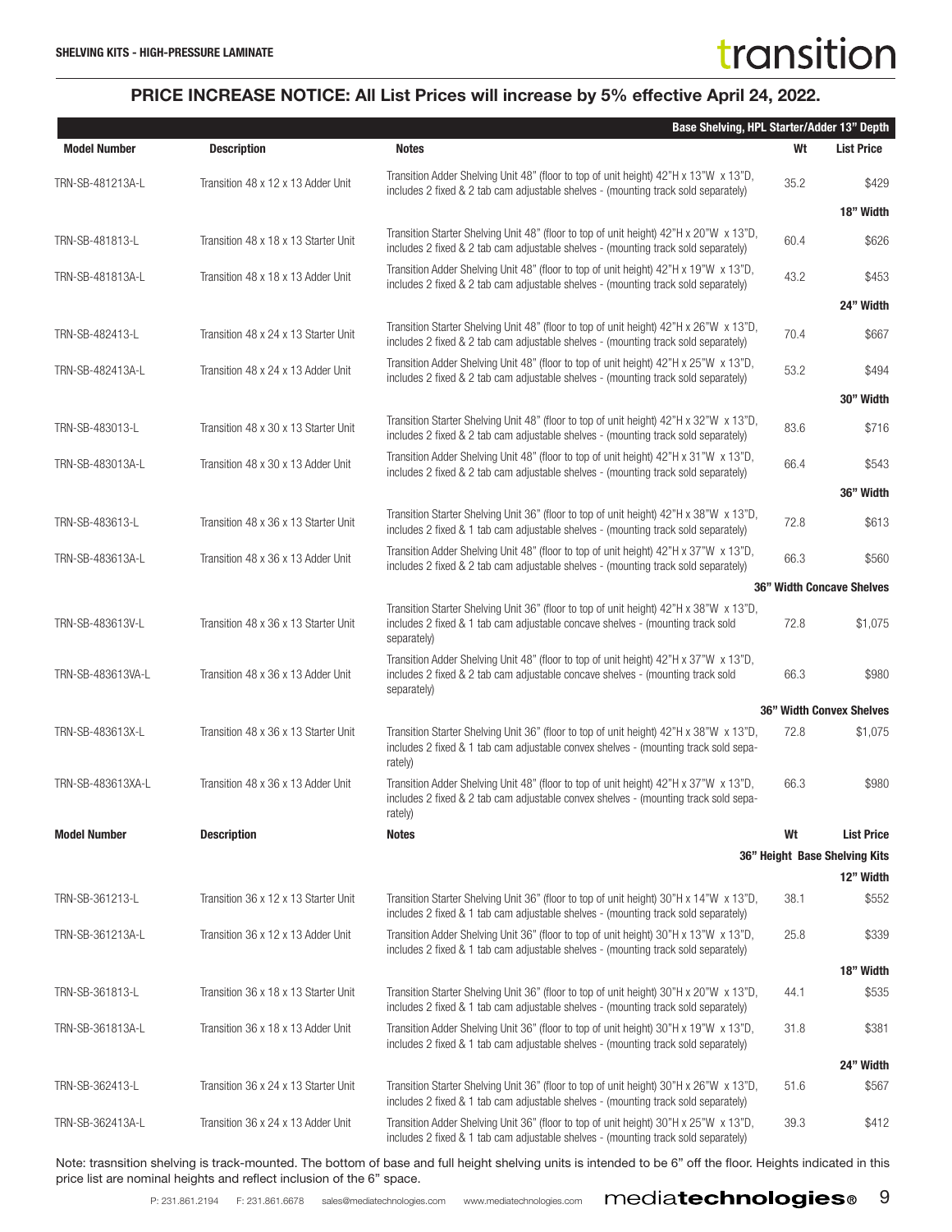**SHELVING KITS - HIGH-PRESSURE LAMINATE**

## PRICE INCREASE NOTICE: All List Prices will increase by 5% effective April 24, 2022.

| Model Number | Description | Notes | Wt | List Price |
|---|---|---|---|---|
| | | **Base Shelving, HPL Starter/Adder 13" Depth** | | |
| TRN-SB-481213A-L | Transition 48 x 12 x 13 Adder Unit | Transition Adder Shelving Unit 48" (floor to top of unit height) 42"H x 13"W x 13"D, includes 2 fixed & 2 tab cam adjustable shelves - (mounting track sold separately) | 35.2 | $429 |
| | | | | **18" Width** |
| TRN-SB-481813-L | Transition 48 x 18 x 13 Starter Unit | Transition Starter Shelving Unit 48" (floor to top of unit height) 42"H x 20"W x 13"D, includes 2 fixed & 2 tab cam adjustable shelves - (mounting track sold separately) | 60.4 | $626 |
| TRN-SB-481813A-L | Transition 48 x 18 x 13 Adder Unit | Transition Adder Shelving Unit 48" (floor to top of unit height) 42"H x 19"W x 13"D, includes 2 fixed & 2 tab cam adjustable shelves - (mounting track sold separately) | 43.2 | $453 |
| | | | | **24" Width** |
| TRN-SB-482413-L | Transition 48 x 24 x 13 Starter Unit | Transition Starter Shelving Unit 48" (floor to top of unit height) 42"H x 26"W x 13"D, includes 2 fixed & 2 tab cam adjustable shelves - (mounting track sold separately) | 70.4 | $667 |
| TRN-SB-482413A-L | Transition 48 x 24 x 13 Adder Unit | Transition Adder Shelving Unit 48" (floor to top of unit height) 42"H x 25"W x 13"D, includes 2 fixed & 2 tab cam adjustable shelves - (mounting track sold separately) | 53.2 | $494 |
| | | | | **30" Width** |
| TRN-SB-483013-L | Transition 48 x 30 x 13 Starter Unit | Transition Starter Shelving Unit 48" (floor to top of unit height) 42"H x 32"W x 13"D, includes 2 fixed & 2 tab cam adjustable shelves - (mounting track sold separately) | 83.6 | $716 |
| TRN-SB-483013A-L | Transition 48 x 30 x 13 Adder Unit | Transition Adder Shelving Unit 48" (floor to top of unit height) 42"H x 31"W x 13"D, includes 2 fixed & 2 tab cam adjustable shelves - (mounting track sold separately) | 66.4 | $543 |
| | | | | **36" Width** |
| TRN-SB-483613-L | Transition 48 x 36 x 13 Starter Unit | Transition Starter Shelving Unit 36" (floor to top of unit height) 42"H x 38"W x 13"D, includes 2 fixed & 1 tab cam adjustable shelves - (mounting track sold separately) | 72.8 | $613 |
| TRN-SB-483613A-L | Transition 48 x 36 x 13 Adder Unit | Transition Adder Shelving Unit 48" (floor to top of unit height) 42"H x 37"W x 13"D, includes 2 fixed & 2 tab cam adjustable shelves - (mounting track sold separately) | 66.3 | $560 |
| | | | | **36" Width Concave Shelves** |
| TRN-SB-483613V-L | Transition 48 x 36 x 13 Starter Unit | Transition Starter Shelving Unit 36" (floor to top of unit height) 42"H x 38"W x 13"D, includes 2 fixed & 1 tab cam adjustable concave shelves - (mounting track sold separately) | 72.8 | $1,075 |
| TRN-SB-483613VA-L | Transition 48 x 36 x 13 Adder Unit | Transition Adder Shelving Unit 48" (floor to top of unit height) 42"H x 37"W x 13"D, includes 2 fixed & 2 tab cam adjustable concave shelves - (mounting track sold separately) | 66.3 | $980 |
| | | | | **36" Width Convex Shelves** |
| TRN-SB-483613X-L | Transition 48 x 36 x 13 Starter Unit | Transition Starter Shelving Unit 36" (floor to top of unit height) 42"H x 38"W x 13"D, includes 2 fixed & 1 tab cam adjustable convex shelves - (mounting track sold separately) | 72.8 | $1,075 |
| TRN-SB-483613XA-L | Transition 48 x 36 x 13 Adder Unit | Transition Adder Shelving Unit 48" (floor to top of unit height) 42"H x 37"W x 13"D, includes 2 fixed & 2 tab cam adjustable convex shelves - (mounting track sold separately) | 66.3 | $980 |

| Model Number | Description | Notes | Wt | List Price |
|---|---|---|---|---|
| | | | | **36" Height Base Shelving Kits** |
| | | | | **12" Width** |
| TRN-SB-361213-L | Transition 36 x 12 x 13 Starter Unit | Transition Starter Shelving Unit 36" (floor to top of unit height) 30"H x 14"W x 13"D, includes 2 fixed & 1 tab cam adjustable shelves - (mounting track sold separately) | 38.1 | $552 |
| TRN-SB-361213A-L | Transition 36 x 12 x 13 Adder Unit | Transition Adder Shelving Unit 36" (floor to top of unit height) 30"H x 13"W x 13"D, includes 2 fixed & 1 tab cam adjustable shelves - (mounting track sold separately) | 25.8 | $339 |
| | | | | **18" Width** |
| TRN-SB-361813-L | Transition 36 x 18 x 13 Starter Unit | Transition Starter Shelving Unit 36" (floor to top of unit height) 30"H x 20"W x 13"D, includes 2 fixed & 1 tab cam adjustable shelves - (mounting track sold separately) | 44.1 | $535 |
| TRN-SB-361813A-L | Transition 36 x 18 x 13 Adder Unit | Transition Adder Shelving Unit 36" (floor to top of unit height) 30"H x 19"W x 13"D, includes 2 fixed & 1 tab cam adjustable shelves - (mounting track sold separately) | 31.8 | $381 |
| | | | | **24" Width** |
| TRN-SB-362413-L | Transition 36 x 24 x 13 Starter Unit | Transition Starter Shelving Unit 36" (floor to top of unit height) 30"H x 26"W x 13"D, includes 2 fixed & 1 tab cam adjustable shelves - (mounting track sold separately) | 51.6 | $567 |
| TRN-SB-362413A-L | Transition 36 x 24 x 13 Adder Unit | Transition Adder Shelving Unit 36" (floor to top of unit height) 30"H x 25"W x 13"D, includes 2 fixed & 1 tab cam adjustable shelves - (mounting track sold separately) | 39.3 | $412 |

Note: trasnsition shelving is track-mounted. The bottom of base and full height shelving units is intended to be 6" off the floor. Heights indicated in this price list are nominal heights and reflect inclusion of the 6" space.

P: 231.861.2194 F: 231.861.6678 sales@mediatechnologies.com www.mediatechnologies.com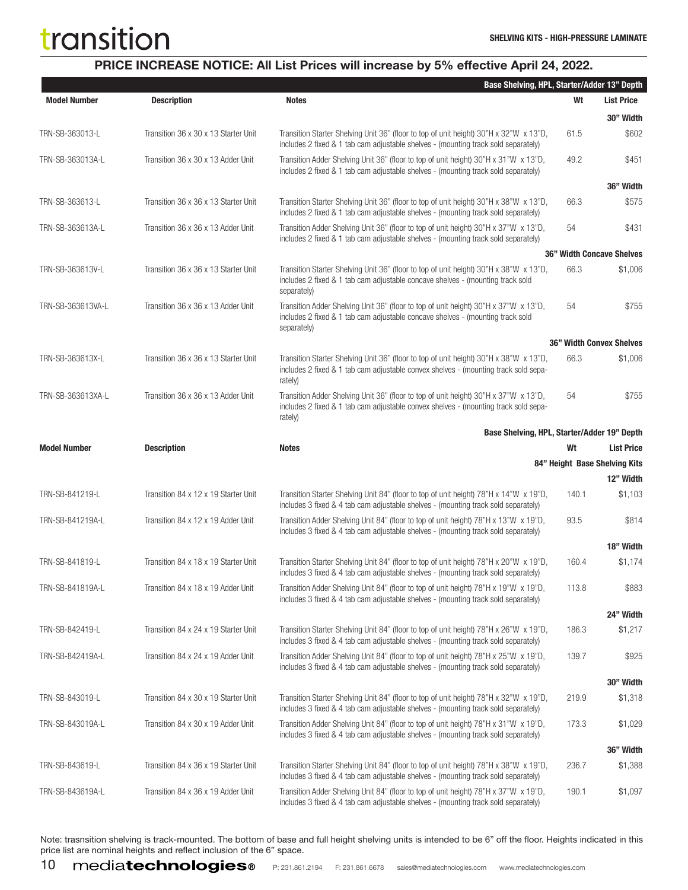# transition

**SHELVING KITS - HIGH-PRESSURE LAMINATE**

## PRICE INCREASE NOTICE: All List Prices will increase by 5% effective April 24, 2022.

| | | **Base Shelving, HPL, Starter/Adder 13" Depth** | | |
|---|---|---|---|---|
| **Model Number** | **Description** | **Notes** | **Wt** | **List Price** |
| | | | | **30" Width** |
| TRN-SB-363013-L | Transition 36 x 30 x 13 Starter Unit | Transition Starter Shelving Unit 36" (floor to top of unit height) 30"H x 32"W x 13"D, includes 2 fixed & 1 tab cam adjustable shelves - (mounting track sold separately) | 61.5 | $602 |
| TRN-SB-363013A-L | Transition 36 x 30 x 13 Adder Unit | Transition Adder Shelving Unit 36" (floor to top of unit height) 30"H x 31"W x 13"D, includes 2 fixed & 1 tab cam adjustable shelves - (mounting track sold separately) | 49.2 | $451 |
| | | | | **36" Width** |
| TRN-SB-363613-L | Transition 36 x 36 x 13 Starter Unit | Transition Starter Shelving Unit 36" (floor to top of unit height) 30"H x 38"W x 13"D, includes 2 fixed & 1 tab cam adjustable shelves - (mounting track sold separately) | 66.3 | $575 |
| TRN-SB-363613A-L | Transition 36 x 36 x 13 Adder Unit | Transition Adder Shelving Unit 36" (floor to top of unit height) 30"H x 37"W x 13"D, includes 2 fixed & 1 tab cam adjustable shelves - (mounting track sold separately) | 54 | $431 |
| | | | | **36" Width Concave Shelves** |
| TRN-SB-363613V-L | Transition 36 x 36 x 13 Starter Unit | Transition Starter Shelving Unit 36" (floor to top of unit height) 30"H x 38"W x 13"D, includes 2 fixed & 1 tab cam adjustable concave shelves - (mounting track sold separately) | 66.3 | $1,006 |
| TRN-SB-363613VA-L | Transition 36 x 36 x 13 Adder Unit | Transition Adder Shelving Unit 36" (floor to top of unit height) 30"H x 37"W x 13"D, includes 2 fixed & 1 tab cam adjustable concave shelves - (mounting track sold separately) | 54 | $755 |
| | | | | **36" Width Convex Shelves** |
| TRN-SB-363613X-L | Transition 36 x 36 x 13 Starter Unit | Transition Starter Shelving Unit 36" (floor to top of unit height) 30"H x 38"W x 13"D, includes 2 fixed & 1 tab cam adjustable convex shelves - (mounting track sold separately) | 66.3 | $1,006 |
| TRN-SB-363613XA-L | Transition 36 x 36 x 13 Adder Unit | Transition Adder Shelving Unit 36" (floor to top of unit height) 30"H x 37"W x 13"D, includes 2 fixed & 1 tab cam adjustable convex shelves - (mounting track sold separately) | 54 | $755 |

| | | **Base Shelving, HPL, Starter/Adder 19" Depth** | | |
|---|---|---|---|---|
| **Model Number** | **Description** | **Notes** | **Wt** | **List Price** |
| | | | | **84" Height Base Shelving Kits** |
| | | | | **12" Width** |
| TRN-SB-841219-L | Transition 84 x 12 x 19 Starter Unit | Transition Starter Shelving Unit 84" (floor to top of unit height) 78"H x 14"W x 19"D, includes 3 fixed & 4 tab cam adjustable shelves - (mounting track sold separately) | 140.1 | $1,103 |
| TRN-SB-841219A-L | Transition 84 x 12 x 19 Adder Unit | Transition Adder Shelving Unit 84" (floor to top of unit height) 78"H x 13"W x 19"D, includes 3 fixed & 4 tab cam adjustable shelves - (mounting track sold separately) | 93.5 | $814 |
| | | | | **18" Width** |
| TRN-SB-841819-L | Transition 84 x 18 x 19 Starter Unit | Transition Starter Shelving Unit 84" (floor to top of unit height) 78"H x 20"W x 19"D, includes 3 fixed & 4 tab cam adjustable shelves - (mounting track sold separately) | 160.4 | $1,174 |
| TRN-SB-841819A-L | Transition 84 x 18 x 19 Adder Unit | Transition Adder Shelving Unit 84" (floor to top of unit height) 78"H x 19"W x 19"D, includes 3 fixed & 4 tab cam adjustable shelves - (mounting track sold separately) | 113.8 | $883 |
| | | | | **24" Width** |
| TRN-SB-842419-L | Transition 84 x 24 x 19 Starter Unit | Transition Starter Shelving Unit 84" (floor to top of unit height) 78"H x 26"W x 19"D, includes 3 fixed & 4 tab cam adjustable shelves - (mounting track sold separately) | 186.3 | $1,217 |
| TRN-SB-842419A-L | Transition 84 x 24 x 19 Adder Unit | Transition Adder Shelving Unit 84" (floor to top of unit height) 78"H x 25"W x 19"D, includes 3 fixed & 4 tab cam adjustable shelves - (mounting track sold separately) | 139.7 | $925 |
| | | | | **30" Width** |
| TRN-SB-843019-L | Transition 84 x 30 x 19 Starter Unit | Transition Starter Shelving Unit 84" (floor to top of unit height) 78"H x 32"W x 19"D, includes 3 fixed & 4 tab cam adjustable shelves - (mounting track sold separately) | 219.9 | $1,318 |
| TRN-SB-843019A-L | Transition 84 x 30 x 19 Adder Unit | Transition Adder Shelving Unit 84" (floor to top of unit height) 78"H x 31"W x 19"D, includes 3 fixed & 4 tab cam adjustable shelves - (mounting track sold separately) | 173.3 | $1,029 |
| | | | | **36" Width** |
| TRN-SB-843619-L | Transition 84 x 36 x 19 Starter Unit | Transition Starter Shelving Unit 84" (floor to top of unit height) 78"H x 38"W x 19"D, includes 3 fixed & 4 tab cam adjustable shelves - (mounting track sold separately) | 236.7 | $1,388 |
| TRN-SB-843619A-L | Transition 84 x 36 x 19 Adder Unit | Transition Adder Shelving Unit 84" (floor to top of unit height) 78"H x 37"W x 19"D, includes 3 fixed & 4 tab cam adjustable shelves - (mounting track sold separately) | 190.1 | $1,097 |

Note: trasnsition shelving is track-mounted. The bottom of base and full height shelving units is intended to be 6" off the floor. Heights indicated in this price list are nominal heights and reflect inclusion of the 6" space.

mediatechnologies® P: 231.861.2194 F: 231.861.6678 sales@mediatechnologies.com www.mediatechnologies.com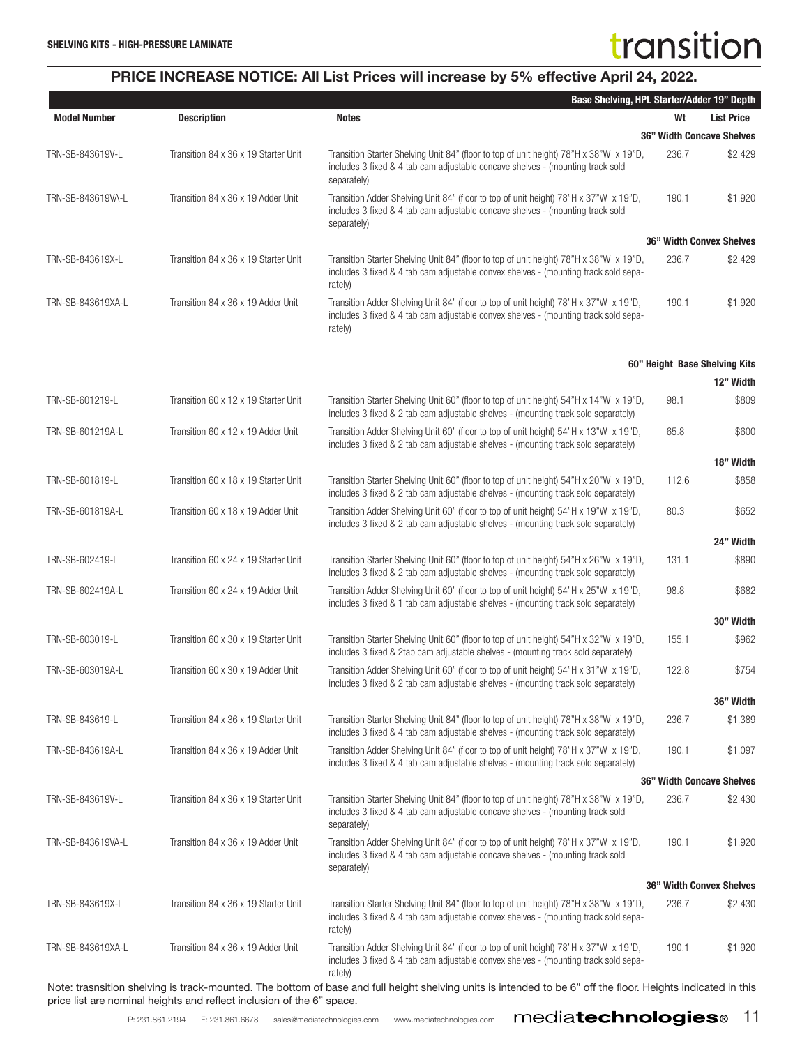SHELLVING KITS - HIGH-PRESSURE LAMINATE

## PRICE INCREASE NOTICE: All List Prices will increase by 5% effective April 24, 2022.

| Model Number | Description | Notes | Wt | List Price |
|---|---|---|---|---|
| | | **Base Shelving, HPL Starter/Adder 19" Depth** | | |
| | | | **36" Width Concave Shelves** | |
| TRN-SB-843619V-L | Transition 84 x 36 x 19 Starter Unit | Transition Starter Shelving Unit 84" (floor to top of unit height) 78"H x 38"W x 19"D, includes 3 fixed & 4 tab cam adjustable concave shelves - (mounting track sold separately) | 236.7 | $2,429 |
| TRN-SB-843619VA-L | Transition 84 x 36 x 19 Adder Unit | Transition Adder Shelving Unit 84" (floor to top of unit height) 78"H x 37"W x 19"D, includes 3 fixed & 4 tab cam adjustable concave shelves - (mounting track sold separately) | 190.1 | $1,920 |
| | | | **36" Width Convex Shelves** | |
| TRN-SB-843619X-L | Transition 84 x 36 x 19 Starter Unit | Transition Starter Shelving Unit 84" (floor to top of unit height) 78"H x 38"W x 19"D, includes 3 fixed & 4 tab cam adjustable convex shelves - (mounting track sold separately) | 236.7 | $2,429 |
| TRN-SB-843619XA-L | Transition 84 x 36 x 19 Adder Unit | Transition Adder Shelving Unit 84" (floor to top of unit height) 78"H x 37"W x 19"D, includes 3 fixed & 4 tab cam adjustable convex shelves - (mounting track sold separately) | 190.1 | $1,920 |
| | | | **60" Height Base Shelving Kits** | |
| | | | | **12" Width** |
| TRN-SB-601219-L | Transition 60 x 12 x 19 Starter Unit | Transition Starter Shelving Unit 60" (floor to top of unit height) 54"H x 14"W x 19"D, includes 3 fixed & 2 tab cam adjustable shelves - (mounting track sold separately) | 98.1 | $809 |
| TRN-SB-601219A-L | Transition 60 x 12 x 19 Adder Unit | Transition Adder Shelving Unit 60" (floor to top of unit height) 54"H x 13"W x 19"D, includes 3 fixed & 2 tab cam adjustable shelves - (mounting track sold separately) | 65.8 | $600 |
| | | | | **18" Width** |
| TRN-SB-601819-L | Transition 60 x 18 x 19 Starter Unit | Transition Starter Shelving Unit 60" (floor to top of unit height) 54"H x 20"W x 19"D, includes 3 fixed & 2 tab cam adjustable shelves - (mounting track sold separately) | 112.6 | $858 |
| TRN-SB-601819A-L | Transition 60 x 18 x 19 Adder Unit | Transition Adder Shelving Unit 60" (floor to top of unit height) 54"H x 19"W x 19"D, includes 3 fixed & 2 tab cam adjustable shelves - (mounting track sold separately) | 80.3 | $652 |
| | | | | **24" Width** |
| TRN-SB-602419-L | Transition 60 x 24 x 19 Starter Unit | Transition Starter Shelving Unit 60" (floor to top of unit height) 54"H x 26"W x 19"D, includes 3 fixed & 2 tab cam adjustable shelves - (mounting track sold separately) | 131.1 | $890 |
| TRN-SB-602419A-L | Transition 60 x 24 x 19 Adder Unit | Transition Adder Shelving Unit 60" (floor to top of unit height) 54"H x 25"W x 19"D, includes 3 fixed & 1 tab cam adjustable shelves - (mounting track sold separately) | 98.8 | $682 |
| | | | | **30" Width** |
| TRN-SB-603019-L | Transition 60 x 30 x 19 Starter Unit | Transition Starter Shelving Unit 60" (floor to top of unit height) 54"H x 32"W x 19"D, includes 3 fixed & 2tab cam adjustable shelves - (mounting track sold separately) | 155.1 | $962 |
| TRN-SB-603019A-L | Transition 60 x 30 x 19 Adder Unit | Transition Adder Shelving Unit 60" (floor to top of unit height) 54"H x 31"W x 19"D, includes 3 fixed & 2 tab cam adjustable shelves - (mounting track sold separately) | 122.8 | $754 |
| | | | | **36" Width** |
| TRN-SB-843619-L | Transition 84 x 36 x 19 Starter Unit | Transition Starter Shelving Unit 84" (floor to top of unit height) 78"H x 38"W x 19"D, includes 3 fixed & 4 tab cam adjustable shelves - (mounting track sold separately) | 236.7 | $1,389 |
| TRN-SB-843619A-L | Transition 84 x 36 x 19 Adder Unit | Transition Adder Shelving Unit 84" (floor to top of unit height) 78"H x 37"W x 19"D, includes 3 fixed & 4 tab cam adjustable shelves - (mounting track sold separately) | 190.1 | $1,097 |
| | | | **36" Width Concave Shelves** | |
| TRN-SB-843619V-L | Transition 84 x 36 x 19 Starter Unit | Transition Starter Shelving Unit 84" (floor to top of unit height) 78"H x 38"W x 19"D, includes 3 fixed & 4 tab cam adjustable concave shelves - (mounting track sold separately) | 236.7 | $2,430 |
| TRN-SB-843619VA-L | Transition 84 x 36 x 19 Adder Unit | Transition Adder Shelving Unit 84" (floor to top of unit height) 78"H x 37"W x 19"D, includes 3 fixed & 4 tab cam adjustable concave shelves - (mounting track sold separately) | 190.1 | $1,920 |
| | | | **36" Width Convex Shelves** | |
| TRN-SB-843619X-L | Transition 84 x 36 x 19 Starter Unit | Transition Starter Shelving Unit 84" (floor to top of unit height) 78"H x 38"W x 19"D, includes 3 fixed & 4 tab cam adjustable convex shelves - (mounting track sold separately) | 236.7 | $2,430 |
| TRN-SB-843619XA-L | Transition 84 x 36 x 19 Adder Unit | Transition Adder Shelving Unit 84" (floor to top of unit height) 78"H x 37"W x 19"D, includes 3 fixed & 4 tab cam adjustable convex shelves - (mounting track sold separately) | 190.1 | $1,920 |

Note: trasnsition shelving is track-mounted. The bottom of base and full height shelving units is intended to be 6" off the floor. Heights indicated in this price list are nominal heights and reflect inclusion of the 6" space.

P: 231.861.2194 F: 231.861.6678 sales@mediatechnologies.com www.mediatechnologies.com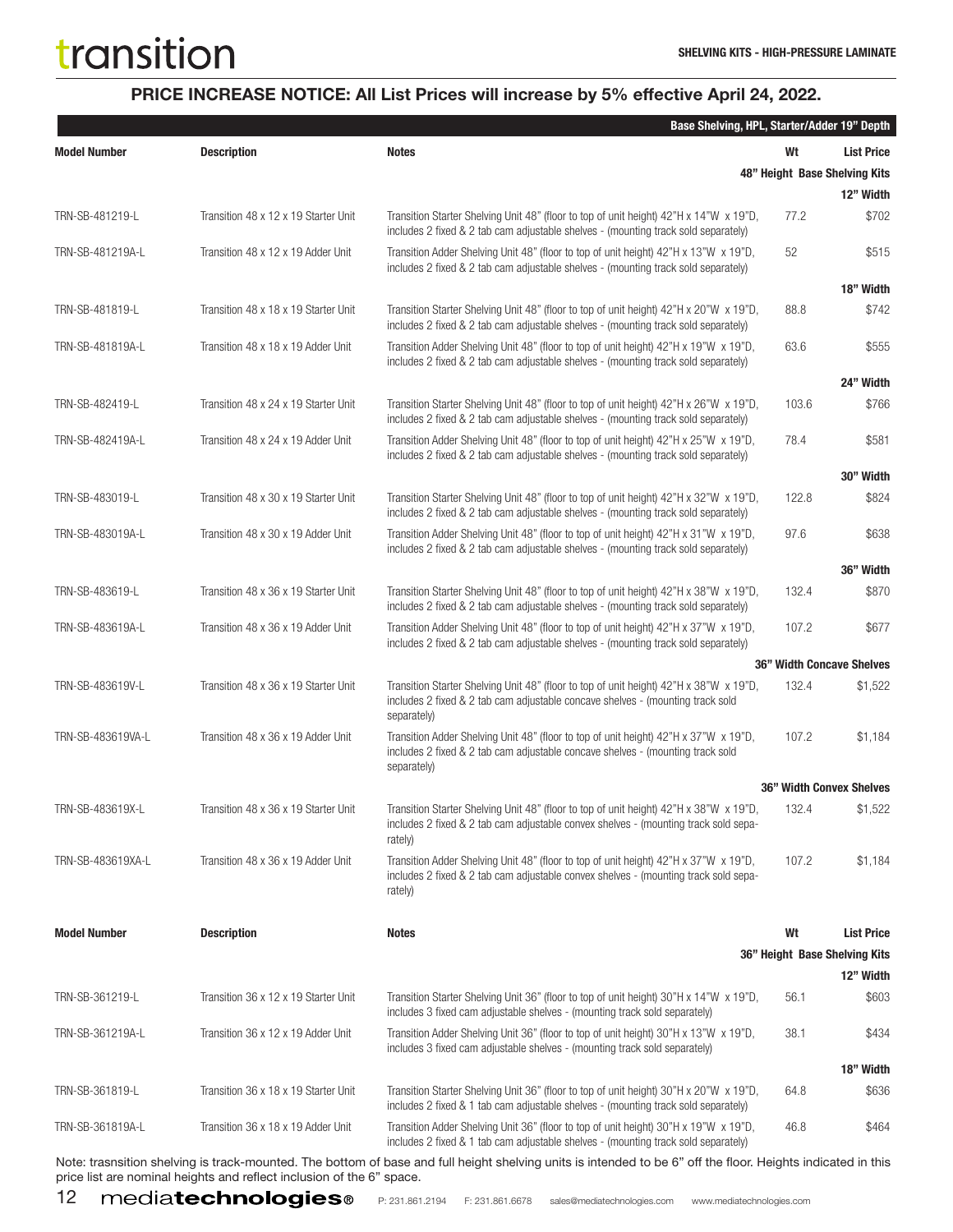# transition

**SHELVING KITS - HIGH-PRESSURE LAMINATE**

## PRICE INCREASE NOTICE: All List Prices will increase by 5% effective April 24, 2022.

**Base Shelving, HPL, Starter/Adder 19" Depth**

| Model Number | Description | Notes | Wt | List Price |
|---|---|---|---|---|
| | | | **48" Height Base Shelving Kits** | |
| | | | | **12" Width** |
| TRN-SB-481219-L | Transition 48 x 12 x 19 Starter Unit | Transition Starter Shelving Unit 48" (floor to top of unit height) 42"H x 14"W x 19"D, includes 2 fixed & 2 tab cam adjustable shelves - (mounting track sold separately) | 77.2 | $702 |
| TRN-SB-481219A-L | Transition 48 x 12 x 19 Adder Unit | Transition Adder Shelving Unit 48" (floor to top of unit height) 42"H x 13"W x 19"D, includes 2 fixed & 2 tab cam adjustable shelves - (mounting track sold separately) | 52 | $515 |
| | | | | **18" Width** |
| TRN-SB-481819-L | Transition 48 x 18 x 19 Starter Unit | Transition Starter Shelving Unit 48" (floor to top of unit height) 42"H x 20"W x 19"D, includes 2 fixed & 2 tab cam adjustable shelves - (mounting track sold separately) | 88.8 | $742 |
| TRN-SB-481819A-L | Transition 48 x 18 x 19 Adder Unit | Transition Adder Shelving Unit 48" (floor to top of unit height) 42"H x 19"W x 19"D, includes 2 fixed & 2 tab cam adjustable shelves - (mounting track sold separately) | 63.6 | $555 |
| | | | | **24" Width** |
| TRN-SB-482419-L | Transition 48 x 24 x 19 Starter Unit | Transition Starter Shelving Unit 48" (floor to top of unit height) 42"H x 26"W x 19"D, includes 2 fixed & 2 tab cam adjustable shelves - (mounting track sold separately) | 103.6 | $766 |
| TRN-SB-482419A-L | Transition 48 x 24 x 19 Adder Unit | Transition Adder Shelving Unit 48" (floor to top of unit height) 42"H x 25"W x 19"D, includes 2 fixed & 2 tab cam adjustable shelves - (mounting track sold separately) | 78.4 | $581 |
| | | | | **30" Width** |
| TRN-SB-483019-L | Transition 48 x 30 x 19 Starter Unit | Transition Starter Shelving Unit 48" (floor to top of unit height) 42"H x 32"W x 19"D, includes 2 fixed & 2 tab cam adjustable shelves - (mounting track sold separately) | 122.8 | $824 |
| TRN-SB-483019A-L | Transition 48 x 30 x 19 Adder Unit | Transition Adder Shelving Unit 48" (floor to top of unit height) 42"H x 31"W x 19"D, includes 2 fixed & 2 tab cam adjustable shelves - (mounting track sold separately) | 97.6 | $638 |
| | | | | **36" Width** |
| TRN-SB-483619-L | Transition 48 x 36 x 19 Starter Unit | Transition Starter Shelving Unit 48" (floor to top of unit height) 42"H x 38"W x 19"D, includes 2 fixed & 2 tab cam adjustable shelves - (mounting track sold separately) | 132.4 | $870 |
| TRN-SB-483619A-L | Transition 48 x 36 x 19 Adder Unit | Transition Adder Shelving Unit 48" (floor to top of unit height) 42"H x 37"W x 19"D, includes 2 fixed & 2 tab cam adjustable shelves - (mounting track sold separately) | 107.2 | $677 |
| | | | **36" Width Concave Shelves** | |
| TRN-SB-483619V-L | Transition 48 x 36 x 19 Starter Unit | Transition Starter Shelving Unit 48" (floor to top of unit height) 42"H x 38"W x 19"D, includes 2 fixed & 2 tab cam adjustable concave shelves - (mounting track sold separately) | 132.4 | $1,522 |
| TRN-SB-483619VA-L | Transition 48 x 36 x 19 Adder Unit | Transition Adder Shelving Unit 48" (floor to top of unit height) 42"H x 37"W x 19"D, includes 2 fixed & 2 tab cam adjustable concave shelves - (mounting track sold separately) | 107.2 | $1,184 |
| | | | **36" Width Convex Shelves** | |
| TRN-SB-483619X-L | Transition 48 x 36 x 19 Starter Unit | Transition Starter Shelving Unit 48" (floor to top of unit height) 42"H x 38"W x 19"D, includes 2 fixed & 2 tab cam adjustable convex shelves - (mounting track sold separately) | 132.4 | $1,522 |
| TRN-SB-483619XA-L | Transition 48 x 36 x 19 Adder Unit | Transition Adder Shelving Unit 48" (floor to top of unit height) 42"H x 37"W x 19"D, includes 2 fixed & 2 tab cam adjustable convex shelves - (mounting track sold separately) | 107.2 | $1,184 |

| Model Number | Description | Notes | Wt | List Price |
|---|---|---|---|---|
| | | | **36" Height Base Shelving Kits** | |
| | | | | **12" Width** |
| TRN-SB-361219-L | Transition 36 x 12 x 19 Starter Unit | Transition Starter Shelving Unit 36" (floor to top of unit height) 30"H x 14"W x 19"D, includes 3 fixed cam adjustable shelves - (mounting track sold separately) | 56.1 | $603 |
| TRN-SB-361219A-L | Transition 36 x 12 x 19 Adder Unit | Transition Adder Shelving Unit 36" (floor to top of unit height) 30"H x 13"W x 19"D, includes 3 fixed cam adjustable shelves - (mounting track sold separately) | 38.1 | $434 |
| | | | | **18" Width** |
| TRN-SB-361819-L | Transition 36 x 18 x 19 Starter Unit | Transition Starter Shelving Unit 36" (floor to top of unit height) 30"H x 20"W x 19"D, includes 2 fixed & 1 tab cam adjustable shelves - (mounting track sold separately) | 64.8 | $636 |
| TRN-SB-361819A-L | Transition 36 x 18 x 19 Adder Unit | Transition Adder Shelving Unit 36" (floor to top of unit height) 30"H x 19"W x 19"D, includes 2 fixed & 1 tab cam adjustable shelves - (mounting track sold separately) | 46.8 | $464 |

Note: trasnsition shelving is track-mounted. The bottom of base and full height shelving units is intended to be 6" off the floor. Heights indicated in this price list are nominal heights and reflect inclusion of the 6" space.

**mediatechnologies®** P: 231.861.2194 F: 231.861.6678 sales@mediatechnologies.com www.mediatechnologies.com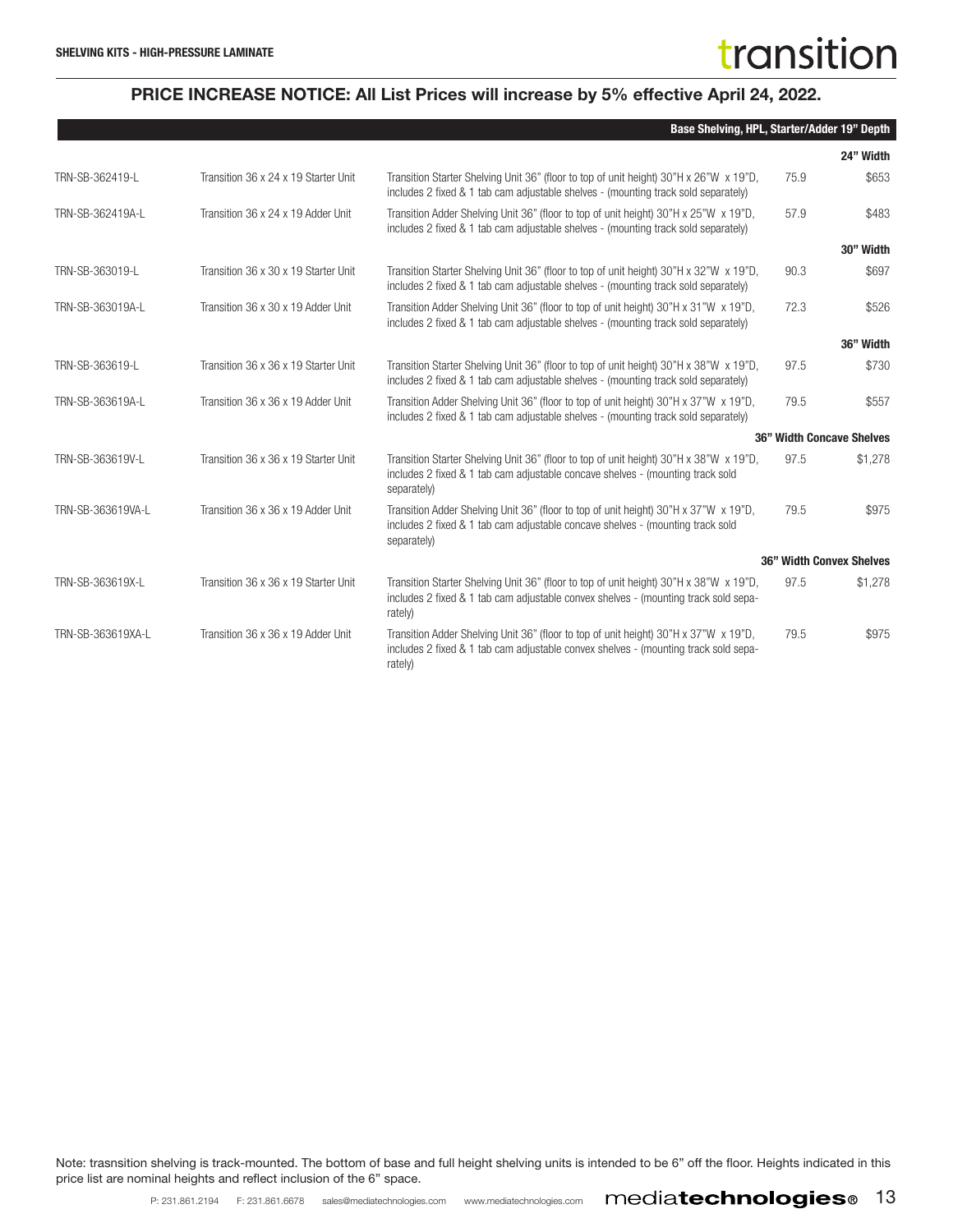**SHELVING KITS - HIGH-PRESSURE LAMINATE**

**PRICE INCREASE NOTICE: All List Prices will increase by 5% effective April 24, 2022.**

| | | | | **Base Shelving, HPL, Starter/Adder 19" Depth** |
|---|---|---|---|---|
| | | | | **24" Width** |
| TRN-SB-362419-L | Transition 36 x 24 x 19 Starter Unit | Transition Starter Shelving Unit 36" (floor to top of unit height) 30"H x 26"W x 19"D, includes 2 fixed & 1 tab cam adjustable shelves - (mounting track sold separately) | 75.9 | $653 |
| TRN-SB-362419A-L | Transition 36 x 24 x 19 Adder Unit | Transition Adder Shelving Unit 36" (floor to top of unit height) 30"H x 25"W x 19"D, includes 2 fixed & 1 tab cam adjustable shelves - (mounting track sold separately) | 57.9 | $483 |
| | | | | **30" Width** |
| TRN-SB-363019-L | Transition 36 x 30 x 19 Starter Unit | Transition Starter Shelving Unit 36" (floor to top of unit height) 30"H x 32"W x 19"D, includes 2 fixed & 1 tab cam adjustable shelves - (mounting track sold separately) | 90.3 | $697 |
| TRN-SB-363019A-L | Transition 36 x 30 x 19 Adder Unit | Transition Adder Shelving Unit 36" (floor to top of unit height) 30"H x 31"W x 19"D, includes 2 fixed & 1 tab cam adjustable shelves - (mounting track sold separately) | 72.3 | $526 |
| | | | | **36" Width** |
| TRN-SB-363619-L | Transition 36 x 36 x 19 Starter Unit | Transition Starter Shelving Unit 36" (floor to top of unit height) 30"H x 38"W x 19"D, includes 2 fixed & 1 tab cam adjustable shelves - (mounting track sold separately) | 97.5 | $730 |
| TRN-SB-363619A-L | Transition 36 x 36 x 19 Adder Unit | Transition Adder Shelving Unit 36" (floor to top of unit height) 30"H x 37"W x 19"D, includes 2 fixed & 1 tab cam adjustable shelves - (mounting track sold separately) | 79.5 | $557 |
| | | | | **36" Width Concave Shelves** |
| TRN-SB-363619V-L | Transition 36 x 36 x 19 Starter Unit | Transition Starter Shelving Unit 36" (floor to top of unit height) 30"H x 38"W x 19"D, includes 2 fixed & 1 tab cam adjustable concave shelves - (mounting track sold separately) | 97.5 | $1,278 |
| TRN-SB-363619VA-L | Transition 36 x 36 x 19 Adder Unit | Transition Adder Shelving Unit 36" (floor to top of unit height) 30"H x 37"W x 19"D, includes 2 fixed & 1 tab cam adjustable concave shelves - (mounting track sold separately) | 79.5 | $975 |
| | | | | **36" Width Convex Shelves** |
| TRN-SB-363619X-L | Transition 36 x 36 x 19 Starter Unit | Transition Starter Shelving Unit 36" (floor to top of unit height) 30"H x 38"W x 19"D, includes 2 fixed & 1 tab cam adjustable convex shelves - (mounting track sold separately) | 97.5 | $1,278 |
| TRN-SB-363619XA-L | Transition 36 x 36 x 19 Adder Unit | Transition Adder Shelving Unit 36" (floor to top of unit height) 30"H x 37"W x 19"D, includes 2 fixed & 1 tab cam adjustable convex shelves - (mounting track sold separately) | 79.5 | $975 |

Note: trasnsition shelving is track-mounted. The bottom of base and full height shelving units is intended to be 6" off the floor. Heights indicated in this price list are nominal heights and reflect inclusion of the 6" space.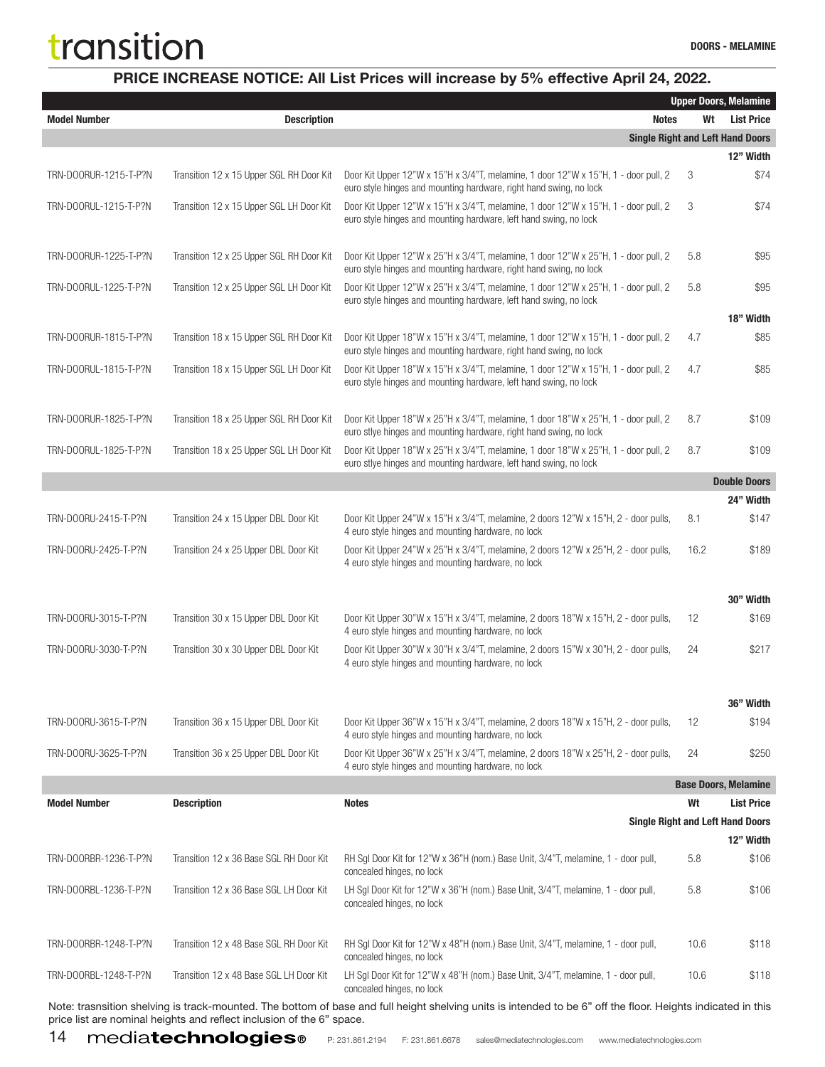transition

**DOORS - MELAMINE**

## PRICE INCREASE NOTICE: All List Prices will increase by 5% effective April 24, 2022.

| Model Number | Description | Notes | Wt | List Price |
|---|---|---|---|---|
| | | | | **Upper Doors, Melamine** |
| | | | | **Single Right and Left Hand Doors** |
| | | | | **12" Width** |
| TRN-DOORUR-1215-T-P?N | Transition 12 x 15 Upper SGL RH Door Kit | Door Kit Upper 12"W x 15"H x 3/4"T, melamine, 1 door 12"W x 15"H, 1 - door pull, 2 euro style hinges and mounting hardware, right hand swing, no lock | 3 | $74 |
| TRN-DOORUL-1215-T-P?N | Transition 12 x 15 Upper SGL LH Door Kit | Door Kit Upper 12"W x 15"H x 3/4"T, melamine, 1 door 12"W x 15"H, 1 - door pull, 2 euro style hinges and mounting hardware, left hand swing, no lock | 3 | $74 |
| TRN-DOORUR-1225-T-P?N | Transition 12 x 25 Upper SGL RH Door Kit | Door Kit Upper 12"W x 25"H x 3/4"T, melamine, 1 door 12"W x 25"H, 1 - door pull, 2 euro style hinges and mounting hardware, right hand swing, no lock | 5.8 | $95 |
| TRN-DOORUL-1225-T-P?N | Transition 12 x 25 Upper SGL LH Door Kit | Door Kit Upper 12"W x 25"H x 3/4"T, melamine, 1 door 12"W x 25"H, 1 - door pull, 2 euro style hinges and mounting hardware, left hand swing, no lock | 5.8 | $95 |
| | | | | **18" Width** |
| TRN-DOORUR-1815-T-P?N | Transition 18 x 15 Upper SGL RH Door Kit | Door Kit Upper 18"W x 15"H x 3/4"T, melamine, 1 door 12"W x 15"H, 1 - door pull, 2 euro style hinges and mounting hardware, right hand swing, no lock | 4.7 | $85 |
| TRN-DOORUL-1815-T-P?N | Transition 18 x 15 Upper SGL LH Door Kit | Door Kit Upper 18"W x 15"H x 3/4"T, melamine, 1 door 12"W x 15"H, 1 - door pull, 2 euro style hinges and mounting hardware, left hand swing, no lock | 4.7 | $85 |
| TRN-DOORUR-1825-T-P?N | Transition 18 x 25 Upper SGL RH Door Kit | Door Kit Upper 18"W x 25"H x 3/4"T, melamine, 1 door 18"W x 25"H, 1 - door pull, 2 euro stlye hinges and mounting hardware, right hand swing, no lock | 8.7 | $109 |
| TRN-DOORUL-1825-T-P?N | Transition 18 x 25 Upper SGL LH Door Kit | Door Kit Upper 18"W x 25"H x 3/4"T, melamine, 1 door 18"W x 25"H, 1 - door pull, 2 euro stlye hinges and mounting hardware, left hand swing, no lock | 8.7 | $109 |
| | | | | **Double Doors** |
| | | | | **24" Width** |
| TRN-DOORU-2415-T-P?N | Transition 24 x 15 Upper DBL Door Kit | Door Kit Upper 24"W x 15"H x 3/4"T, melamine, 2 doors 12"W x 15"H, 2 - door pulls, 4 euro style hinges and mounting hardware, no lock | 8.1 | $147 |
| TRN-DOORU-2425-T-P?N | Transition 24 x 25 Upper DBL Door Kit | Door Kit Upper 24"W x 25"H x 3/4"T, melamine, 2 doors 12"W x 25"H, 2 - door pulls, 4 euro style hinges and mounting hardware, no lock | 16.2 | $189 |
| | | | | **30" Width** |
| TRN-DOORU-3015-T-P?N | Transition 30 x 15 Upper DBL Door Kit | Door Kit Upper 30"W x 15"H x 3/4"T, melamine, 2 doors 18"W x 15"H, 2 - door pulls, 4 euro style hinges and mounting hardware, no lock | 12 | $169 |
| TRN-DOORU-3030-T-P?N | Transition 30 x 30 Upper DBL Door Kit | Door Kit Upper 30"W x 30"H x 3/4"T, melamine, 2 doors 15"W x 30"H, 2 - door pulls, 4 euro style hinges and mounting hardware, no lock | 24 | $217 |
| | | | | **36" Width** |
| TRN-DOORU-3615-T-P?N | Transition 36 x 15 Upper DBL Door Kit | Door Kit Upper 36"W x 15"H x 3/4"T, melamine, 2 doors 18"W x 15"H, 2 - door pulls, 4 euro style hinges and mounting hardware, no lock | 12 | $194 |
| TRN-DOORU-3625-T-P?N | Transition 36 x 25 Upper DBL Door Kit | Door Kit Upper 36"W x 25"H x 3/4"T, melamine, 2 doors 18"W x 25"H, 2 - door pulls, 4 euro style hinges and mounting hardware, no lock | 24 | $250 |

| Model Number | Description | Notes | Wt | List Price |
|---|---|---|---|---|
| | | | | **Base Doors, Melamine** |
| | | | | **Single Right and Left Hand Doors** |
| | | | | **12" Width** |
| TRN-DOORBR-1236-T-P?N | Transition 12 x 36 Base SGL RH Door Kit | RH Sgl Door Kit for 12"W x 36"H (nom.) Base Unit, 3/4"T, melamine, 1 - door pull, concealed hinges, no lock | 5.8 | $106 |
| TRN-DOORBL-1236-T-P?N | Transition 12 x 36 Base SGL LH Door Kit | LH Sgl Door Kit for 12"W x 36"H (nom.) Base Unit, 3/4"T, melamine, 1 - door pull, concealed hinges, no lock | 5.8 | $106 |
| TRN-DOORBR-1248-T-P?N | Transition 12 x 48 Base SGL RH Door Kit | RH Sgl Door Kit for 12"W x 48"H (nom.) Base Unit, 3/4"T, melamine, 1 - door pull, concealed hinges, no lock | 10.6 | $118 |
| TRN-DOORBL-1248-T-P?N | Transition 12 x 48 Base SGL LH Door Kit | LH Sgl Door Kit for 12"W x 48"H (nom.) Base Unit, 3/4"T, melamine, 1 - door pull, concealed hinges, no lock | 10.6 | $118 |

Note: trasnsition shelving is track-mounted. The bottom of base and full height shelving units is intended to be 6" off the floor. Heights indicated in this price list are nominal heights and reflect inclusion of the 6" space.

mediatechnologies® P: 231.861.2194 F: 231.861.6678 sales@mediatechnologies.com www.mediatechnologies.com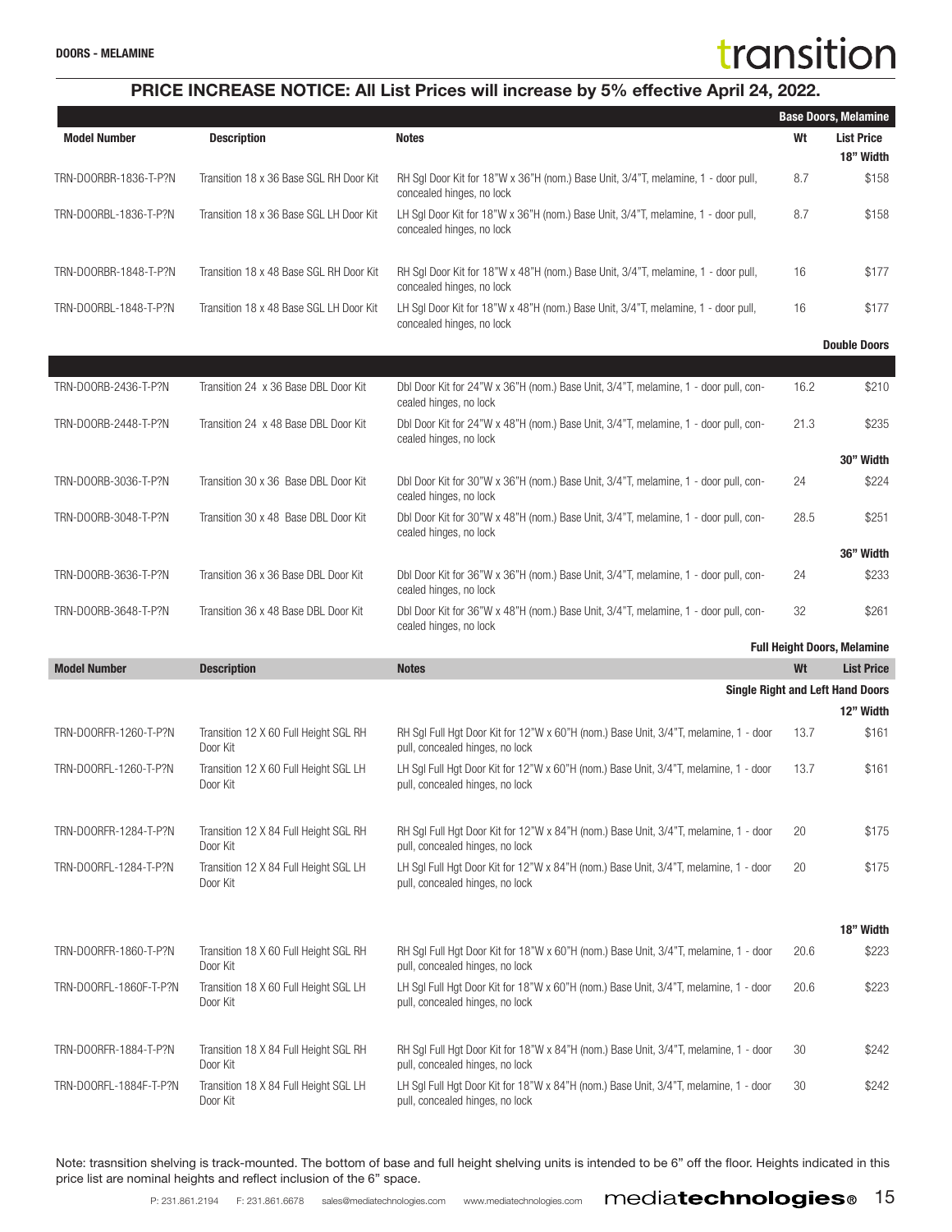**DOORS - MELAMINE**

# transition

## PRICE INCREASE NOTICE: All List Prices will increase by 5% effective April 24, 2022.

| Model Number | Description | Notes | Wt | List Price |
|---|---|---|---|---|
| | | | | **Base Doors, Melamine** |
| | | | | **18" Width** |
| TRN-DOORBR-1836-T-P?N | Transition 18 x 36 Base SGL RH Door Kit | RH Sgl Door Kit for 18"W x 36"H (nom.) Base Unit, 3/4"T, melamine, 1 - door pull, concealed hinges, no lock | 8.7 | $158 |
| TRN-DOORBL-1836-T-P?N | Transition 18 x 36 Base SGL LH Door Kit | LH Sgl Door Kit for 18"W x 36"H (nom.) Base Unit, 3/4"T, melamine, 1 - door pull, concealed hinges, no lock | 8.7 | $158 |
| TRN-DOORBR-1848-T-P?N | Transition 18 x 48 Base SGL RH Door Kit | RH Sgl Door Kit for 18"W x 48"H (nom.) Base Unit, 3/4"T, melamine, 1 - door pull, concealed hinges, no lock | 16 | $177 |
| TRN-DOORBL-1848-T-P?N | Transition 18 x 48 Base SGL LH Door Kit | LH Sgl Door Kit for 18"W x 48"H (nom.) Base Unit, 3/4"T, melamine, 1 - door pull, concealed hinges, no lock | 16 | $177 |
| | | | | **Double Doors** |
| TRN-DOORB-2436-T-P?N | Transition 24 x 36 Base DBL Door Kit | Dbl Door Kit for 24"W x 36"H (nom.) Base Unit, 3/4"T, melamine, 1 - door pull, concealed hinges, no lock | 16.2 | $210 |
| TRN-DOORB-2448-T-P?N | Transition 24 x 48 Base DBL Door Kit | Dbl Door Kit for 24"W x 48"H (nom.) Base Unit, 3/4"T, melamine, 1 - door pull, concealed hinges, no lock | 21.3 | $235 |
| | | | | **30" Width** |
| TRN-DOORB-3036-T-P?N | Transition 30 x 36 Base DBL Door Kit | Dbl Door Kit for 30"W x 36"H (nom.) Base Unit, 3/4"T, melamine, 1 - door pull, concealed hinges, no lock | 24 | $224 |
| TRN-DOORB-3048-T-P?N | Transition 30 x 48 Base DBL Door Kit | Dbl Door Kit for 30"W x 48"H (nom.) Base Unit, 3/4"T, melamine, 1 - door pull, concealed hinges, no lock | 28.5 | $251 |
| | | | | **36" Width** |
| TRN-DOORB-3636-T-P?N | Transition 36 x 36 Base DBL Door Kit | Dbl Door Kit for 36"W x 36"H (nom.) Base Unit, 3/4"T, melamine, 1 - door pull, concealed hinges, no lock | 24 | $233 |
| TRN-DOORB-3648-T-P?N | Transition 36 x 48 Base DBL Door Kit | Dbl Door Kit for 36"W x 48"H (nom.) Base Unit, 3/4"T, melamine, 1 - door pull, concealed hinges, no lock | 32 | $261 |

**Full Height Doors, Melamine**

| Model Number | Description | Notes | Wt | List Price |
|---|---|---|---|---|
| | | | | **Single Right and Left Hand Doors** |
| | | | | **12" Width** |
| TRN-DOORFR-1260-T-P?N | Transition 12 X 60 Full Height SGL RH Door Kit | RH Sgl Full Hgt Door Kit for 12"W x 60"H (nom.) Base Unit, 3/4"T, melamine, 1 - door pull, concealed hinges, no lock | 13.7 | $161 |
| TRN-DOORFL-1260-T-P?N | Transition 12 X 60 Full Height SGL LH Door Kit | LH Sgl Full Hgt Door Kit for 12"W x 60"H (nom.) Base Unit, 3/4"T, melamine, 1 - door pull, concealed hinges, no lock | 13.7 | $161 |
| TRN-DOORFR-1284-T-P?N | Transition 12 X 84 Full Height SGL RH Door Kit | RH Sgl Full Hgt Door Kit for 12"W x 84"H (nom.) Base Unit, 3/4"T, melamine, 1 - door pull, concealed hinges, no lock | 20 | $175 |
| TRN-DOORFL-1284-T-P?N | Transition 12 X 84 Full Height SGL LH Door Kit | LH Sgl Full Hgt Door Kit for 12"W x 84"H (nom.) Base Unit, 3/4"T, melamine, 1 - door pull, concealed hinges, no lock | 20 | $175 |
| | | | | **18" Width** |
| TRN-DOORFR-1860-T-P?N | Transition 18 X 60 Full Height SGL RH Door Kit | RH Sgl Full Hgt Door Kit for 18"W x 60"H (nom.) Base Unit, 3/4"T, melamine, 1 - door pull, concealed hinges, no lock | 20.6 | $223 |
| TRN-DOORFL-1860F-T-P?N | Transition 18 X 60 Full Height SGL LH Door Kit | LH Sgl Full Hgt Door Kit for 18"W x 60"H (nom.) Base Unit, 3/4"T, melamine, 1 - door pull, concealed hinges, no lock | 20.6 | $223 |
| TRN-DOORFR-1884-T-P?N | Transition 18 X 84 Full Height SGL RH Door Kit | RH Sgl Full Hgt Door Kit for 18"W x 84"H (nom.) Base Unit, 3/4"T, melamine, 1 - door pull, concealed hinges, no lock | 30 | $242 |
| TRN-DOORFL-1884F-T-P?N | Transition 18 X 84 Full Height SGL LH Door Kit | LH Sgl Full Hgt Door Kit for 18"W x 84"H (nom.) Base Unit, 3/4"T, melamine, 1 - door pull, concealed hinges, no lock | 30 | $242 |

Note: trasnsition shelving is track-mounted. The bottom of base and full height shelving units is intended to be 6" off the floor. Heights indicated in this price list are nominal heights and reflect inclusion of the 6" space.

P: 231.861.2194 F: 231.861.6678 sales@mediatechnologies.com www.mediatechnologies.com **mediatechnologies®**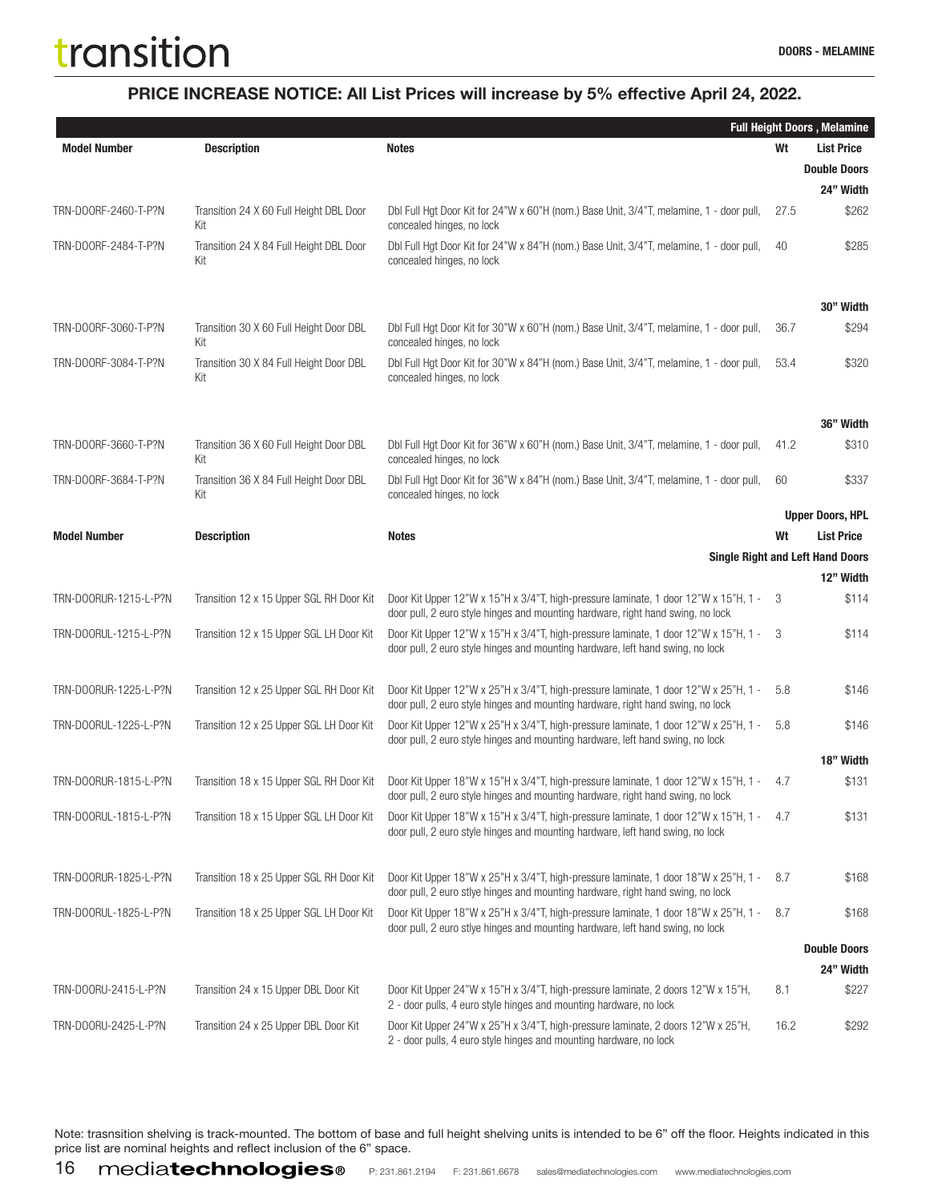**PRICE INCREASE NOTICE: All List Prices will increase by 5% effective April 24, 2022.**

| Model Number | Description | Notes | Wt | List Price |
|---|---|---|---|---|
| | | | | **Full Height Doors , Melamine** |
| | | | | **Double Doors** |
| | | | | **24" Width** |
| TRN-DOORF-2460-T-P?N | Transition 24 X 60 Full Height DBL Door Kit | Dbl Full Hgt Door Kit for 24"W x 60"H (nom.) Base Unit, 3/4"T, melamine, 1 - door pull, concealed hinges, no lock | 27.5 | $262 |
| TRN-DOORF-2484-T-P?N | Transition 24 X 84 Full Height DBL Door Kit | Dbl Full Hgt Door Kit for 24"W x 84"H (nom.) Base Unit, 3/4"T, melamine, 1 - door pull, concealed hinges, no lock | 40 | $285 |
| | | | | **30" Width** |
| TRN-DOORF-3060-T-P?N | Transition 30 X 60 Full Height Door DBL Kit | Dbl Full Hgt Door Kit for 30"W x 60"H (nom.) Base Unit, 3/4"T, melamine, 1 - door pull, concealed hinges, no lock | 36.7 | $294 |
| TRN-DOORF-3084-T-P?N | Transition 30 X 84 Full Height Door DBL Kit | Dbl Full Hgt Door Kit for 30"W x 84"H (nom.) Base Unit, 3/4"T, melamine, 1 - door pull, concealed hinges, no lock | 53.4 | $320 |
| | | | | **36" Width** |
| TRN-DOORF-3660-T-P?N | Transition 36 X 60 Full Height Door DBL Kit | Dbl Full Hgt Door Kit for 36"W x 60"H (nom.) Base Unit, 3/4"T, melamine, 1 - door pull, concealed hinges, no lock | 41.2 | $310 |
| TRN-DOORF-3684-T-P?N | Transition 36 X 84 Full Height Door DBL Kit | Dbl Full Hgt Door Kit for 36"W x 84"H (nom.) Base Unit, 3/4"T, melamine, 1 - door pull, concealed hinges, no lock | 60 | $337 |

| Model Number | Description | Notes | Wt | List Price |
|---|---|---|---|---|
| | | | | **Upper Doors, HPL** |
| | | | | **Single Right and Left Hand Doors** |
| | | | | **12" Width** |
| TRN-DOORUR-1215-L-P?N | Transition 12 x 15 Upper SGL RH Door Kit | Door Kit Upper 12"W x 15"H x 3/4"T, high-pressure laminate, 1 door 12"W x 15"H, 1 - door pull, 2 euro style hinges and mounting hardware, right hand swing, no lock | 3 | $114 |
| TRN-DOORUL-1215-L-P?N | Transition 12 x 15 Upper SGL LH Door Kit | Door Kit Upper 12"W x 15"H x 3/4"T, high-pressure laminate, 1 door 12"W x 15"H, 1 - door pull, 2 euro style hinges and mounting hardware, left hand swing, no lock | 3 | $114 |
| TRN-DOORUR-1225-L-P?N | Transition 12 x 25 Upper SGL RH Door Kit | Door Kit Upper 12"W x 25"H x 3/4"T, high-pressure laminate, 1 door 12"W x 25"H, 1 - door pull, 2 euro style hinges and mounting hardware, right hand swing, no lock | 5.8 | $146 |
| TRN-DOORUL-1225-L-P?N | Transition 12 x 25 Upper SGL LH Door Kit | Door Kit Upper 12"W x 25"H x 3/4"T, high-pressure laminate, 1 door 12"W x 25"H, 1 - door pull, 2 euro style hinges and mounting hardware, left hand swing, no lock | 5.8 | $146 |
| | | | | **18" Width** |
| TRN-DOORUR-1815-L-P?N | Transition 18 x 15 Upper SGL RH Door Kit | Door Kit Upper 18"W x 15"H x 3/4"T, high-pressure laminate, 1 door 12"W x 15"H, 1 - door pull, 2 euro style hinges and mounting hardware, right hand swing, no lock | 4.7 | $131 |
| TRN-DOORUL-1815-L-P?N | Transition 18 x 15 Upper SGL LH Door Kit | Door Kit Upper 18"W x 15"H x 3/4"T, high-pressure laminate, 1 door 12"W x 15"H, 1 - door pull, 2 euro style hinges and mounting hardware, left hand swing, no lock | 4.7 | $131 |
| TRN-DOORUR-1825-L-P?N | Transition 18 x 25 Upper SGL RH Door Kit | Door Kit Upper 18"W x 25"H x 3/4"T, high-pressure laminate, 1 door 18"W x 25"H, 1 - door pull, 2 euro stlye hinges and mounting hardware, right hand swing, no lock | 8.7 | $168 |
| TRN-DOORUL-1825-L-P?N | Transition 18 x 25 Upper SGL LH Door Kit | Door Kit Upper 18"W x 25"H x 3/4"T, high-pressure laminate, 1 door 18"W x 25"H, 1 - door pull, 2 euro stlye hinges and mounting hardware, left hand swing, no lock | 8.7 | $168 |
| | | | | **Double Doors** |
| | | | | **24" Width** |
| TRN-DOORU-2415-L-P?N | Transition 24 x 15 Upper DBL Door Kit | Door Kit Upper 24"W x 15"H x 3/4"T, high-pressure laminate, 2 doors 12"W x 15"H, 2 - door pulls, 4 euro style hinges and mounting hardware, no lock | 8.1 | $227 |
| TRN-DOORU-2425-L-P?N | Transition 24 x 25 Upper DBL Door Kit | Door Kit Upper 24"W x 25"H x 3/4"T, high-pressure laminate, 2 doors 12"W x 25"H, 2 - door pulls, 4 euro style hinges and mounting hardware, no lock | 16.2 | $292 |

Note: trasnsition shelving is track-mounted. The bottom of base and full height shelving units is intended to be 6" off the floor. Heights indicated in this price list are nominal heights and reflect inclusion of the 6" space.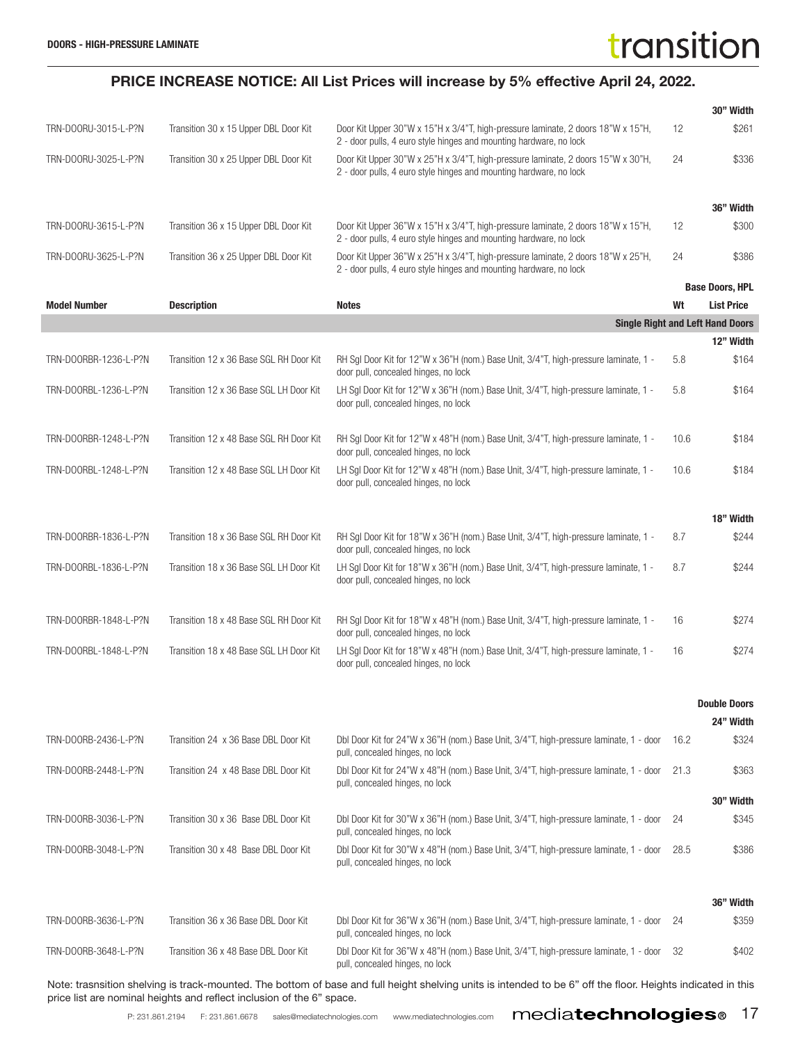**DOORS - HIGH-PRESSURE LAMINATE**

## PRICE INCREASE NOTICE: All List Prices will increase by 5% effective April 24, 2022.

| Model Number | Description | Notes | Wt | List Price |
|---|---|---|---|---|
| | | | | **30" Width** |
| TRN-DOORU-3015-L-P?N | Transition 30 x 15 Upper DBL Door Kit | Door Kit Upper 30"W x 15"H x 3/4"T, high-pressure laminate, 2 doors 18"W x 15"H, 2 - door pulls, 4 euro style hinges and mounting hardware, no lock | 12 | $261 |
| TRN-DOORU-3025-L-P?N | Transition 30 x 25 Upper DBL Door Kit | Door Kit Upper 30"W x 25"H x 3/4"T, high-pressure laminate, 2 doors 15"W x 30"H, 2 - door pulls, 4 euro style hinges and mounting hardware, no lock | 24 | $336 |
| | | | | **36" Width** |
| TRN-DOORU-3615-L-P?N | Transition 36 x 15 Upper DBL Door Kit | Door Kit Upper 36"W x 15"H x 3/4"T, high-pressure laminate, 2 doors 18"W x 15"H, 2 - door pulls, 4 euro style hinges and mounting hardware, no lock | 12 | $300 |
| TRN-DOORU-3625-L-P?N | Transition 36 x 25 Upper DBL Door Kit | Door Kit Upper 36"W x 25"H x 3/4"T, high-pressure laminate, 2 doors 18"W x 25"H, 2 - door pulls, 4 euro style hinges and mounting hardware, no lock | 24 | $386 |

| Model Number | Description | Notes | Wt | Base Doors, HPL List Price |
|---|---|---|---|---|
| | | | | **Single Right and Left Hand Doors** |
| | | | | **12" Width** |
| TRN-DOORBR-1236-L-P?N | Transition 12 x 36 Base SGL RH Door Kit | RH Sgl Door Kit for 12"W x 36"H (nom.) Base Unit, 3/4"T, high-pressure laminate, 1 - door pull, concealed hinges, no lock | 5.8 | $164 |
| TRN-DOORBL-1236-L-P?N | Transition 12 x 36 Base SGL LH Door Kit | LH Sgl Door Kit for 12"W x 36"H (nom.) Base Unit, 3/4"T, high-pressure laminate, 1 - door pull, concealed hinges, no lock | 5.8 | $164 |
| TRN-DOORBR-1248-L-P?N | Transition 12 x 48 Base SGL RH Door Kit | RH Sgl Door Kit for 12"W x 48"H (nom.) Base Unit, 3/4"T, high-pressure laminate, 1 - door pull, concealed hinges, no lock | 10.6 | $184 |
| TRN-DOORBL-1248-L-P?N | Transition 12 x 48 Base SGL LH Door Kit | LH Sgl Door Kit for 12"W x 48"H (nom.) Base Unit, 3/4"T, high-pressure laminate, 1 - door pull, concealed hinges, no lock | 10.6 | $184 |
| | | | | **18" Width** |
| TRN-DOORBR-1836-L-P?N | Transition 18 x 36 Base SGL RH Door Kit | RH Sgl Door Kit for 18"W x 36"H (nom.) Base Unit, 3/4"T, high-pressure laminate, 1 - door pull, concealed hinges, no lock | 8.7 | $244 |
| TRN-DOORBL-1836-L-P?N | Transition 18 x 36 Base SGL LH Door Kit | LH Sgl Door Kit for 18"W x 36"H (nom.) Base Unit, 3/4"T, high-pressure laminate, 1 - door pull, concealed hinges, no lock | 8.7 | $244 |
| TRN-DOORBR-1848-L-P?N | Transition 18 x 48 Base SGL RH Door Kit | RH Sgl Door Kit for 18"W x 48"H (nom.) Base Unit, 3/4"T, high-pressure laminate, 1 - door pull, concealed hinges, no lock | 16 | $274 |
| TRN-DOORBL-1848-L-P?N | Transition 18 x 48 Base SGL LH Door Kit | LH Sgl Door Kit for 18"W x 48"H (nom.) Base Unit, 3/4"T, high-pressure laminate, 1 - door pull, concealed hinges, no lock | 16 | $274 |
| | | | | **Double Doors** |
| | | | | **24" Width** |
| TRN-DOORB-2436-L-P?N | Transition 24 x 36 Base DBL Door Kit | Dbl Door Kit for 24"W x 36"H (nom.) Base Unit, 3/4"T, high-pressure laminate, 1 - door pull, concealed hinges, no lock | 16.2 | $324 |
| TRN-DOORB-2448-L-P?N | Transition 24 x 48 Base DBL Door Kit | Dbl Door Kit for 24"W x 48"H (nom.) Base Unit, 3/4"T, high-pressure laminate, 1 - door pull, concealed hinges, no lock | 21.3 | $363 |
| | | | | **30" Width** |
| TRN-DOORB-3036-L-P?N | Transition 30 x 36 Base DBL Door Kit | Dbl Door Kit for 30"W x 36"H (nom.) Base Unit, 3/4"T, high-pressure laminate, 1 - door pull, concealed hinges, no lock | 24 | $345 |
| TRN-DOORB-3048-L-P?N | Transition 30 x 48 Base DBL Door Kit | Dbl Door Kit for 30"W x 48"H (nom.) Base Unit, 3/4"T, high-pressure laminate, 1 - door pull, concealed hinges, no lock | 28.5 | $386 |
| | | | | **36" Width** |
| TRN-DOORB-3636-L-P?N | Transition 36 x 36 Base DBL Door Kit | Dbl Door Kit for 36"W x 36"H (nom.) Base Unit, 3/4"T, high-pressure laminate, 1 - door pull, concealed hinges, no lock | 24 | $359 |
| TRN-DOORB-3648-L-P?N | Transition 36 x 48 Base DBL Door Kit | Dbl Door Kit for 36"W x 48"H (nom.) Base Unit, 3/4"T, high-pressure laminate, 1 - door pull, concealed hinges, no lock | 32 | $402 |

Note: trasnsition shelving is track-mounted. The bottom of base and full height shelving units is intended to be 6" off the floor. Heights indicated in this price list are nominal heights and reflect inclusion of the 6" space.

P: 231.861.2194 F: 231.861.6678 sales@mediatechnologies.com www.mediatechnologies.com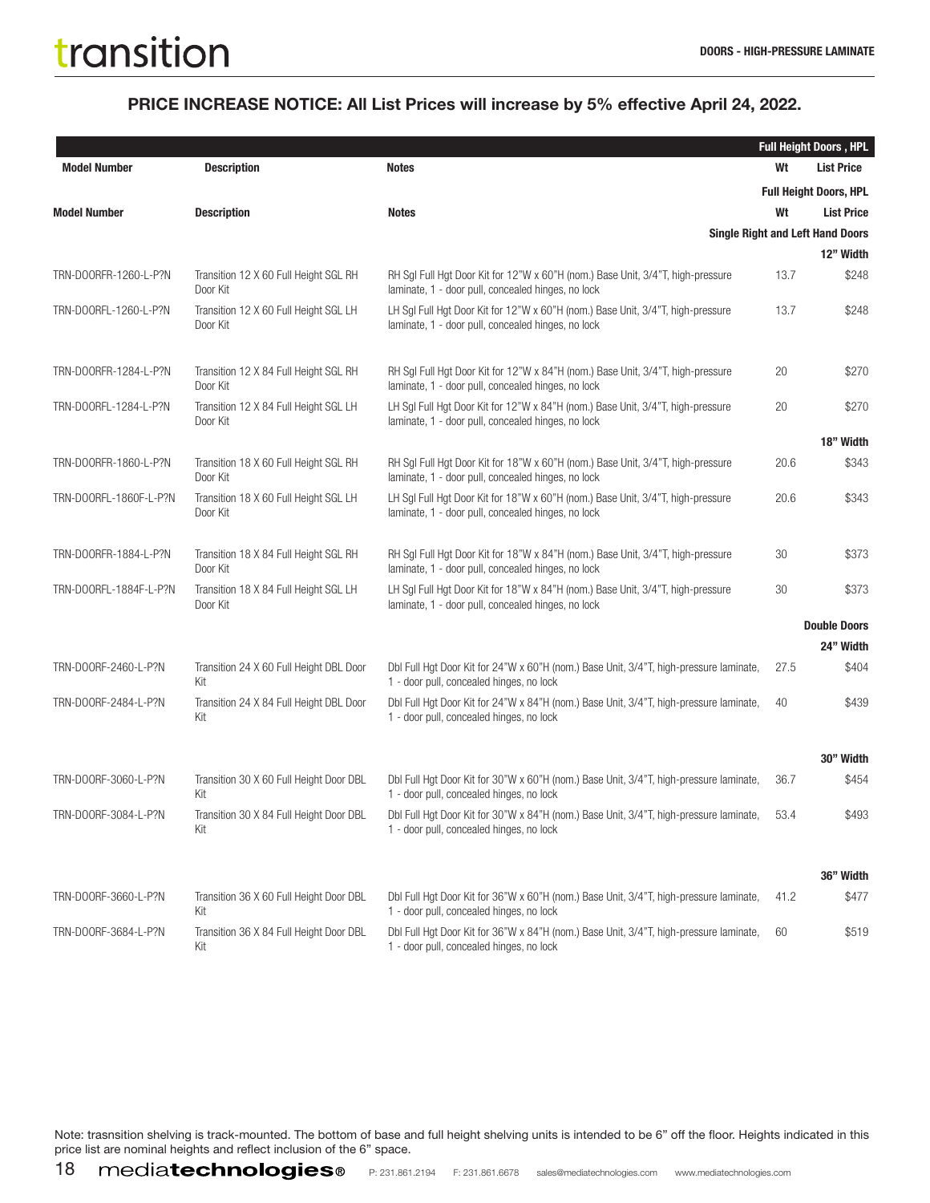**PRICE INCREASE NOTICE: All List Prices will increase by 5% effective April 24, 2022.**

| | | | Full Height Doors , HPL | |
|---|---|---|---|---|
| **Model Number** | **Description** | **Notes** | **Wt** | **List Price** |
| | | | | **Full Height Doors, HPL** |
| **Model Number** | **Description** | **Notes** | **Wt** | **List Price** |
| | | | | **Single Right and Left Hand Doors** |
| | | | | **12" Width** |
| TRN-DOORFR-1260-L-P?N | Transition 12 X 60 Full Height SGL RH Door Kit | RH Sgl Full Hgt Door Kit for 12"W x 60"H (nom.) Base Unit, 3/4"T, high-pressure laminate, 1 - door pull, concealed hinges, no lock | 13.7 | $248 |
| TRN-DOORFL-1260-L-P?N | Transition 12 X 60 Full Height SGL LH Door Kit | LH Sgl Full Hgt Door Kit for 12"W x 60"H (nom.) Base Unit, 3/4"T, high-pressure laminate, 1 - door pull, concealed hinges, no lock | 13.7 | $248 |
| TRN-DOORFR-1284-L-P?N | Transition 12 X 84 Full Height SGL RH Door Kit | RH Sgl Full Hgt Door Kit for 12"W x 84"H (nom.) Base Unit, 3/4"T, high-pressure laminate, 1 - door pull, concealed hinges, no lock | 20 | $270 |
| TRN-DOORFL-1284-L-P?N | Transition 12 X 84 Full Height SGL LH Door Kit | LH Sgl Full Hgt Door Kit for 12"W x 84"H (nom.) Base Unit, 3/4"T, high-pressure laminate, 1 - door pull, concealed hinges, no lock | 20 | $270 |
| | | | | **18" Width** |
| TRN-DOORFR-1860-L-P?N | Transition 18 X 60 Full Height SGL RH Door Kit | RH Sgl Full Hgt Door Kit for 18"W x 60"H (nom.) Base Unit, 3/4"T, high-pressure laminate, 1 - door pull, concealed hinges, no lock | 20.6 | $343 |
| TRN-DOORFL-1860F-L-P?N | Transition 18 X 60 Full Height SGL LH Door Kit | LH Sgl Full Hgt Door Kit for 18"W x 60"H (nom.) Base Unit, 3/4"T, high-pressure laminate, 1 - door pull, concealed hinges, no lock | 20.6 | $343 |
| TRN-DOORFR-1884-L-P?N | Transition 18 X 84 Full Height SGL RH Door Kit | RH Sgl Full Hgt Door Kit for 18"W x 84"H (nom.) Base Unit, 3/4"T, high-pressure laminate, 1 - door pull, concealed hinges, no lock | 30 | $373 |
| TRN-DOORFL-1884F-L-P?N | Transition 18 X 84 Full Height SGL LH Door Kit | LH Sgl Full Hgt Door Kit for 18"W x 84"H (nom.) Base Unit, 3/4"T, high-pressure laminate, 1 - door pull, concealed hinges, no lock | 30 | $373 |
| | | | | **Double Doors** |
| | | | | **24" Width** |
| TRN-DOORF-2460-L-P?N | Transition 24 X 60 Full Height DBL Door Kit | Dbl Full Hgt Door Kit for 24"W x 60"H (nom.) Base Unit, 3/4"T, high-pressure laminate, 1 - door pull, concealed hinges, no lock | 27.5 | $404 |
| TRN-DOORF-2484-L-P?N | Transition 24 X 84 Full Height DBL Door Kit | Dbl Full Hgt Door Kit for 24"W x 84"H (nom.) Base Unit, 3/4"T, high-pressure laminate, 1 - door pull, concealed hinges, no lock | 40 | $439 |
| | | | | **30" Width** |
| TRN-DOORF-3060-L-P?N | Transition 30 X 60 Full Height Door DBL Kit | Dbl Full Hgt Door Kit for 30"W x 60"H (nom.) Base Unit, 3/4"T, high-pressure laminate, 1 - door pull, concealed hinges, no lock | 36.7 | $454 |
| TRN-DOORF-3084-L-P?N | Transition 30 X 84 Full Height Door DBL Kit | Dbl Full Hgt Door Kit for 30"W x 84"H (nom.) Base Unit, 3/4"T, high-pressure laminate, 1 - door pull, concealed hinges, no lock | 53.4 | $493 |
| | | | | **36" Width** |
| TRN-DOORF-3660-L-P?N | Transition 36 X 60 Full Height Door DBL Kit | Dbl Full Hgt Door Kit for 36"W x 60"H (nom.) Base Unit, 3/4"T, high-pressure laminate, 1 - door pull, concealed hinges, no lock | 41.2 | $477 |
| TRN-DOORF-3684-L-P?N | Transition 36 X 84 Full Height Door DBL Kit | Dbl Full Hgt Door Kit for 36"W x 84"H (nom.) Base Unit, 3/4"T, high-pressure laminate, 1 - door pull, concealed hinges, no lock | 60 | $519 |

Note: trasnsition shelving is track-mounted. The bottom of base and full height shelving units is intended to be 6" off the floor. Heights indicated in this price list are nominal heights and reflect inclusion of the 6" space.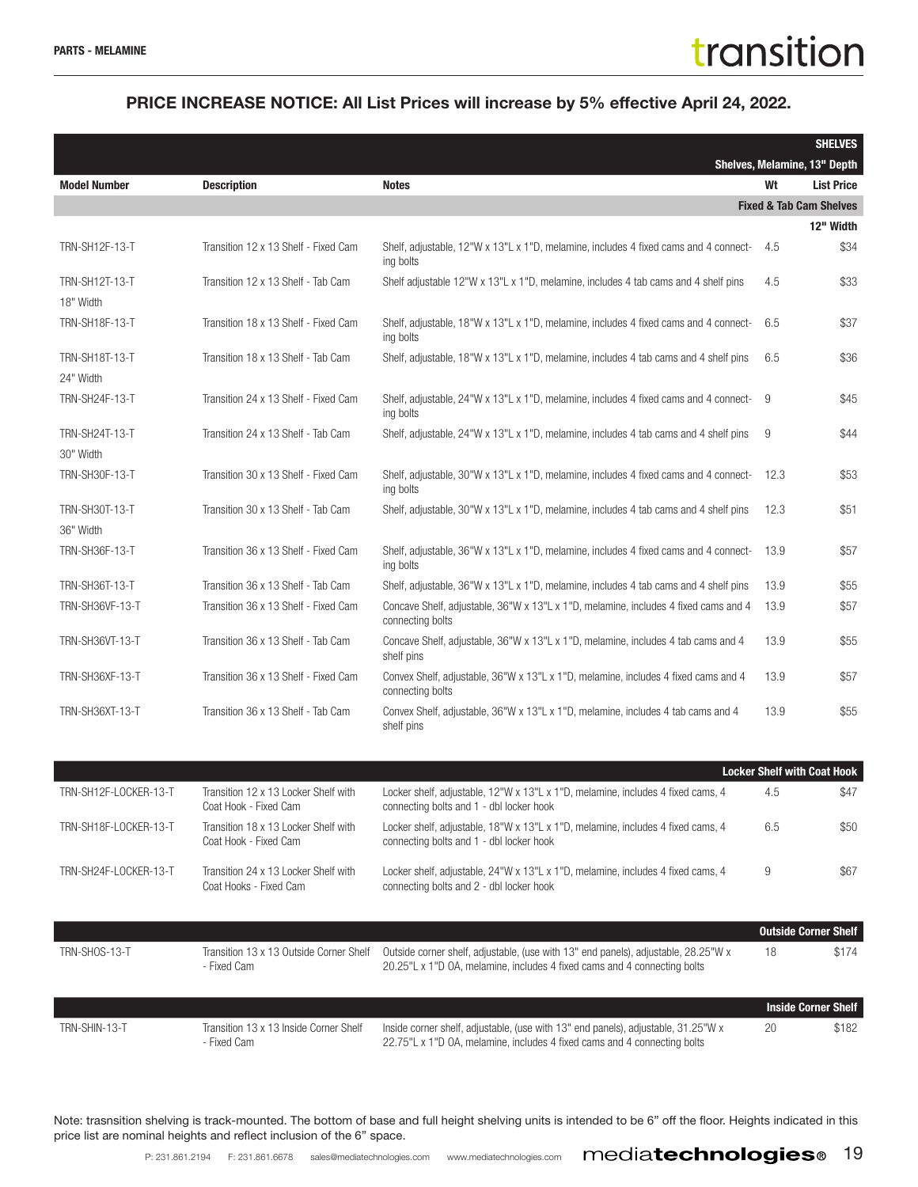PARTS - MELAMINE

**PRICE INCREASE NOTICE: All List Prices will increase by 5% effective April 24, 2022.**

## SHELVES

### Shelves, Melamine, 13" Depth

| Model Number | Description | Notes | Wt | List Price |
|---|---|---|---|---|
| **Fixed & Tab Cam Shelves** | | | | |
| **12" Width** | | | | |
| TRN-SH12F-13-T | Transition 12 x 13 Shelf - Fixed Cam | Shelf, adjustable, 12"W x 13"L x 1"D, melamine, includes 4 fixed cams and 4 connecting bolts | 4.5 | $34 |
| TRN-SH12T-13-T | Transition 12 x 13 Shelf - Tab Cam | Shelf adjustable 12"W x 13"L x 1"D, melamine, includes 4 tab cams and 4 shelf pins | 4.5 | $33 |
| **18" Width** | | | | |
| TRN-SH18F-13-T | Transition 18 x 13 Shelf - Fixed Cam | Shelf, adjustable, 18"W x 13"L x 1"D, melamine, includes 4 fixed cams and 4 connecting bolts | 6.5 | $37 |
| TRN-SH18T-13-T | Transition 18 x 13 Shelf - Tab Cam | Shelf, adjustable, 18"W x 13"L x 1"D, melamine, includes 4 tab cams and 4 shelf pins | 6.5 | $36 |
| **24" Width** | | | | |
| TRN-SH24F-13-T | Transition 24 x 13 Shelf - Fixed Cam | Shelf, adjustable, 24"W x 13"L x 1"D, melamine, includes 4 fixed cams and 4 connecting bolts | 9 | $45 |
| TRN-SH24T-13-T | Transition 24 x 13 Shelf - Tab Cam | Shelf, adjustable, 24"W x 13"L x 1"D, melamine, includes 4 tab cams and 4 shelf pins | 9 | $44 |
| **30" Width** | | | | |
| TRN-SH30F-13-T | Transition 30 x 13 Shelf - Fixed Cam | Shelf, adjustable, 30"W x 13"L x 1"D, melamine, includes 4 fixed cams and 4 connecting bolts | 12.3 | $53 |
| TRN-SH30T-13-T | Transition 30 x 13 Shelf - Tab Cam | Shelf, adjustable, 30"W x 13"L x 1"D, melamine, includes 4 tab cams and 4 shelf pins | 12.3 | $51 |
| **36" Width** | | | | |
| TRN-SH36F-13-T | Transition 36 x 13 Shelf - Fixed Cam | Shelf, adjustable, 36"W x 13"L x 1"D, melamine, includes 4 fixed cams and 4 connecting bolts | 13.9 | $57 |
| TRN-SH36T-13-T | Transition 36 x 13 Shelf - Tab Cam | Shelf, adjustable, 36"W x 13"L x 1"D, melamine, includes 4 tab cams and 4 shelf pins | 13.9 | $55 |
| TRN-SH36VF-13-T | Transition 36 x 13 Shelf - Fixed Cam | Concave Shelf, adjustable, 36"W x 13"L x 1"D, melamine, includes 4 fixed cams and 4 connecting bolts | 13.9 | $57 |
| TRN-SH36VT-13-T | Transition 36 x 13 Shelf - Tab Cam | Concave Shelf, adjustable, 36"W x 13"L x 1"D, melamine, includes 4 tab cams and 4 shelf pins | 13.9 | $55 |
| TRN-SH36XF-13-T | Transition 36 x 13 Shelf - Fixed Cam | Convex Shelf, adjustable, 36"W x 13"L x 1"D, melamine, includes 4 fixed cams and 4 connecting bolts | 13.9 | $57 |
| TRN-SH36XT-13-T | Transition 36 x 13 Shelf - Tab Cam | Convex Shelf, adjustable, 36"W x 13"L x 1"D, melamine, includes 4 tab cams and 4 shelf pins | 13.9 | $55 |

### Locker Shelf with Coat Hook

| Model Number | Description | Notes | Wt | List Price |
|---|---|---|---|---|
| TRN-SH12F-LOCKER-13-T | Transition 12 x 13 Locker Shelf with Coat Hook - Fixed Cam | Locker shelf, adjustable, 12"W x 13"L x 1"D, melamine, includes 4 fixed cams, 4 connecting bolts and 1 - dbl locker hook | 4.5 | $47 |
| TRN-SH18F-LOCKER-13-T | Transition 18 x 13 Locker Shelf with Coat Hook - Fixed Cam | Locker shelf, adjustable, 18"W x 13"L x 1"D, melamine, includes 4 fixed cams, 4 connecting bolts and 1 - dbl locker hook | 6.5 | $50 |
| TRN-SH24F-LOCKER-13-T | Transition 24 x 13 Locker Shelf with Coat Hooks - Fixed Cam | Locker shelf, adjustable, 24"W x 13"L x 1"D, melamine, includes 4 fixed cams, 4 connecting bolts and 2 - dbl locker hook | 9 | $67 |

### Outside Corner Shelf

| Model Number | Description | Notes | Wt | List Price |
|---|---|---|---|---|
| TRN-SHOS-13-T | Transition 13 x 13 Outside Corner Shelf - Fixed Cam | Outside corner shelf, adjustable, (use with 13" end panels), adjustable, 28.25"W x 20.25"L x 1"D OA, melamine, includes 4 fixed cams and 4 connecting bolts | 18 | $174 |

### Inside Corner Shelf

| Model Number | Description | Notes | Wt | List Price |
|---|---|---|---|---|
| TRN-SHIN-13-T | Transition 13 x 13 Inside Corner Shelf - Fixed Cam | Inside corner shelf, adjustable, (use with 13" end panels), adjustable, 31.25"W x 22.75"L x 1"D OA, melamine, includes 4 fixed cams and 4 connecting bolts | 20 | $182 |

Note: trasnsition shelving is track-mounted. The bottom of base and full height shelving units is intended to be 6" off the floor. Heights indicated in this price list are nominal heights and reflect inclusion of the 6" space.

P: 231.861.2194 F: 231.861.6678 sales@mediatechnologies.com www.mediatechnologies.com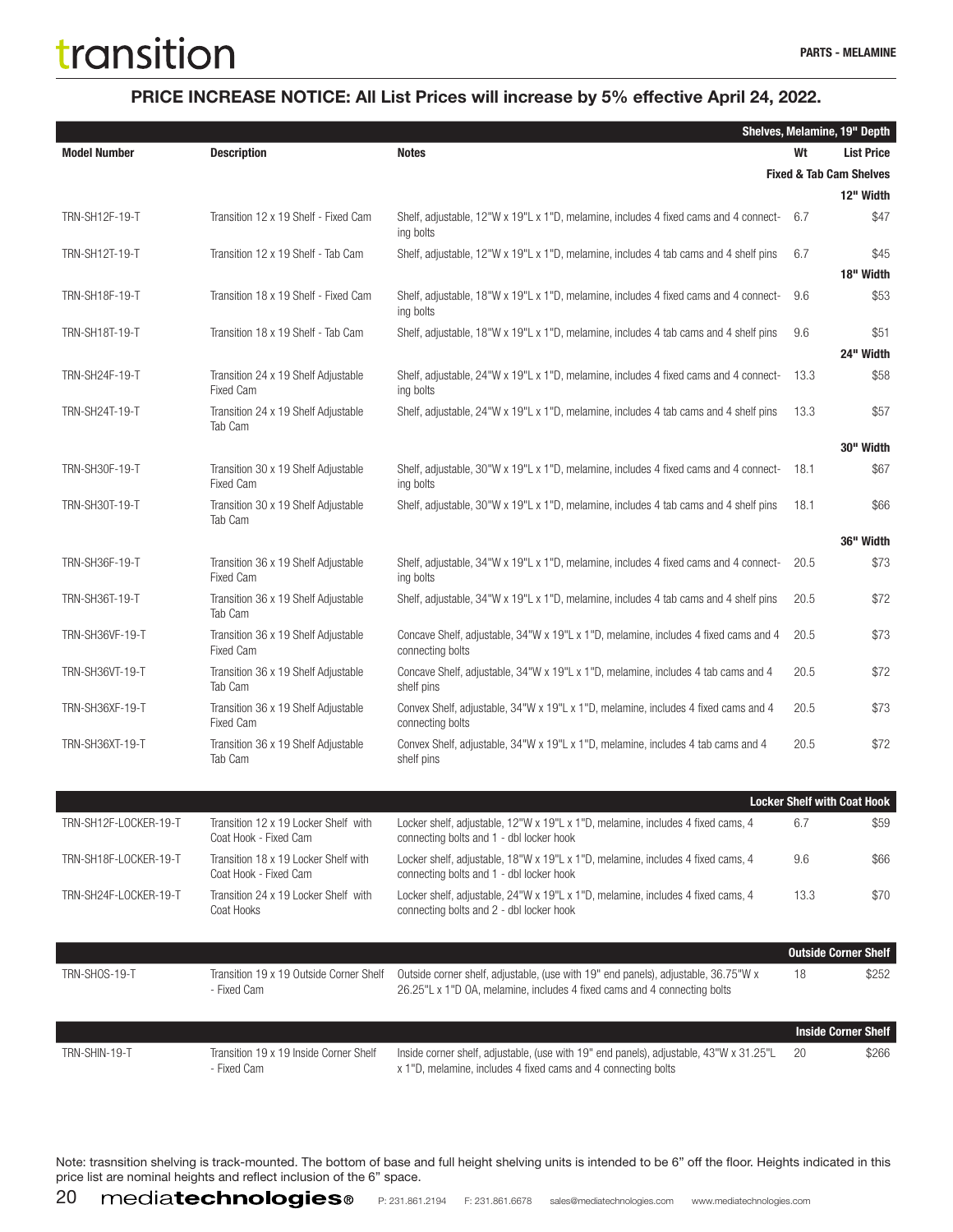**PRICE INCREASE NOTICE: All List Prices will increase by 5% effective April 24, 2022.**

| Model Number | Description | Notes | Wt | List Price |
|---|---|---|---|---|
| **Shelves, Melamine, 19" Depth** | | | | |
| **Fixed & Tab Cam Shelves** | | | | |
| **12" Width** | | | | |
| TRN-SH12F-19-T | Transition 12 x 19 Shelf - Fixed Cam | Shelf, adjustable, 12"W x 19"L x 1"D, melamine, includes 4 fixed cams and 4 connecting bolts | 6.7 | $47 |
| TRN-SH12T-19-T | Transition 12 x 19 Shelf - Tab Cam | Shelf, adjustable, 12"W x 19"L x 1"D, melamine, includes 4 tab cams and 4 shelf pins | 6.7 | $45 |
| **18" Width** | | | | |
| TRN-SH18F-19-T | Transition 18 x 19 Shelf - Fixed Cam | Shelf, adjustable, 18"W x 19"L x 1"D, melamine, includes 4 fixed cams and 4 connecting bolts | 9.6 | $53 |
| TRN-SH18T-19-T | Transition 18 x 19 Shelf - Tab Cam | Shelf, adjustable, 18"W x 19"L x 1"D, melamine, includes 4 tab cams and 4 shelf pins | 9.6 | $51 |
| **24" Width** | | | | |
| TRN-SH24F-19-T | Transition 24 x 19 Shelf Adjustable Fixed Cam | Shelf, adjustable, 24"W x 19"L x 1"D, melamine, includes 4 fixed cams and 4 connecting bolts | 13.3 | $58 |
| TRN-SH24T-19-T | Transition 24 x 19 Shelf Adjustable Tab Cam | Shelf, adjustable, 24"W x 19"L x 1"D, melamine, includes 4 tab cams and 4 shelf pins | 13.3 | $57 |
| **30" Width** | | | | |
| TRN-SH30F-19-T | Transition 30 x 19 Shelf Adjustable Fixed Cam | Shelf, adjustable, 30"W x 19"L x 1"D, melamine, includes 4 fixed cams and 4 connecting bolts | 18.1 | $67 |
| TRN-SH30T-19-T | Transition 30 x 19 Shelf Adjustable Tab Cam | Shelf, adjustable, 30"W x 19"L x 1"D, melamine, includes 4 tab cams and 4 shelf pins | 18.1 | $66 |
| **36" Width** | | | | |
| TRN-SH36F-19-T | Transition 36 x 19 Shelf Adjustable Fixed Cam | Shelf, adjustable, 34"W x 19"L x 1"D, melamine, includes 4 fixed cams and 4 connecting bolts | 20.5 | $73 |
| TRN-SH36T-19-T | Transition 36 x 19 Shelf Adjustable Tab Cam | Shelf, adjustable, 34"W x 19"L x 1"D, melamine, includes 4 tab cams and 4 shelf pins | 20.5 | $72 |
| TRN-SH36VF-19-T | Transition 36 x 19 Shelf Adjustable Fixed Cam | Concave Shelf, adjustable, 34"W x 19"L x 1"D, melamine, includes 4 fixed cams and 4 connecting bolts | 20.5 | $73 |
| TRN-SH36VT-19-T | Transition 36 x 19 Shelf Adjustable Tab Cam | Concave Shelf, adjustable, 34"W x 19"L x 1"D, melamine, includes 4 tab cams and 4 shelf pins | 20.5 | $72 |
| TRN-SH36XF-19-T | Transition 36 x 19 Shelf Adjustable Fixed Cam | Convex Shelf, adjustable, 34"W x 19"L x 1"D, melamine, includes 4 fixed cams and 4 connecting bolts | 20.5 | $73 |
| TRN-SH36XT-19-T | Transition 36 x 19 Shelf Adjustable Tab Cam | Convex Shelf, adjustable, 34"W x 19"L x 1"D, melamine, includes 4 tab cams and 4 shelf pins | 20.5 | $72 |
| **Locker Shelf with Coat Hook** | | | | |
| TRN-SH12F-LOCKER-19-T | Transition 12 x 19 Locker Shelf with Coat Hook - Fixed Cam | Locker shelf, adjustable, 12"W x 19"L x 1"D, melamine, includes 4 fixed cams, 4 connecting bolts and 1 - dbl locker hook | 6.7 | $59 |
| TRN-SH18F-LOCKER-19-T | Transition 18 x 19 Locker Shelf with Coat Hook - Fixed Cam | Locker shelf, adjustable, 18"W x 19"L x 1"D, melamine, includes 4 fixed cams, 4 connecting bolts and 1 - dbl locker hook | 9.6 | $66 |
| TRN-SH24F-LOCKER-19-T | Transition 24 x 19 Locker Shelf with Coat Hooks | Locker shelf, adjustable, 24"W x 19"L x 1"D, melamine, includes 4 fixed cams, 4 connecting bolts and 2 - dbl locker hook | 13.3 | $70 |
| **Outside Corner Shelf** | | | | |
| TRN-SHOS-19-T | Transition 19 x 19 Outside Corner Shelf - Fixed Cam | Outside corner shelf, adjustable, (use with 19" end panels), adjustable, 36.75"W x 26.25"L x 1"D OA, melamine, includes 4 fixed cams and 4 connecting bolts | 18 | $252 |
| **Inside Corner Shelf** | | | | |
| TRN-SHIN-19-T | Transition 19 x 19 Inside Corner Shelf - Fixed Cam | Inside corner shelf, adjustable, (use with 19" end panels), adjustable, 43"W x 31.25"L x 1"D, melamine, includes 4 fixed cams and 4 connecting bolts | 20 | $266 |

Note: trasnsition shelving is track-mounted. The bottom of base and full height shelving units is intended to be 6" off the floor. Heights indicated in this price list are nominal heights and reflect inclusion of the 6" space.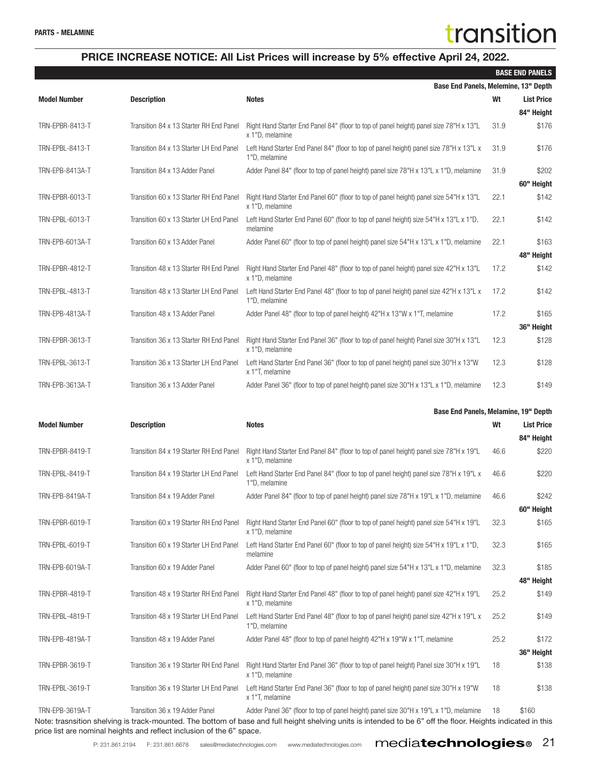PARTS - MELAMINE

# transition

## PRICE INCREASE NOTICE: All List Prices will increase by 5% effective April 24, 2022.

### BASE END PANELS

#### Base End Panels, Melemine, 13" Depth

| Model Number | Description | Notes | Wt | List Price |
|---|---|---|---|---|
| | | | | **84" Height** |
| TRN-EPBR-8413-T | Transition 84 x 13 Starter RH End Panel | Right Hand Starter End Panel 84" (floor to top of panel height) panel size 78"H x 13"L x 1"D, melamine | 31.9 | $176 |
| TRN-EPBL-8413-T | Transition 84 x 13 Starter LH End Panel | Left Hand Starter End Panel 84" (floor to top of panel height) panel size 78"H x 13"L x 1"D, melamine | 31.9 | $176 |
| TRN-EPB-8413A-T | Transition 84 x 13 Adder Panel | Adder Panel 84" (floor to top of panel height) panel size 78"H x 13"L x 1"D, melamine | 31.9 | $202 |
| | | | | **60" Height** |
| TRN-EPBR-6013-T | Transition 60 x 13 Starter RH End Panel | Right Hand Starter End Panel 60" (floor to top of panel height) panel size 54"H x 13"L x 1"D, melamine | 22.1 | $142 |
| TRN-EPBL-6013-T | Transition 60 x 13 Starter LH End Panel | Left Hand Starter End Panel 60" (floor to top of panel height) size 54"H x 13"L x 1"D, melamine | 22.1 | $142 |
| TRN-EPB-6013A-T | Transition 60 x 13 Adder Panel | Adder Panel 60" (floor to top of panel height) panel size 54"H x 13"L x 1"D, melamine | 22.1 | $163 |
| | | | | **48" Height** |
| TRN-EPBR-4812-T | Transition 48 x 13 Starter RH End Panel | Right Hand Starter End Panel 48" (floor to top of panel height) panel size 42"H x 13"L x 1"D, melamine | 17.2 | $142 |
| TRN-EPBL-4813-T | Transition 48 x 13 Starter LH End Panel | Left Hand Starter End Panel 48" (floor to top of panel height) panel size 42"H x 13"L x 1"D, melamine | 17.2 | $142 |
| TRN-EPB-4813A-T | Transition 48 x 13 Adder Panel | Adder Panel 48" (floor to top of panel height) 42"H x 13"W x 1"T, melamine | 17.2 | $165 |
| | | | | **36" Height** |
| TRN-EPBR-3613-T | Transition 36 x 13 Starter RH End Panel | Right Hand Starter End Panel 36" (floor to top of panel height) Panel size 30"H x 13"L x 1"D, melamine | 12.3 | $128 |
| TRN-EPBL-3613-T | Transition 36 x 13 Starter LH End Panel | Left Hand Starter End Panel 36" (floor to top of panel height) panel size 30"H x 13"W x 1"T, melamine | 12.3 | $128 |
| TRN-EPB-3613A-T | Transition 36 x 13 Adder Panel | Adder Panel 36" (floor to top of panel height) panel size 30"H x 13"L x 1"D, melamine | 12.3 | $149 |

#### Base End Panels, Melamine, 19" Depth

| Model Number | Description | Notes | Wt | List Price |
|---|---|---|---|---|
| | | | | **84" Height** |
| TRN-EPBR-8419-T | Transition 84 x 19 Starter RH End Panel | Right Hand Starter End Panel 84" (floor to top of panel height) panel size 78"H x 19"L x 1"D, melamine | 46.6 | $220 |
| TRN-EPBL-8419-T | Transition 84 x 19 Starter LH End Panel | Left Hand Starter End Panel 84" (floor to top of panel height) panel size 78"H x 19"L x 1"D, melamine | 46.6 | $220 |
| TRN-EPB-8419A-T | Transition 84 x 19 Adder Panel | Adder Panel 84" (floor to top of panel height) panel size 78"H x 19"L x 1"D, melamine | 46.6 | $242 |
| | | | | **60" Height** |
| TRN-EPBR-6019-T | Transition 60 x 19 Starter RH End Panel | Right Hand Starter End Panel 60" (floor to top of panel height) panel size 54"H x 19"L x 1"D, melamine | 32.3 | $165 |
| TRN-EPBL-6019-T | Transition 60 x 19 Starter LH End Panel | Left Hand Starter End Panel 60" (floor to top of panel height) size 54"H x 19"L x 1"D, melamine | 32.3 | $165 |
| TRN-EPB-6019A-T | Transition 60 x 19 Adder Panel | Adder Panel 60" (floor to top of panel height) panel size 54"H x 13"L x 1"D, melamine | 32.3 | $185 |
| | | | | **48" Height** |
| TRN-EPBR-4819-T | Transition 48 x 19 Starter RH End Panel | Right Hand Starter End Panel 48" (floor to top of panel height) panel size 42"H x 19"L x 1"D, melamine | 25.2 | $149 |
| TRN-EPBL-4819-T | Transition 48 x 19 Starter LH End Panel | Left Hand Starter End Panel 48" (floor to top of panel height) panel size 42"H x 19"L x 1"D, melamine | 25.2 | $149 |
| TRN-EPB-4819A-T | Transition 48 x 19 Adder Panel | Adder Panel 48" (floor to top of panel height) 42"H x 19"W x 1"T, melamine | 25.2 | $172 |
| | | | | **36" Height** |
| TRN-EPBR-3619-T | Transition 36 x 19 Starter RH End Panel | Right Hand Starter End Panel 36" (floor to top of panel height) Panel size 30"H x 19"L x 1"D, melamine | 18 | $138 |
| TRN-EPBL-3619-T | Transition 36 x 19 Starter LH End Panel | Left Hand Starter End Panel 36" (floor to top of panel height) panel size 30"H x 19"W x 1"T, melamine | 18 | $138 |
| TRN-EPB-3619A-T | Transition 36 x 19 Adder Panel | Adder Panel 36" (floor to top of panel height) panel size 30"H x 19"L x 1"D, melamine | 18 | $160 |

Note: trasnsition shelving is track-mounted. The bottom of base and full height shelving units is intended to be 6" off the floor. Heights indicated in this price list are nominal heights and reflect inclusion of the 6" space.

P: 231.861.2194 F: 231.861.6678 sales@mediatechnologies.com www.mediatechnologies.com mediatechnologies®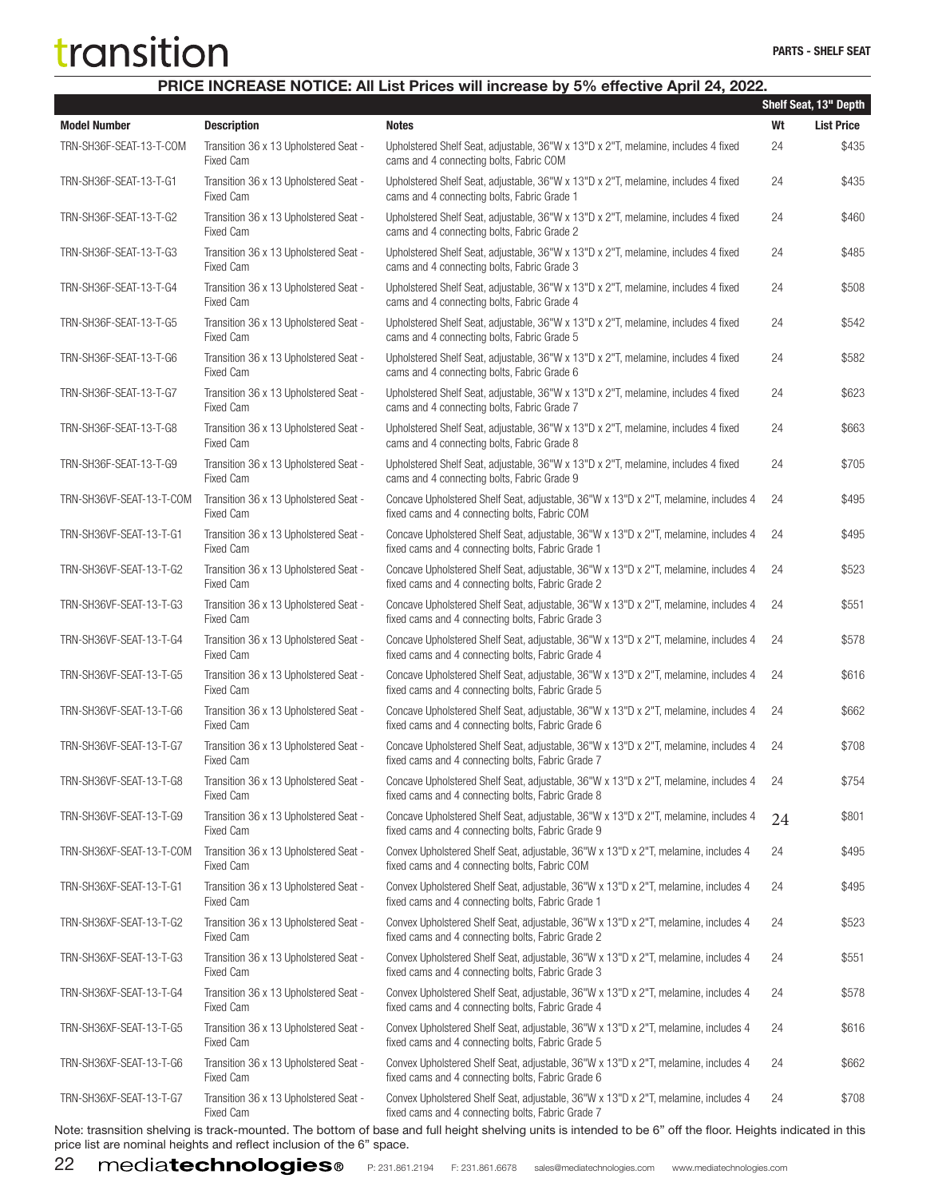# transition

**PARTS - SHELF SEAT**

**PRICE INCREASE NOTICE: All List Prices will increase by 5% effective April 24, 2022.**

| | | | | Shelf Seat, 13" Depth |
|---|---|---|---|---|
| **Model Number** | **Description** | **Notes** | **Wt** | **List Price** |
| TRN-SH36F-SEAT-13-T-COM | Transition 36 x 13 Upholstered Seat - Fixed Cam | Upholstered Shelf Seat, adjustable, 36"W x 13"D x 2"T, melamine, includes 4 fixed cams and 4 connecting bolts, Fabric COM | 24 | $435 |
| TRN-SH36F-SEAT-13-T-G1 | Transition 36 x 13 Upholstered Seat - Fixed Cam | Upholstered Shelf Seat, adjustable, 36"W x 13"D x 2"T, melamine, includes 4 fixed cams and 4 connecting bolts, Fabric Grade 1 | 24 | $435 |
| TRN-SH36F-SEAT-13-T-G2 | Transition 36 x 13 Upholstered Seat - Fixed Cam | Upholstered Shelf Seat, adjustable, 36"W x 13"D x 2"T, melamine, includes 4 fixed cams and 4 connecting bolts, Fabric Grade 2 | 24 | $460 |
| TRN-SH36F-SEAT-13-T-G3 | Transition 36 x 13 Upholstered Seat - Fixed Cam | Upholstered Shelf Seat, adjustable, 36"W x 13"D x 2"T, melamine, includes 4 fixed cams and 4 connecting bolts, Fabric Grade 3 | 24 | $485 |
| TRN-SH36F-SEAT-13-T-G4 | Transition 36 x 13 Upholstered Seat - Fixed Cam | Upholstered Shelf Seat, adjustable, 36"W x 13"D x 2"T, melamine, includes 4 fixed cams and 4 connecting bolts, Fabric Grade 4 | 24 | $508 |
| TRN-SH36F-SEAT-13-T-G5 | Transition 36 x 13 Upholstered Seat - Fixed Cam | Upholstered Shelf Seat, adjustable, 36"W x 13"D x 2"T, melamine, includes 4 fixed cams and 4 connecting bolts, Fabric Grade 5 | 24 | $542 |
| TRN-SH36F-SEAT-13-T-G6 | Transition 36 x 13 Upholstered Seat - Fixed Cam | Upholstered Shelf Seat, adjustable, 36"W x 13"D x 2"T, melamine, includes 4 fixed cams and 4 connecting bolts, Fabric Grade 6 | 24 | $582 |
| TRN-SH36F-SEAT-13-T-G7 | Transition 36 x 13 Upholstered Seat - Fixed Cam | Upholstered Shelf Seat, adjustable, 36"W x 13"D x 2"T, melamine, includes 4 fixed cams and 4 connecting bolts, Fabric Grade 7 | 24 | $623 |
| TRN-SH36F-SEAT-13-T-G8 | Transition 36 x 13 Upholstered Seat - Fixed Cam | Upholstered Shelf Seat, adjustable, 36"W x 13"D x 2"T, melamine, includes 4 fixed cams and 4 connecting bolts, Fabric Grade 8 | 24 | $663 |
| TRN-SH36F-SEAT-13-T-G9 | Transition 36 x 13 Upholstered Seat - Fixed Cam | Upholstered Shelf Seat, adjustable, 36"W x 13"D x 2"T, melamine, includes 4 fixed cams and 4 connecting bolts, Fabric Grade 9 | 24 | $705 |
| TRN-SH36VF-SEAT-13-T-COM | Transition 36 x 13 Upholstered Seat - Fixed Cam | Concave Upholstered Shelf Seat, adjustable, 36"W x 13"D x 2"T, melamine, includes 4 fixed cams and 4 connecting bolts, Fabric COM | 24 | $495 |
| TRN-SH36VF-SEAT-13-T-G1 | Transition 36 x 13 Upholstered Seat - Fixed Cam | Concave Upholstered Shelf Seat, adjustable, 36"W x 13"D x 2"T, melamine, includes 4 fixed cams and 4 connecting bolts, Fabric Grade 1 | 24 | $495 |
| TRN-SH36VF-SEAT-13-T-G2 | Transition 36 x 13 Upholstered Seat - Fixed Cam | Concave Upholstered Shelf Seat, adjustable, 36"W x 13"D x 2"T, melamine, includes 4 fixed cams and 4 connecting bolts, Fabric Grade 2 | 24 | $523 |
| TRN-SH36VF-SEAT-13-T-G3 | Transition 36 x 13 Upholstered Seat - Fixed Cam | Concave Upholstered Shelf Seat, adjustable, 36"W x 13"D x 2"T, melamine, includes 4 fixed cams and 4 connecting bolts, Fabric Grade 3 | 24 | $551 |
| TRN-SH36VF-SEAT-13-T-G4 | Transition 36 x 13 Upholstered Seat - Fixed Cam | Concave Upholstered Shelf Seat, adjustable, 36"W x 13"D x 2"T, melamine, includes 4 fixed cams and 4 connecting bolts, Fabric Grade 4 | 24 | $578 |
| TRN-SH36VF-SEAT-13-T-G5 | Transition 36 x 13 Upholstered Seat - Fixed Cam | Concave Upholstered Shelf Seat, adjustable, 36"W x 13"D x 2"T, melamine, includes 4 fixed cams and 4 connecting bolts, Fabric Grade 5 | 24 | $616 |
| TRN-SH36VF-SEAT-13-T-G6 | Transition 36 x 13 Upholstered Seat - Fixed Cam | Concave Upholstered Shelf Seat, adjustable, 36"W x 13"D x 2"T, melamine, includes 4 fixed cams and 4 connecting bolts, Fabric Grade 6 | 24 | $662 |
| TRN-SH36VF-SEAT-13-T-G7 | Transition 36 x 13 Upholstered Seat - Fixed Cam | Concave Upholstered Shelf Seat, adjustable, 36"W x 13"D x 2"T, melamine, includes 4 fixed cams and 4 connecting bolts, Fabric Grade 7 | 24 | $708 |
| TRN-SH36VF-SEAT-13-T-G8 | Transition 36 x 13 Upholstered Seat - Fixed Cam | Concave Upholstered Shelf Seat, adjustable, 36"W x 13"D x 2"T, melamine, includes 4 fixed cams and 4 connecting bolts, Fabric Grade 8 | 24 | $754 |
| TRN-SH36VF-SEAT-13-T-G9 | Transition 36 x 13 Upholstered Seat - Fixed Cam | Concave Upholstered Shelf Seat, adjustable, 36"W x 13"D x 2"T, melamine, includes 4 fixed cams and 4 connecting bolts, Fabric Grade 9 | 24 | $801 |
| TRN-SH36XF-SEAT-13-T-COM | Transition 36 x 13 Upholstered Seat - Fixed Cam | Convex Upholstered Shelf Seat, adjustable, 36"W x 13"D x 2"T, melamine, includes 4 fixed cams and 4 connecting bolts, Fabric COM | 24 | $495 |
| TRN-SH36XF-SEAT-13-T-G1 | Transition 36 x 13 Upholstered Seat - Fixed Cam | Convex Upholstered Shelf Seat, adjustable, 36"W x 13"D x 2"T, melamine, includes 4 fixed cams and 4 connecting bolts, Fabric Grade 1 | 24 | $495 |
| TRN-SH36XF-SEAT-13-T-G2 | Transition 36 x 13 Upholstered Seat - Fixed Cam | Convex Upholstered Shelf Seat, adjustable, 36"W x 13"D x 2"T, melamine, includes 4 fixed cams and 4 connecting bolts, Fabric Grade 2 | 24 | $523 |
| TRN-SH36XF-SEAT-13-T-G3 | Transition 36 x 13 Upholstered Seat - Fixed Cam | Convex Upholstered Shelf Seat, adjustable, 36"W x 13"D x 2"T, melamine, includes 4 fixed cams and 4 connecting bolts, Fabric Grade 3 | 24 | $551 |
| TRN-SH36XF-SEAT-13-T-G4 | Transition 36 x 13 Upholstered Seat - Fixed Cam | Convex Upholstered Shelf Seat, adjustable, 36"W x 13"D x 2"T, melamine, includes 4 fixed cams and 4 connecting bolts, Fabric Grade 4 | 24 | $578 |
| TRN-SH36XF-SEAT-13-T-G5 | Transition 36 x 13 Upholstered Seat - Fixed Cam | Convex Upholstered Shelf Seat, adjustable, 36"W x 13"D x 2"T, melamine, includes 4 fixed cams and 4 connecting bolts, Fabric Grade 5 | 24 | $616 |
| TRN-SH36XF-SEAT-13-T-G6 | Transition 36 x 13 Upholstered Seat - Fixed Cam | Convex Upholstered Shelf Seat, adjustable, 36"W x 13"D x 2"T, melamine, includes 4 fixed cams and 4 connecting bolts, Fabric Grade 6 | 24 | $662 |
| TRN-SH36XF-SEAT-13-T-G7 | Transition 36 x 13 Upholstered Seat - Fixed Cam | Convex Upholstered Shelf Seat, adjustable, 36"W x 13"D x 2"T, melamine, includes 4 fixed cams and 4 connecting bolts, Fabric Grade 7 | 24 | $708 |

Note: trasnsition shelving is track-mounted. The bottom of base and full height shelving units is intended to be 6" off the floor. Heights indicated in this price list are nominal heights and reflect inclusion of the 6" space.

mediatechnologies® P: 231.861.2194 F: 231.861.6678 sales@mediatechnologies.com www.mediatechnologies.com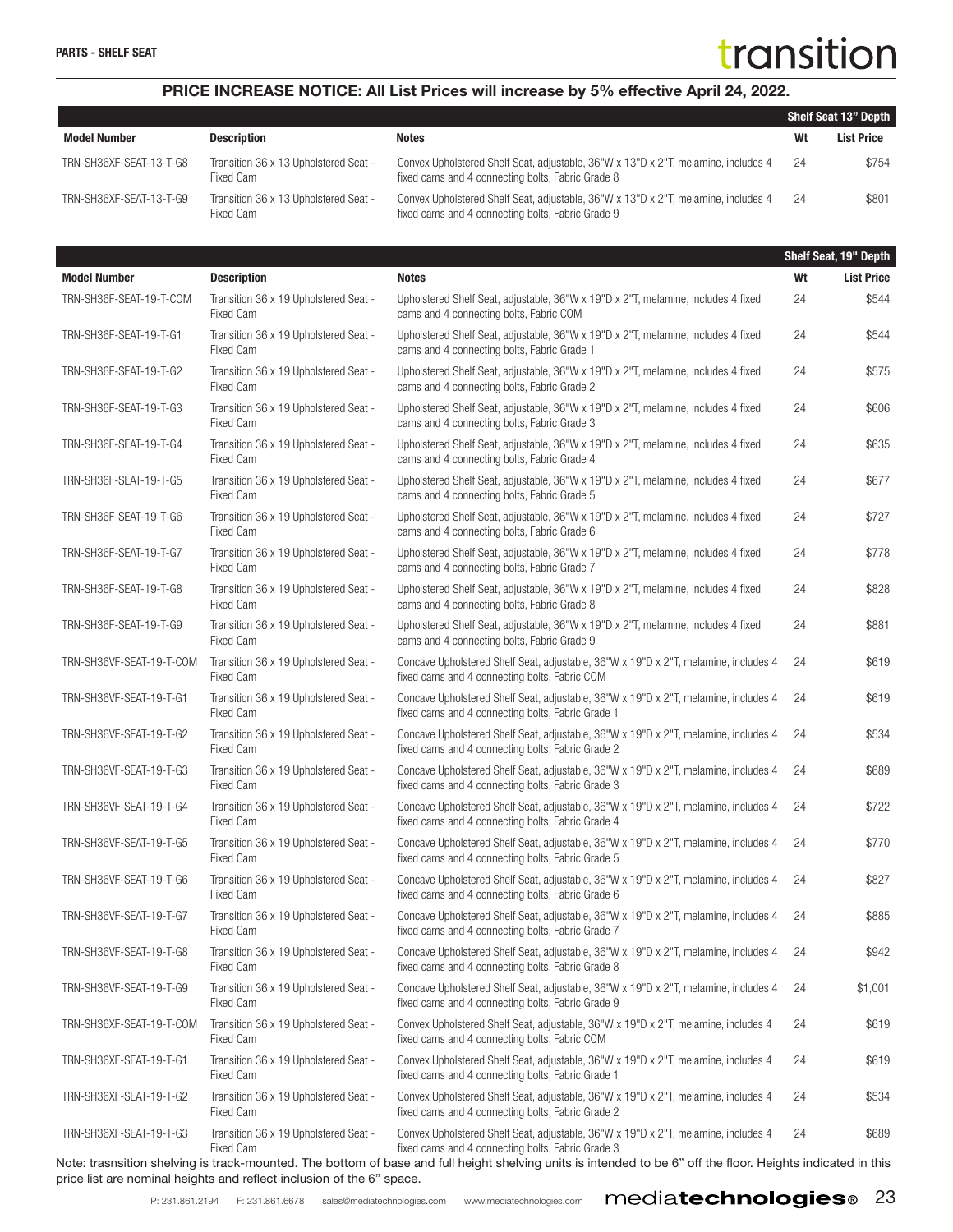PARTS - SHELF SEAT

**PRICE INCREASE NOTICE: All List Prices will increase by 5% effective April 24, 2022.**

| | | | **Shelf Seat 13" Depth** | |
|---|---|---|---|---|
| **Model Number** | **Description** | **Notes** | **Wt** | **List Price** |
| TRN-SH36XF-SEAT-13-T-G8 | Transition 36 x 13 Upholstered Seat - Fixed Cam | Convex Upholstered Shelf Seat, adjustable, 36"W x 13"D x 2"T, melamine, includes 4 fixed cams and 4 connecting bolts, Fabric Grade 8 | 24 | $754 |
| TRN-SH36XF-SEAT-13-T-G9 | Transition 36 x 13 Upholstered Seat - Fixed Cam | Convex Upholstered Shelf Seat, adjustable, 36"W x 13"D x 2"T, melamine, includes 4 fixed cams and 4 connecting bolts, Fabric Grade 9 | 24 | $801 |

| | | | **Shelf Seat, 19" Depth** | |
|---|---|---|---|---|
| **Model Number** | **Description** | **Notes** | **Wt** | **List Price** |
| TRN-SH36F-SEAT-19-T-COM | Transition 36 x 19 Upholstered Seat - Fixed Cam | Upholstered Shelf Seat, adjustable, 36"W x 19"D x 2"T, melamine, includes 4 fixed cams and 4 connecting bolts, Fabric COM | 24 | $544 |
| TRN-SH36F-SEAT-19-T-G1 | Transition 36 x 19 Upholstered Seat - Fixed Cam | Upholstered Shelf Seat, adjustable, 36"W x 19"D x 2"T, melamine, includes 4 fixed cams and 4 connecting bolts, Fabric Grade 1 | 24 | $544 |
| TRN-SH36F-SEAT-19-T-G2 | Transition 36 x 19 Upholstered Seat - Fixed Cam | Upholstered Shelf Seat, adjustable, 36"W x 19"D x 2"T, melamine, includes 4 fixed cams and 4 connecting bolts, Fabric Grade 2 | 24 | $575 |
| TRN-SH36F-SEAT-19-T-G3 | Transition 36 x 19 Upholstered Seat - Fixed Cam | Upholstered Shelf Seat, adjustable, 36"W x 19"D x 2"T, melamine, includes 4 fixed cams and 4 connecting bolts, Fabric Grade 3 | 24 | $606 |
| TRN-SH36F-SEAT-19-T-G4 | Transition 36 x 19 Upholstered Seat - Fixed Cam | Upholstered Shelf Seat, adjustable, 36"W x 19"D x 2"T, melamine, includes 4 fixed cams and 4 connecting bolts, Fabric Grade 4 | 24 | $635 |
| TRN-SH36F-SEAT-19-T-G5 | Transition 36 x 19 Upholstered Seat - Fixed Cam | Upholstered Shelf Seat, adjustable, 36"W x 19"D x 2"T, melamine, includes 4 fixed cams and 4 connecting bolts, Fabric Grade 5 | 24 | $677 |
| TRN-SH36F-SEAT-19-T-G6 | Transition 36 x 19 Upholstered Seat - Fixed Cam | Upholstered Shelf Seat, adjustable, 36"W x 19"D x 2"T, melamine, includes 4 fixed cams and 4 connecting bolts, Fabric Grade 6 | 24 | $727 |
| TRN-SH36F-SEAT-19-T-G7 | Transition 36 x 19 Upholstered Seat - Fixed Cam | Upholstered Shelf Seat, adjustable, 36"W x 19"D x 2"T, melamine, includes 4 fixed cams and 4 connecting bolts, Fabric Grade 7 | 24 | $778 |
| TRN-SH36F-SEAT-19-T-G8 | Transition 36 x 19 Upholstered Seat - Fixed Cam | Upholstered Shelf Seat, adjustable, 36"W x 19"D x 2"T, melamine, includes 4 fixed cams and 4 connecting bolts, Fabric Grade 8 | 24 | $828 |
| TRN-SH36F-SEAT-19-T-G9 | Transition 36 x 19 Upholstered Seat - Fixed Cam | Upholstered Shelf Seat, adjustable, 36"W x 19"D x 2"T, melamine, includes 4 fixed cams and 4 connecting bolts, Fabric Grade 9 | 24 | $881 |
| TRN-SH36VF-SEAT-19-T-COM | Transition 36 x 19 Upholstered Seat - Fixed Cam | Concave Upholstered Shelf Seat, adjustable, 36"W x 19"D x 2"T, melamine, includes 4 fixed cams and 4 connecting bolts, Fabric COM | 24 | $619 |
| TRN-SH36VF-SEAT-19-T-G1 | Transition 36 x 19 Upholstered Seat - Fixed Cam | Concave Upholstered Shelf Seat, adjustable, 36"W x 19"D x 2"T, melamine, includes 4 fixed cams and 4 connecting bolts, Fabric Grade 1 | 24 | $619 |
| TRN-SH36VF-SEAT-19-T-G2 | Transition 36 x 19 Upholstered Seat - Fixed Cam | Concave Upholstered Shelf Seat, adjustable, 36"W x 19"D x 2"T, melamine, includes 4 fixed cams and 4 connecting bolts, Fabric Grade 2 | 24 | $534 |
| TRN-SH36VF-SEAT-19-T-G3 | Transition 36 x 19 Upholstered Seat - Fixed Cam | Concave Upholstered Shelf Seat, adjustable, 36"W x 19"D x 2"T, melamine, includes 4 fixed cams and 4 connecting bolts, Fabric Grade 3 | 24 | $689 |
| TRN-SH36VF-SEAT-19-T-G4 | Transition 36 x 19 Upholstered Seat - Fixed Cam | Concave Upholstered Shelf Seat, adjustable, 36"W x 19"D x 2"T, melamine, includes 4 fixed cams and 4 connecting bolts, Fabric Grade 4 | 24 | $722 |
| TRN-SH36VF-SEAT-19-T-G5 | Transition 36 x 19 Upholstered Seat - Fixed Cam | Concave Upholstered Shelf Seat, adjustable, 36"W x 19"D x 2"T, melamine, includes 4 fixed cams and 4 connecting bolts, Fabric Grade 5 | 24 | $770 |
| TRN-SH36VF-SEAT-19-T-G6 | Transition 36 x 19 Upholstered Seat - Fixed Cam | Concave Upholstered Shelf Seat, adjustable, 36"W x 19"D x 2"T, melamine, includes 4 fixed cams and 4 connecting bolts, Fabric Grade 6 | 24 | $827 |
| TRN-SH36VF-SEAT-19-T-G7 | Transition 36 x 19 Upholstered Seat - Fixed Cam | Concave Upholstered Shelf Seat, adjustable, 36"W x 19"D x 2"T, melamine, includes 4 fixed cams and 4 connecting bolts, Fabric Grade 7 | 24 | $885 |
| TRN-SH36VF-SEAT-19-T-G8 | Transition 36 x 19 Upholstered Seat - Fixed Cam | Concave Upholstered Shelf Seat, adjustable, 36"W x 19"D x 2"T, melamine, includes 4 fixed cams and 4 connecting bolts, Fabric Grade 8 | 24 | $942 |
| TRN-SH36VF-SEAT-19-T-G9 | Transition 36 x 19 Upholstered Seat - Fixed Cam | Concave Upholstered Shelf Seat, adjustable, 36"W x 19"D x 2"T, melamine, includes 4 fixed cams and 4 connecting bolts, Fabric Grade 9 | 24 | $1,001 |
| TRN-SH36XF-SEAT-19-T-COM | Transition 36 x 19 Upholstered Seat - Fixed Cam | Convex Upholstered Shelf Seat, adjustable, 36"W x 19"D x 2"T, melamine, includes 4 fixed cams and 4 connecting bolts, Fabric COM | 24 | $619 |
| TRN-SH36XF-SEAT-19-T-G1 | Transition 36 x 19 Upholstered Seat - Fixed Cam | Convex Upholstered Shelf Seat, adjustable, 36"W x 19"D x 2"T, melamine, includes 4 fixed cams and 4 connecting bolts, Fabric Grade 1 | 24 | $619 |
| TRN-SH36XF-SEAT-19-T-G2 | Transition 36 x 19 Upholstered Seat - Fixed Cam | Convex Upholstered Shelf Seat, adjustable, 36"W x 19"D x 2"T, melamine, includes 4 fixed cams and 4 connecting bolts, Fabric Grade 2 | 24 | $534 |
| TRN-SH36XF-SEAT-19-T-G3 | Transition 36 x 19 Upholstered Seat - Fixed Cam | Convex Upholstered Shelf Seat, adjustable, 36"W x 19"D x 2"T, melamine, includes 4 fixed cams and 4 connecting bolts, Fabric Grade 3 | 24 | $689 |

Note: trasnsition shelving is track-mounted. The bottom of base and full height shelving units is intended to be 6" off the floor. Heights indicated in this price list are nominal heights and reflect inclusion of the 6" space.

P: 231.861.2194 F: 231.861.6678 sales@mediatechnologies.com www.mediatechnologies.com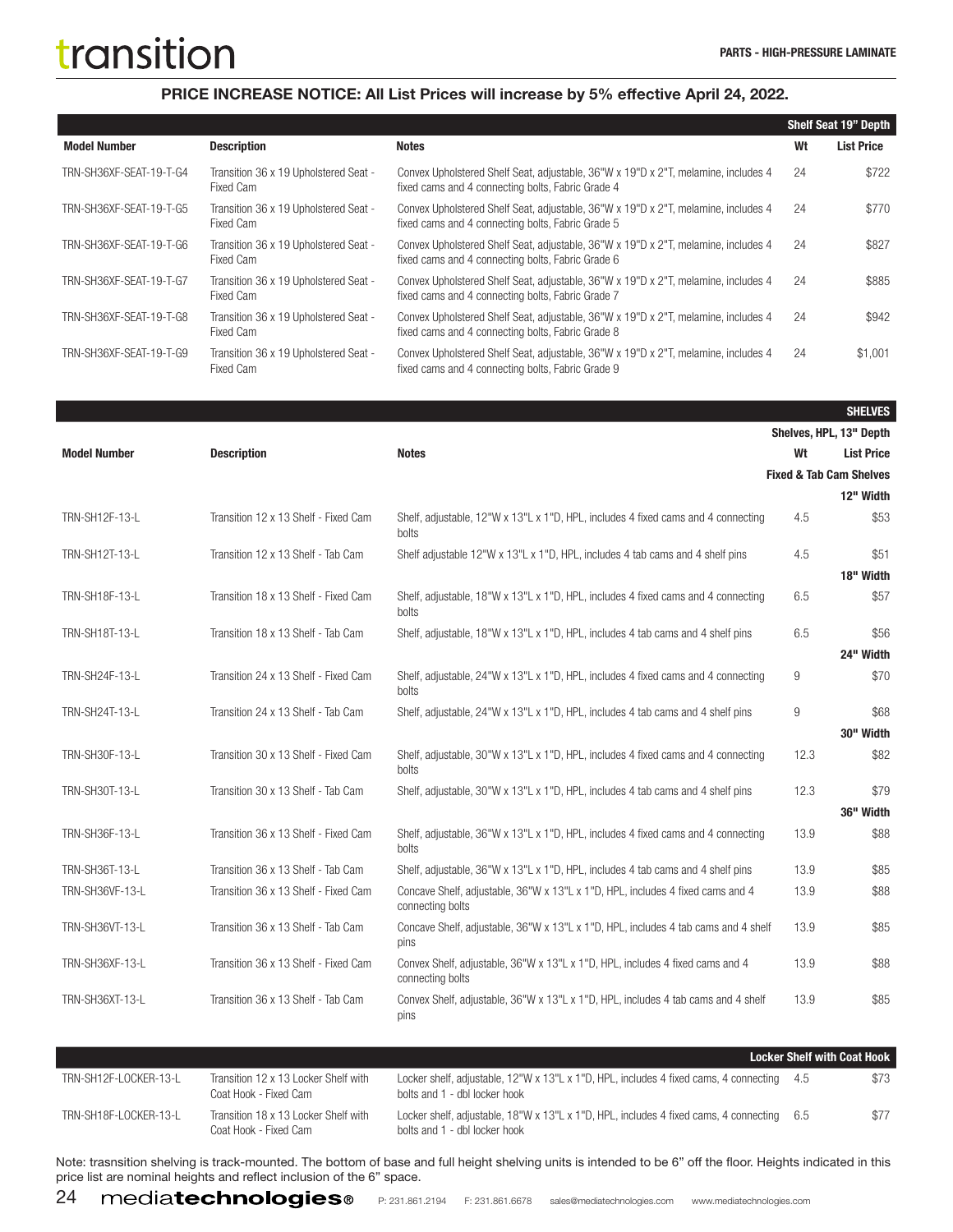transition

PARTS - HIGH-PRESSURE LAMINATE

**PRICE INCREASE NOTICE: All List Prices will increase by 5% effective April 24, 2022.**

| | | | | Shelf Seat 19" Depth |
|---|---|---|---|---|
| **Model Number** | **Description** | **Notes** | **Wt** | **List Price** |
| TRN-SH36XF-SEAT-19-T-G4 | Transition 36 x 19 Upholstered Seat - Fixed Cam | Convex Upholstered Shelf Seat, adjustable, 36"W x 19"D x 2"T, melamine, includes 4 fixed cams and 4 connecting bolts, Fabric Grade 4 | 24 | $722 |
| TRN-SH36XF-SEAT-19-T-G5 | Transition 36 x 19 Upholstered Seat - Fixed Cam | Convex Upholstered Shelf Seat, adjustable, 36"W x 19"D x 2"T, melamine, includes 4 fixed cams and 4 connecting bolts, Fabric Grade 5 | 24 | $770 |
| TRN-SH36XF-SEAT-19-T-G6 | Transition 36 x 19 Upholstered Seat - Fixed Cam | Convex Upholstered Shelf Seat, adjustable, 36"W x 19"D x 2"T, melamine, includes 4 fixed cams and 4 connecting bolts, Fabric Grade 6 | 24 | $827 |
| TRN-SH36XF-SEAT-19-T-G7 | Transition 36 x 19 Upholstered Seat - Fixed Cam | Convex Upholstered Shelf Seat, adjustable, 36"W x 19"D x 2"T, melamine, includes 4 fixed cams and 4 connecting bolts, Fabric Grade 7 | 24 | $885 |
| TRN-SH36XF-SEAT-19-T-G8 | Transition 36 x 19 Upholstered Seat - Fixed Cam | Convex Upholstered Shelf Seat, adjustable, 36"W x 19"D x 2"T, melamine, includes 4 fixed cams and 4 connecting bolts, Fabric Grade 8 | 24 | $942 |
| TRN-SH36XF-SEAT-19-T-G9 | Transition 36 x 19 Upholstered Seat - Fixed Cam | Convex Upholstered Shelf Seat, adjustable, 36"W x 19"D x 2"T, melamine, includes 4 fixed cams and 4 connecting bolts, Fabric Grade 9 | 24 | $1,001 |

| | | | | SHELVES |
|---|---|---|---|---|
| | | | | Shelves, HPL, 13" Depth |
| **Model Number** | **Description** | **Notes** | **Wt** | **List Price** |
| | | | | Fixed & Tab Cam Shelves |
| | | | | 12" Width |
| TRN-SH12F-13-L | Transition 12 x 13 Shelf - Fixed Cam | Shelf, adjustable, 12"W x 13"L x 1"D, HPL, includes 4 fixed cams and 4 connecting bolts | 4.5 | $53 |
| TRN-SH12T-13-L | Transition 12 x 13 Shelf - Tab Cam | Shelf adjustable 12"W x 13"L x 1"D, HPL, includes 4 tab cams and 4 shelf pins | 4.5 | $51 |
| | | | | 18" Width |
| TRN-SH18F-13-L | Transition 18 x 13 Shelf - Fixed Cam | Shelf, adjustable, 18"W x 13"L x 1"D, HPL, includes 4 fixed cams and 4 connecting bolts | 6.5 | $57 |
| TRN-SH18T-13-L | Transition 18 x 13 Shelf - Tab Cam | Shelf, adjustable, 18"W x 13"L x 1"D, HPL, includes 4 tab cams and 4 shelf pins | 6.5 | $56 |
| | | | | 24" Width |
| TRN-SH24F-13-L | Transition 24 x 13 Shelf - Fixed Cam | Shelf, adjustable, 24"W x 13"L x 1"D, HPL, includes 4 fixed cams and 4 connecting bolts | 9 | $70 |
| TRN-SH24T-13-L | Transition 24 x 13 Shelf - Tab Cam | Shelf, adjustable, 24"W x 13"L x 1"D, HPL, includes 4 tab cams and 4 shelf pins | 9 | $68 |
| | | | | 30" Width |
| TRN-SH30F-13-L | Transition 30 x 13 Shelf - Fixed Cam | Shelf, adjustable, 30"W x 13"L x 1"D, HPL, includes 4 fixed cams and 4 connecting bolts | 12.3 | $82 |
| TRN-SH30T-13-L | Transition 30 x 13 Shelf - Tab Cam | Shelf, adjustable, 30"W x 13"L x 1"D, HPL, includes 4 tab cams and 4 shelf pins | 12.3 | $79 |
| | | | | 36" Width |
| TRN-SH36F-13-L | Transition 36 x 13 Shelf - Fixed Cam | Shelf, adjustable, 36"W x 13"L x 1"D, HPL, includes 4 fixed cams and 4 connecting bolts | 13.9 | $88 |
| TRN-SH36T-13-L | Transition 36 x 13 Shelf - Tab Cam | Shelf, adjustable, 36"W x 13"L x 1"D, HPL, includes 4 tab cams and 4 shelf pins | 13.9 | $85 |
| TRN-SH36VF-13-L | Transition 36 x 13 Shelf - Fixed Cam | Concave Shelf, adjustable, 36"W x 13"L x 1"D, HPL, includes 4 fixed cams and 4 connecting bolts | 13.9 | $88 |
| TRN-SH36VT-13-L | Transition 36 x 13 Shelf - Tab Cam | Concave Shelf, adjustable, 36"W x 13"L x 1"D, HPL, includes 4 tab cams and 4 shelf pins | 13.9 | $85 |
| TRN-SH36XF-13-L | Transition 36 x 13 Shelf - Fixed Cam | Convex Shelf, adjustable, 36"W x 13"L x 1"D, HPL, includes 4 fixed cams and 4 connecting bolts | 13.9 | $88 |
| TRN-SH36XT-13-L | Transition 36 x 13 Shelf - Tab Cam | Convex Shelf, adjustable, 36"W x 13"L x 1"D, HPL, includes 4 tab cams and 4 shelf pins | 13.9 | $85 |

| | | | | Locker Shelf with Coat Hook |
|---|---|---|---|---|
| TRN-SH12F-LOCKER-13-L | Transition 12 x 13 Locker Shelf with Coat Hook - Fixed Cam | Locker shelf, adjustable, 12"W x 13"L x 1"D, HPL, includes 4 fixed cams, 4 connecting bolts and 1 - dbl locker hook | 4.5 | $73 |
| TRN-SH18F-LOCKER-13-L | Transition 18 x 13 Locker Shelf with Coat Hook - Fixed Cam | Locker shelf, adjustable, 18"W x 13"L x 1"D, HPL, includes 4 fixed cams, 4 connecting bolts and 1 - dbl locker hook | 6.5 | $77 |

Note: trasnsition shelving is track-mounted. The bottom of base and full height shelving units is intended to be 6" off the floor. Heights indicated in this price list are nominal heights and reflect inclusion of the 6" space.

mediatechnologies® P: 231.861.2194 F: 231.861.6678 sales@mediatechnologies.com www.mediatechnologies.com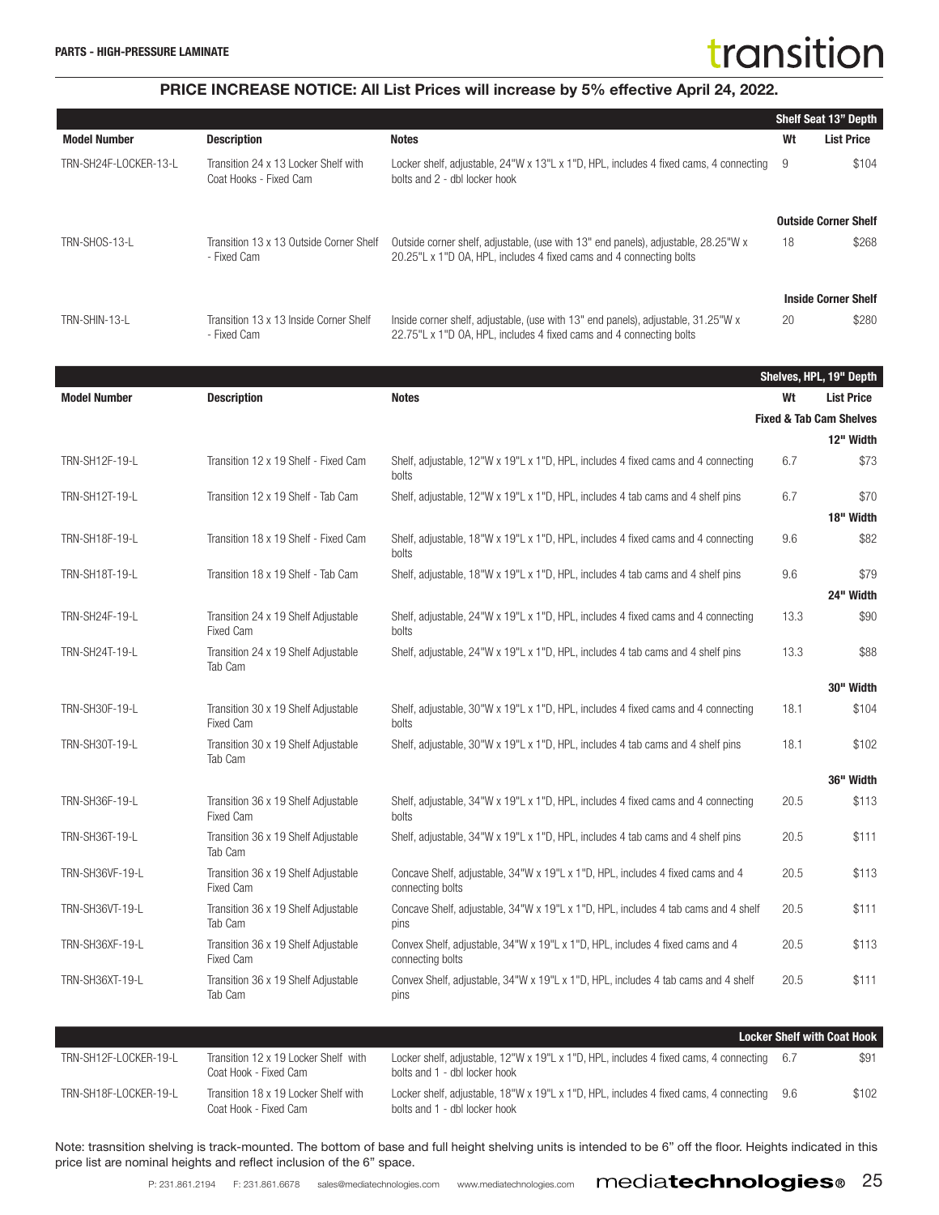**PARTS - HIGH-PRESSURE LAMINATE**

## PRICE INCREASE NOTICE: All List Prices will increase by 5% effective April 24, 2022.

| Model Number | Description | Notes | Wt | List Price |
|---|---|---|---|---|
| | | | | **Shelf Seat 13" Depth** |
| TRN-SH24F-LOCKER-13-L | Transition 24 x 13 Locker Shelf with Coat Hooks - Fixed Cam | Locker shelf, adjustable, 24"W x 13"L x 1"D, HPL, includes 4 fixed cams, 4 connecting bolts and 2 - dbl locker hook | 9 | $104 |
| | | | | **Outside Corner Shelf** |
| TRN-SHOS-13-L | Transition 13 x 13 Outside Corner Shelf - Fixed Cam | Outside corner shelf, adjustable, (use with 13" end panels), adjustable, 28.25"W x 20.25"L x 1"D OA, HPL, includes 4 fixed cams and 4 connecting bolts | 18 | $268 |
| | | | | **Inside Corner Shelf** |
| TRN-SHIN-13-L | Transition 13 x 13 Inside Corner Shelf - Fixed Cam | Inside corner shelf, adjustable, (use with 13" end panels), adjustable, 31.25"W x 22.75"L x 1"D OA, HPL, includes 4 fixed cams and 4 connecting bolts | 20 | $280 |

| Model Number | Description | Notes | Wt | List Price |
|---|---|---|---|---|
| | | | | **Shelves, HPL, 19" Depth** |
| | | | | **Fixed & Tab Cam Shelves** |
| | | | | **12" Width** |
| TRN-SH12F-19-L | Transition 12 x 19 Shelf - Fixed Cam | Shelf, adjustable, 12"W x 19"L x 1"D, HPL, includes 4 fixed cams and 4 connecting bolts | 6.7 | $73 |
| TRN-SH12T-19-L | Transition 12 x 19 Shelf - Tab Cam | Shelf, adjustable, 12"W x 19"L x 1"D, HPL, includes 4 tab cams and 4 shelf pins | 6.7 | $70 |
| | | | | **18" Width** |
| TRN-SH18F-19-L | Transition 18 x 19 Shelf - Fixed Cam | Shelf, adjustable, 18"W x 19"L x 1"D, HPL, includes 4 fixed cams and 4 connecting bolts | 9.6 | $82 |
| TRN-SH18T-19-L | Transition 18 x 19 Shelf - Tab Cam | Shelf, adjustable, 18"W x 19"L x 1"D, HPL, includes 4 tab cams and 4 shelf pins | 9.6 | $79 |
| | | | | **24" Width** |
| TRN-SH24F-19-L | Transition 24 x 19 Shelf Adjustable Fixed Cam | Shelf, adjustable, 24"W x 19"L x 1"D, HPL, includes 4 fixed cams and 4 connecting bolts | 13.3 | $90 |
| TRN-SH24T-19-L | Transition 24 x 19 Shelf Adjustable Tab Cam | Shelf, adjustable, 24"W x 19"L x 1"D, HPL, includes 4 tab cams and 4 shelf pins | 13.3 | $88 |
| | | | | **30" Width** |
| TRN-SH30F-19-L | Transition 30 x 19 Shelf Adjustable Fixed Cam | Shelf, adjustable, 30"W x 19"L x 1"D, HPL, includes 4 fixed cams and 4 connecting bolts | 18.1 | $104 |
| TRN-SH30T-19-L | Transition 30 x 19 Shelf Adjustable Tab Cam | Shelf, adjustable, 30"W x 19"L x 1"D, HPL, includes 4 tab cams and 4 shelf pins | 18.1 | $102 |
| | | | | **36" Width** |
| TRN-SH36F-19-L | Transition 36 x 19 Shelf Adjustable Fixed Cam | Shelf, adjustable, 34"W x 19"L x 1"D, HPL, includes 4 fixed cams and 4 connecting bolts | 20.5 | $113 |
| TRN-SH36T-19-L | Transition 36 x 19 Shelf Adjustable Tab Cam | Shelf, adjustable, 34"W x 19"L x 1"D, HPL, includes 4 tab cams and 4 shelf pins | 20.5 | $111 |
| TRN-SH36VF-19-L | Transition 36 x 19 Shelf Adjustable Fixed Cam | Concave Shelf, adjustable, 34"W x 19"L x 1"D, HPL, includes 4 fixed cams and 4 connecting bolts | 20.5 | $113 |
| TRN-SH36VT-19-L | Transition 36 x 19 Shelf Adjustable Tab Cam | Concave Shelf, adjustable, 34"W x 19"L x 1"D, HPL, includes 4 tab cams and 4 shelf pins | 20.5 | $111 |
| TRN-SH36XF-19-L | Transition 36 x 19 Shelf Adjustable Fixed Cam | Convex Shelf, adjustable, 34"W x 19"L x 1"D, HPL, includes 4 fixed cams and 4 connecting bolts | 20.5 | $113 |
| TRN-SH36XT-19-L | Transition 36 x 19 Shelf Adjustable Tab Cam | Convex Shelf, adjustable, 34"W x 19"L x 1"D, HPL, includes 4 tab cams and 4 shelf pins | 20.5 | $111 |
| | | | | **Locker Shelf with Coat Hook** |
| TRN-SH12F-LOCKER-19-L | Transition 12 x 19 Locker Shelf with Coat Hook - Fixed Cam | Locker shelf, adjustable, 12"W x 19"L x 1"D, HPL, includes 4 fixed cams, 4 connecting bolts and 1 - dbl locker hook | 6.7 | $91 |
| TRN-SH18F-LOCKER-19-L | Transition 18 x 19 Locker Shelf with Coat Hook - Fixed Cam | Locker shelf, adjustable, 18"W x 19"L x 1"D, HPL, includes 4 fixed cams, 4 connecting bolts and 1 - dbl locker hook | 9.6 | $102 |

Note: trasnsition shelving is track-mounted. The bottom of base and full height shelving units is intended to be 6" off the floor. Heights indicated in this price list are nominal heights and reflect inclusion of the 6" space.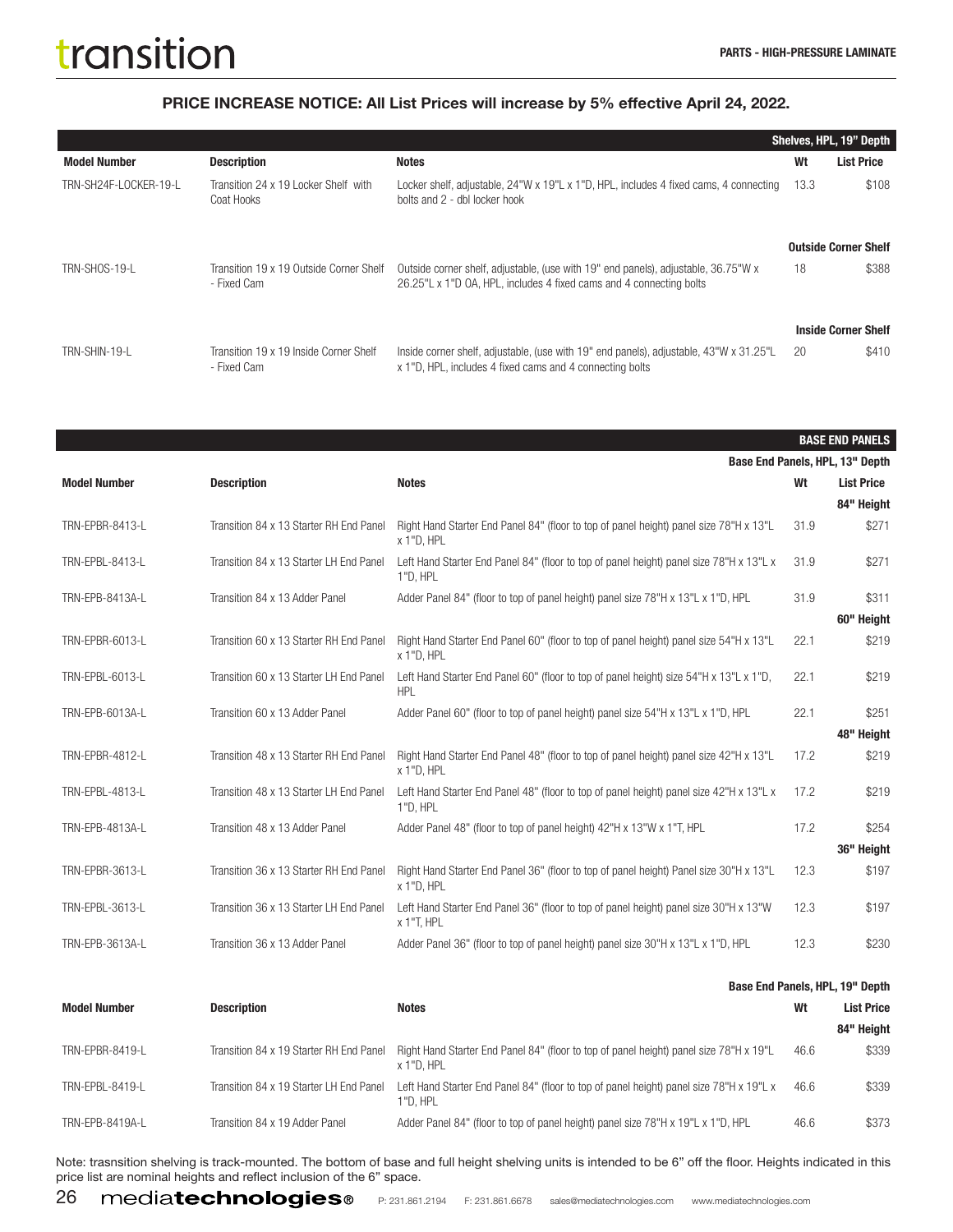# transition

PARTS - HIGH-PRESSURE LAMINATE

**PRICE INCREASE NOTICE: All List Prices will increase by 5% effective April 24, 2022.**

| | | | | Shelves, HPL, 19" Depth |
|---|---|---|---|---|
| **Model Number** | **Description** | **Notes** | **Wt** | **List Price** |
| TRN-SH24F-LOCKER-19-L | Transition 24 x 19 Locker Shelf with Coat Hooks | Locker shelf, adjustable, 24"W x 19"L x 1"D, HPL, includes 4 fixed cams, 4 connecting bolts and 2 - dbl locker hook | 13.3 | $108 |
| | | | | **Outside Corner Shelf** |
| TRN-SHOS-19-L | Transition 19 x 19 Outside Corner Shelf - Fixed Cam | Outside corner shelf, adjustable, (use with 19" end panels), adjustable, 36.75"W x 26.25"L x 1"D OA, HPL, includes 4 fixed cams and 4 connecting bolts | 18 | $388 |
| | | | | **Inside Corner Shelf** |
| TRN-SHIN-19-L | Transition 19 x 19 Inside Corner Shelf - Fixed Cam | Inside corner shelf, adjustable, (use with 19" end panels), adjustable, 43"W x 31.25"L x 1"D, HPL, includes 4 fixed cams and 4 connecting bolts | 20 | $410 |

## BASE END PANELS

| | | | | Base End Panels, HPL, 13" Depth |
|---|---|---|---|---|
| **Model Number** | **Description** | **Notes** | **Wt** | **List Price** |
| | | | | **84" Height** |
| TRN-EPBR-8413-L | Transition 84 x 13 Starter RH End Panel | Right Hand Starter End Panel 84" (floor to top of panel height) panel size 78"H x 13"L x 1"D, HPL | 31.9 | $271 |
| TRN-EPBL-8413-L | Transition 84 x 13 Starter LH End Panel | Left Hand Starter End Panel 84" (floor to top of panel height) panel size 78"H x 13"L x 1"D, HPL | 31.9 | $271 |
| TRN-EPB-8413A-L | Transition 84 x 13 Adder Panel | Adder Panel 84" (floor to top of panel height) panel size 78"H x 13"L x 1"D, HPL | 31.9 | $311 |
| | | | | **60" Height** |
| TRN-EPBR-6013-L | Transition 60 x 13 Starter RH End Panel | Right Hand Starter End Panel 60" (floor to top of panel height) panel size 54"H x 13"L x 1"D, HPL | 22.1 | $219 |
| TRN-EPBL-6013-L | Transition 60 x 13 Starter LH End Panel | Left Hand Starter End Panel 60" (floor to top of panel height) size 54"H x 13"L x 1"D, HPL | 22.1 | $219 |
| TRN-EPB-6013A-L | Transition 60 x 13 Adder Panel | Adder Panel 60" (floor to top of panel height) panel size 54"H x 13"L x 1"D, HPL | 22.1 | $251 |
| | | | | **48" Height** |
| TRN-EPBR-4812-L | Transition 48 x 13 Starter RH End Panel | Right Hand Starter End Panel 48" (floor to top of panel height) panel size 42"H x 13"L x 1"D, HPL | 17.2 | $219 |
| TRN-EPBL-4813-L | Transition 48 x 13 Starter LH End Panel | Left Hand Starter End Panel 48" (floor to top of panel height) panel size 42"H x 13"L x 1"D, HPL | 17.2 | $219 |
| TRN-EPB-4813A-L | Transition 48 x 13 Adder Panel | Adder Panel 48" (floor to top of panel height) 42"H x 13"W x 1"T, HPL | 17.2 | $254 |
| | | | | **36" Height** |
| TRN-EPBR-3613-L | Transition 36 x 13 Starter RH End Panel | Right Hand Starter End Panel 36" (floor to top of panel height) Panel size 30"H x 13"L x 1"D, HPL | 12.3 | $197 |
| TRN-EPBL-3613-L | Transition 36 x 13 Starter LH End Panel | Left Hand Starter End Panel 36" (floor to top of panel height) panel size 30"H x 13"W x 1"T, HPL | 12.3 | $197 |
| TRN-EPB-3613A-L | Transition 36 x 13 Adder Panel | Adder Panel 36" (floor to top of panel height) panel size 30"H x 13"L x 1"D, HPL | 12.3 | $230 |

| | | | | Base End Panels, HPL, 19" Depth |
|---|---|---|---|---|
| **Model Number** | **Description** | **Notes** | **Wt** | **List Price** |
| | | | | **84" Height** |
| TRN-EPBR-8419-L | Transition 84 x 19 Starter RH End Panel | Right Hand Starter End Panel 84" (floor to top of panel height) panel size 78"H x 19"L x 1"D, HPL | 46.6 | $339 |
| TRN-EPBL-8419-L | Transition 84 x 19 Starter LH End Panel | Left Hand Starter End Panel 84" (floor to top of panel height) panel size 78"H x 19"L x 1"D, HPL | 46.6 | $339 |
| TRN-EPB-8419A-L | Transition 84 x 19 Adder Panel | Adder Panel 84" (floor to top of panel height) panel size 78"H x 19"L x 1"D, HPL | 46.6 | $373 |

Note: trasnsition shelving is track-mounted. The bottom of base and full height shelving units is intended to be 6" off the floor. Heights indicated in this price list are nominal heights and reflect inclusion of the 6" space.

mediatechnologies® P: 231.861.2194 F: 231.861.6678 sales@mediatechnologies.com www.mediatechnologies.com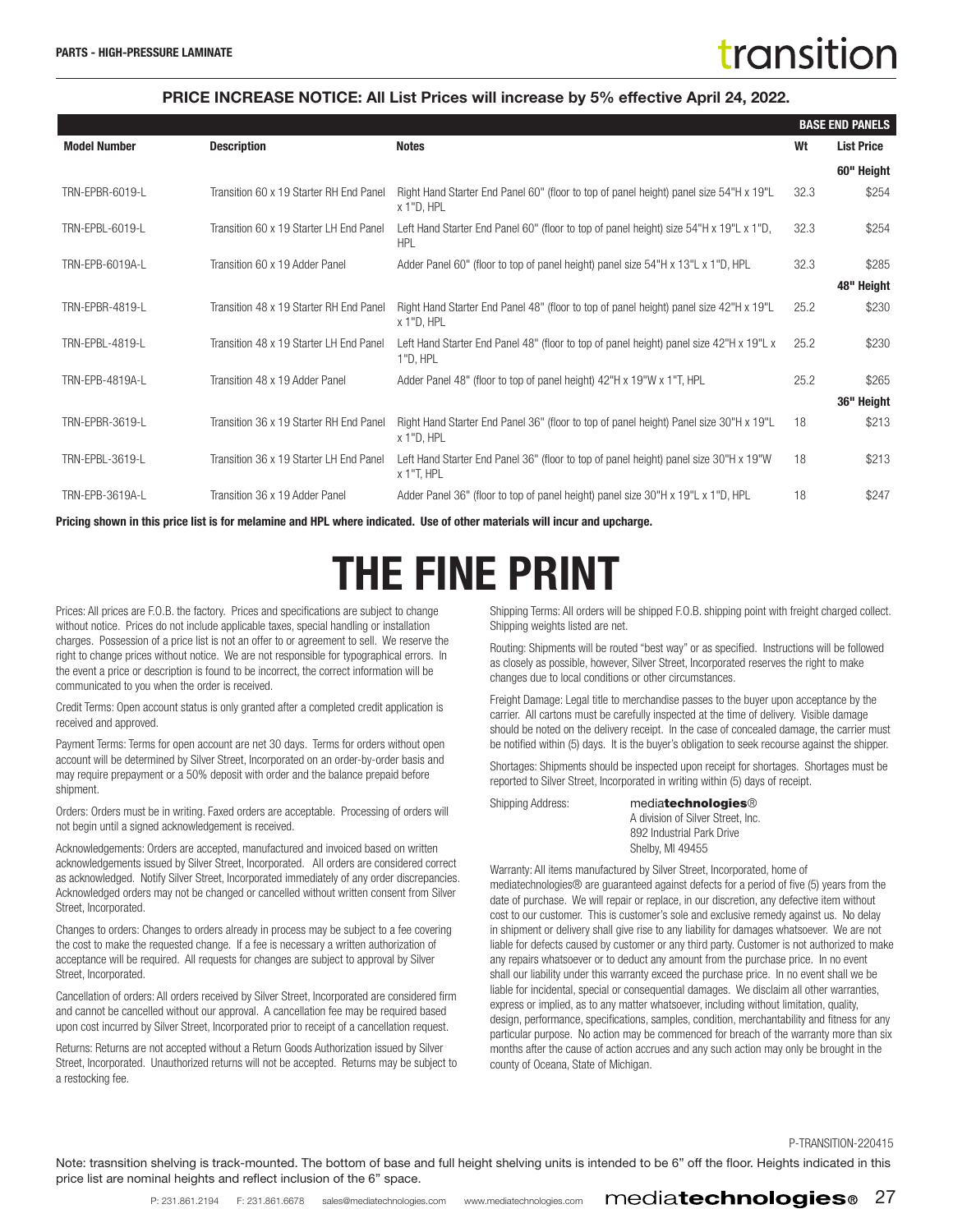PARTS - HIGH-PRESSURE LAMINATE

**PRICE INCREASE NOTICE: All List Prices will increase by 5% effective April 24, 2022.**

| | | | | BASE END PANELS |
|---|---|---|---|---|
| **Model Number** | **Description** | **Notes** | **Wt** | **List Price** |
| | | | | **60" Height** |
| TRN-EPBR-6019-L | Transition 60 x 19 Starter RH End Panel | Right Hand Starter End Panel 60" (floor to top of panel height) panel size 54"H x 19"L x 1"D, HPL | 32.3 | $254 |
| TRN-EPBL-6019-L | Transition 60 x 19 Starter LH End Panel | Left Hand Starter End Panel 60" (floor to top of panel height) size 54"H x 19"L x 1"D, HPL | 32.3 | $254 |
| TRN-EPB-6019A-L | Transition 60 x 19 Adder Panel | Adder Panel 60" (floor to top of panel height) panel size 54"H x 13"L x 1"D, HPL | 32.3 | $285 |
| | | | | **48" Height** |
| TRN-EPBR-4819-L | Transition 48 x 19 Starter RH End Panel | Right Hand Starter End Panel 48" (floor to top of panel height) panel size 42"H x 19"L x 1"D, HPL | 25.2 | $230 |
| TRN-EPBL-4819-L | Transition 48 x 19 Starter LH End Panel | Left Hand Starter End Panel 48" (floor to top of panel height) panel size 42"H x 19"L x 1"D, HPL | 25.2 | $230 |
| TRN-EPB-4819A-L | Transition 48 x 19 Adder Panel | Adder Panel 48" (floor to top of panel height) 42"H x 19"W x 1"T, HPL | 25.2 | $265 |
| | | | | **36" Height** |
| TRN-EPBR-3619-L | Transition 36 x 19 Starter RH End Panel | Right Hand Starter End Panel 36" (floor to top of panel height) Panel size 30"H x 19"L x 1"D, HPL | 18 | $213 |
| TRN-EPBL-3619-L | Transition 36 x 19 Starter LH End Panel | Left Hand Starter End Panel 36" (floor to top of panel height) panel size 30"H x 19"W x 1"T, HPL | 18 | $213 |
| TRN-EPB-3619A-L | Transition 36 x 19 Adder Panel | Adder Panel 36" (floor to top of panel height) panel size 30"H x 19"L x 1"D, HPL | 18 | $247 |

**Pricing shown in this price list is for melamine and HPL where indicated. Use of other materials will incur and upcharge.**

# THE FINE PRINT

Prices: All prices are F.O.B. the factory. Prices and specifications are subject to change without notice. Prices do not include applicable taxes, special handling or installation charges. Possession of a price list is not an offer to or agreement to sell. We reserve the right to change prices without notice. We are not responsible for typographical errors. In the event a price or description is found to be incorrect, the correct information will be communicated to you when the order is received.

Credit Terms: Open account status is only granted after a completed credit application is received and approved.

Payment Terms: Terms for open account are net 30 days. Terms for orders without open account will be determined by Silver Street, Incorporated on an order-by-order basis and may require prepayment or a 50% deposit with order and the balance prepaid before shipment.

Orders: Orders must be in writing. Faxed orders are acceptable. Processing of orders will not begin until a signed acknowledgement is received.

Acknowledgements: Orders are accepted, manufactured and invoiced based on written acknowledgements issued by Silver Street, Incorporated. All orders are considered correct as acknowledged. Notify Silver Street, Incorporated immediately of any order discrepancies. Acknowledged orders may not be changed or cancelled without written consent from Silver Street, Incorporated.

Changes to orders: Changes to orders already in process may be subject to a fee covering the cost to make the requested change. If a fee is necessary a written authorization of acceptance will be required. All requests for changes are subject to approval by Silver Street, Incorporated.

Cancellation of orders: All orders received by Silver Street, Incorporated are considered firm and cannot be cancelled without our approval. A cancellation fee may be required based upon cost incurred by Silver Street, Incorporated prior to receipt of a cancellation request.

Returns: Returns are not accepted without a Return Goods Authorization issued by Silver Street, Incorporated. Unauthorized returns will not be accepted. Returns may be subject to a restocking fee.

Shipping Terms: All orders will be shipped F.O.B. shipping point with freight charged collect. Shipping weights listed are net.

Routing: Shipments will be routed "best way" or as specified. Instructions will be followed as closely as possible, however, Silver Street, Incorporated reserves the right to make changes due to local conditions or other circumstances.

Freight Damage: Legal title to merchandise passes to the buyer upon acceptance by the carrier. All cartons must be carefully inspected at the time of delivery. Visible damage should be noted on the delivery receipt. In the case of concealed damage, the carrier must be notified within (5) days. It is the buyer's obligation to seek recourse against the shipper.

Shortages: Shipments should be inspected upon receipt for shortages. Shortages must be reported to Silver Street, Incorporated in writing within (5) days of receipt.

Shipping Address:
mediatechnologies®
A division of Silver Street, Inc.
892 Industrial Park Drive
Shelby, MI 49455

Warranty: All items manufactured by Silver Street, Incorporated, home of mediatechnologies® are guaranteed against defects for a period of five (5) years from the date of purchase. We will repair or replace, in our discretion, any defective item without cost to our customer. This is customer's sole and exclusive remedy against us. No delay in shipment or delivery shall give rise to any liability for damages whatsoever. We are not liable for defects caused by customer or any third party. Customer is not authorized to make any repairs whatsoever or to deduct any amount from the purchase price. In no event shall our liability under this warranty exceed the purchase price. In no event shall we be liable for incidental, special or consequential damages. We disclaim all other warranties, express or implied, as to any matter whatsoever, including without limitation, quality, design, performance, specifications, samples, condition, merchantability and fitness for any particular purpose. No action may be commenced for breach of the warranty more than six months after the cause of action accrues and any such action may only be brought in the county of Oceana, State of Michigan.

P-TRANSITION-220415

Note: trasnsition shelving is track-mounted. The bottom of base and full height shelving units is intended to be 6" off the floor. Heights indicated in this price list are nominal heights and reflect inclusion of the 6" space.

P: 231.861.2194 F: 231.861.6678 sales@mediatechnologies.com www.mediatechnologies.com